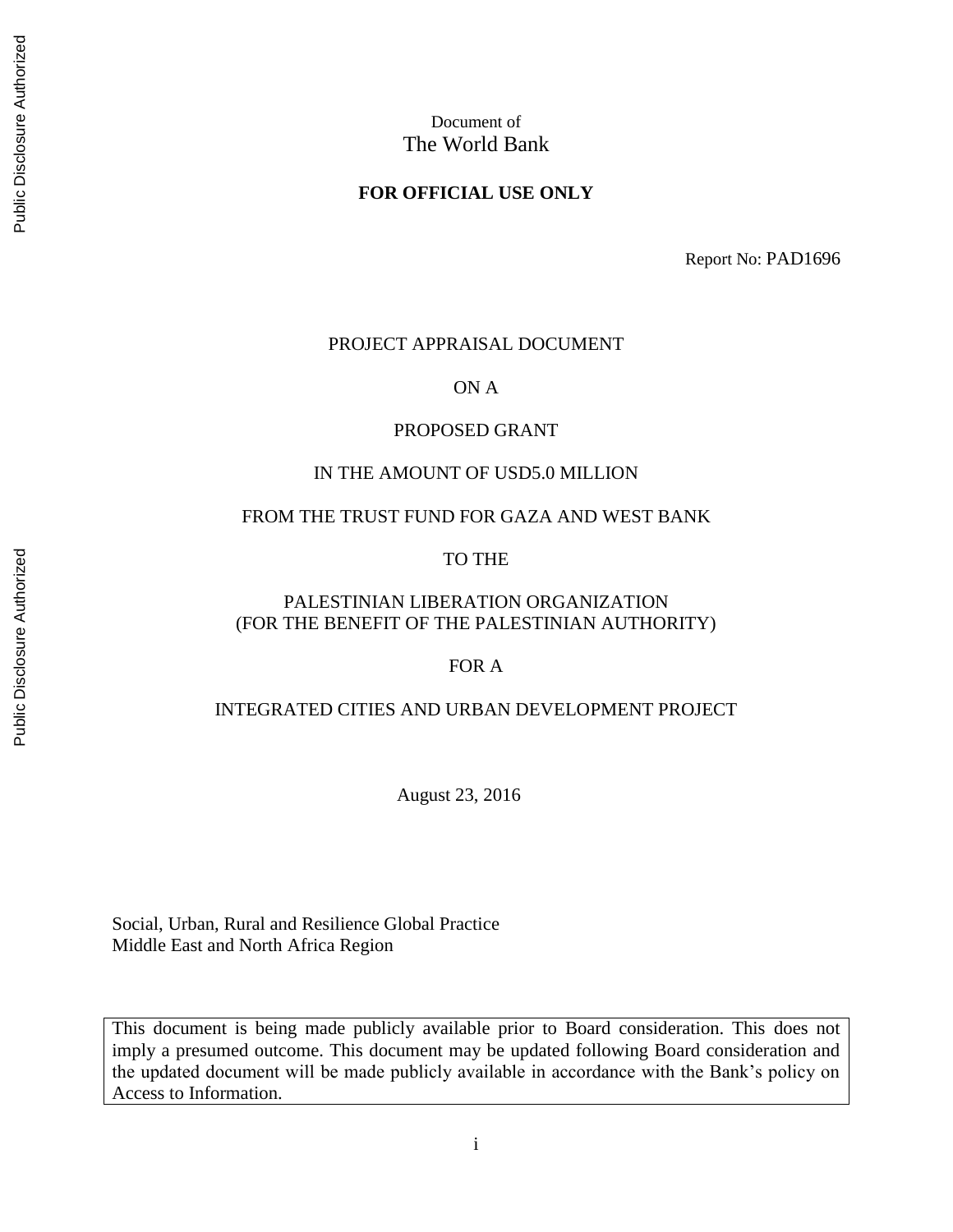Document of
The World Bank

**FOR OFFICIAL USE ONLY**

Report No: PAD1696

PROJECT APPRAISAL DOCUMENT

ON A

PROPOSED GRANT

IN THE AMOUNT OF USD5.0 MILLION

FROM THE TRUST FUND FOR GAZA AND WEST BANK

TO THE

PALESTINIAN LIBERATION ORGANIZATION
(FOR THE BENEFIT OF THE PALESTINIAN AUTHORITY)

FOR A

INTEGRATED CITIES AND URBAN DEVELOPMENT PROJECT

August 23, 2016

Social, Urban, Rural and Resilience Global Practice
Middle East and North Africa Region

This document is being made publicly available prior to Board consideration. This does not imply a presumed outcome. This document may be updated following Board consideration and the updated document will be made publicly available in accordance with the Bank's policy on Access to Information.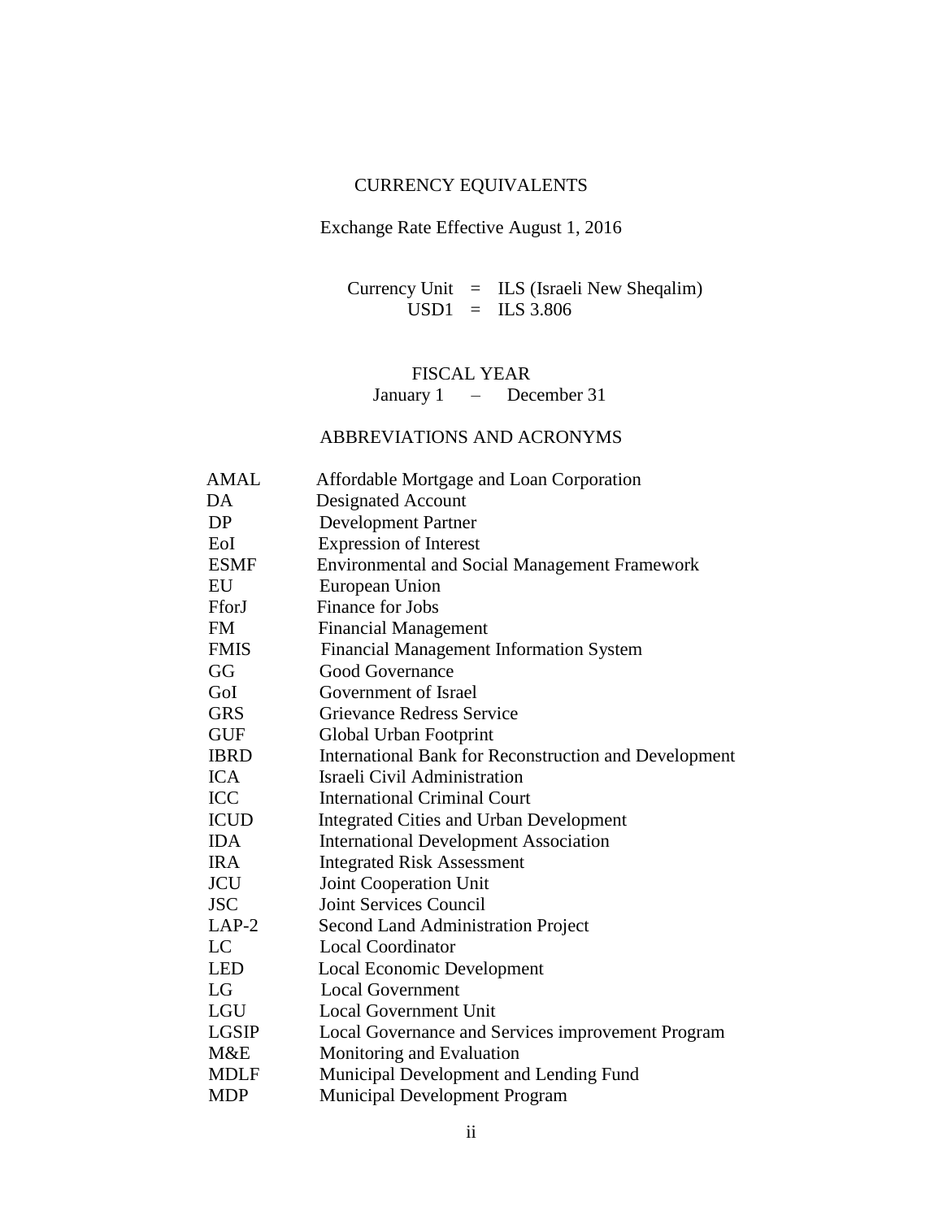## CURRENCY EQUIVALENTS

Exchange Rate Effective August 1, 2016

Currency Unit = ILS (Israeli New Sheqalim)
USD1 = ILS 3.806

## FISCAL YEAR

January 1 – December 31

## ABBREVIATIONS AND ACRONYMS

| | |
|---|---|
| AMAL | Affordable Mortgage and Loan Corporation |
| DA | Designated Account |
| DP | Development Partner |
| EoI | Expression of Interest |
| ESMF | Environmental and Social Management Framework |
| EU | European Union |
| FforJ | Finance for Jobs |
| FM | Financial Management |
| FMIS | Financial Management Information System |
| GG | Good Governance |
| GoI | Government of Israel |
| GRS | Grievance Redress Service |
| GUF | Global Urban Footprint |
| IBRD | International Bank for Reconstruction and Development |
| ICA | Israeli Civil Administration |
| ICC | International Criminal Court |
| ICUD | Integrated Cities and Urban Development |
| IDA | International Development Association |
| IRA | Integrated Risk Assessment |
| JCU | Joint Cooperation Unit |
| JSC | Joint Services Council |
| LAP-2 | Second Land Administration Project |
| LC | Local Coordinator |
| LED | Local Economic Development |
| LG | Local Government |
| LGU | Local Government Unit |
| LGSIP | Local Governance and Services improvement Program |
| M&E | Monitoring and Evaluation |
| MDLF | Municipal Development and Lending Fund |
| MDP | Municipal Development Program |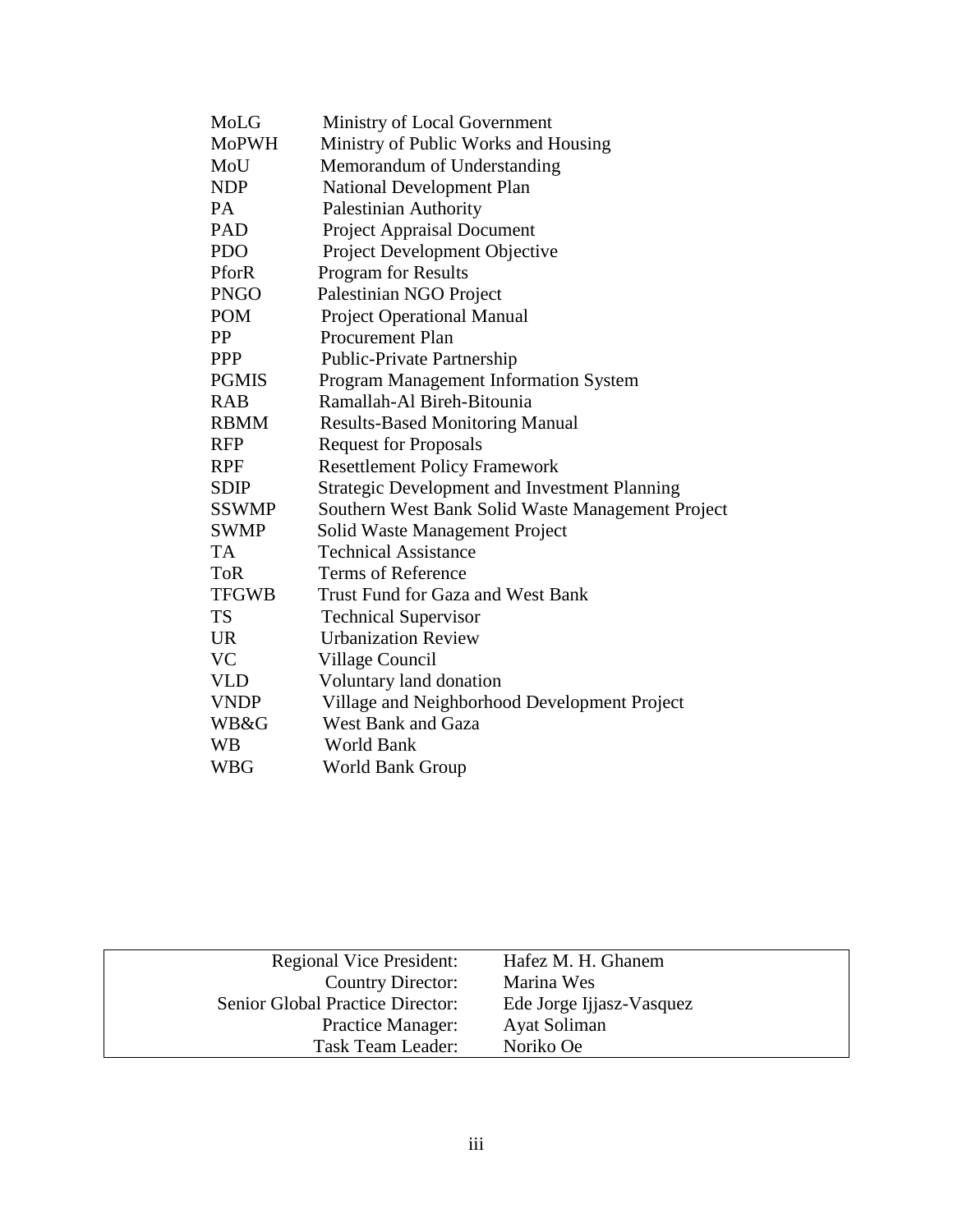| | |
|---|---|
| MoLG | Ministry of Local Government |
| MoPWH | Ministry of Public Works and Housing |
| MoU | Memorandum of Understanding |
| NDP | National Development Plan |
| PA | Palestinian Authority |
| PAD | Project Appraisal Document |
| PDO | Project Development Objective |
| PforR | Program for Results |
| PNGO | Palestinian NGO Project |
| POM | Project Operational Manual |
| PP | Procurement Plan |
| PPP | Public-Private Partnership |
| PGMIS | Program Management Information System |
| RAB | Ramallah-Al Bireh-Bitounia |
| RBMM | Results-Based Monitoring Manual |
| RFP | Request for Proposals |
| RPF | Resettlement Policy Framework |
| SDIP | Strategic Development and Investment Planning |
| SSWMP | Southern West Bank Solid Waste Management Project |
| SWMP | Solid Waste Management Project |
| TA | Technical Assistance |
| ToR | Terms of Reference |
| TFGWB | Trust Fund for Gaza and West Bank |
| TS | Technical Supervisor |
| UR | Urbanization Review |
| VC | Village Council |
| VLD | Voluntary land donation |
| VNDP | Village and Neighborhood Development Project |
| WB&G | West Bank and Gaza |
| WB | World Bank |
| WBG | World Bank Group |

| | |
|---:|---|
| Regional Vice President: | Hafez M. H. Ghanem |
| Country Director: | Marina Wes |
| Senior Global Practice Director: | Ede Jorge Ijjasz-Vasquez |
| Practice Manager: | Ayat Soliman |
| Task Team Leader: | Noriko Oe |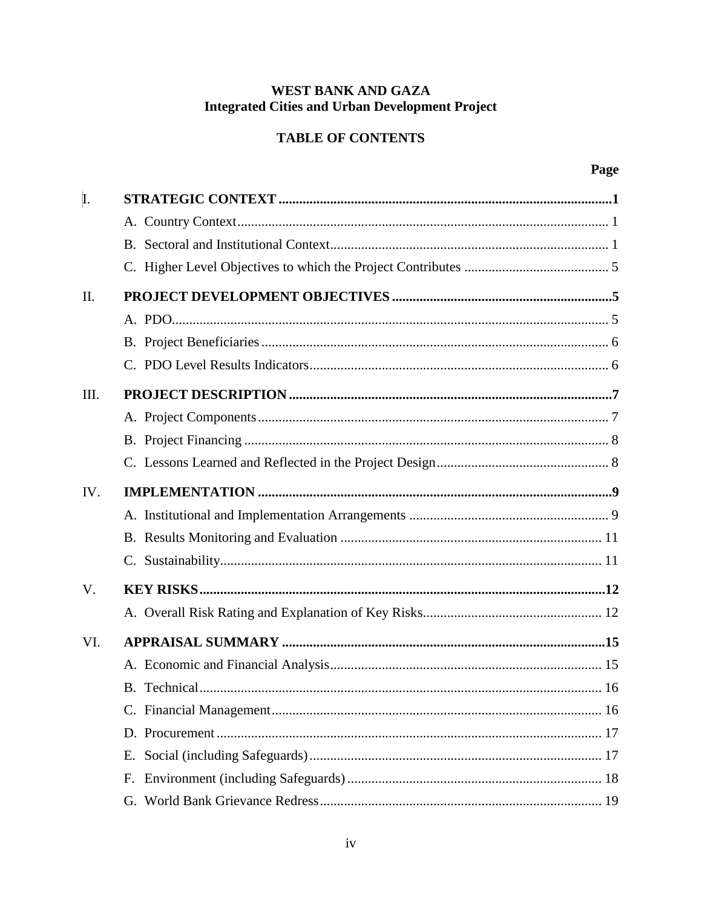**WEST BANK AND GAZA**
**Integrated Cities and Urban Development Project**

**TABLE OF CONTENTS**

| | | Page |
|---|---|---|
| I. | **STRATEGIC CONTEXT** | **1** |
| | A. Country Context | 1 |
| | B. Sectoral and Institutional Context | 1 |
| | C. Higher Level Objectives to which the Project Contributes | 5 |
| II. | **PROJECT DEVELOPMENT OBJECTIVES** | **5** |
| | A. PDO | 5 |
| | B. Project Beneficiaries | 6 |
| | C. PDO Level Results Indicators | 6 |
| III. | **PROJECT DESCRIPTION** | **7** |
| | A. Project Components | 7 |
| | B. Project Financing | 8 |
| | C. Lessons Learned and Reflected in the Project Design | 8 |
| IV. | **IMPLEMENTATION** | **9** |
| | A. Institutional and Implementation Arrangements | 9 |
| | B. Results Monitoring and Evaluation | 11 |
| | C. Sustainability | 11 |
| V. | **KEY RISKS** | **12** |
| | A. Overall Risk Rating and Explanation of Key Risks | 12 |
| VI. | **APPRAISAL SUMMARY** | **15** |
| | A. Economic and Financial Analysis | 15 |
| | B. Technical | 16 |
| | C. Financial Management | 16 |
| | D. Procurement | 17 |
| | E. Social (including Safeguards) | 17 |
| | F. Environment (including Safeguards) | 18 |
| | G. World Bank Grievance Redress | 19 |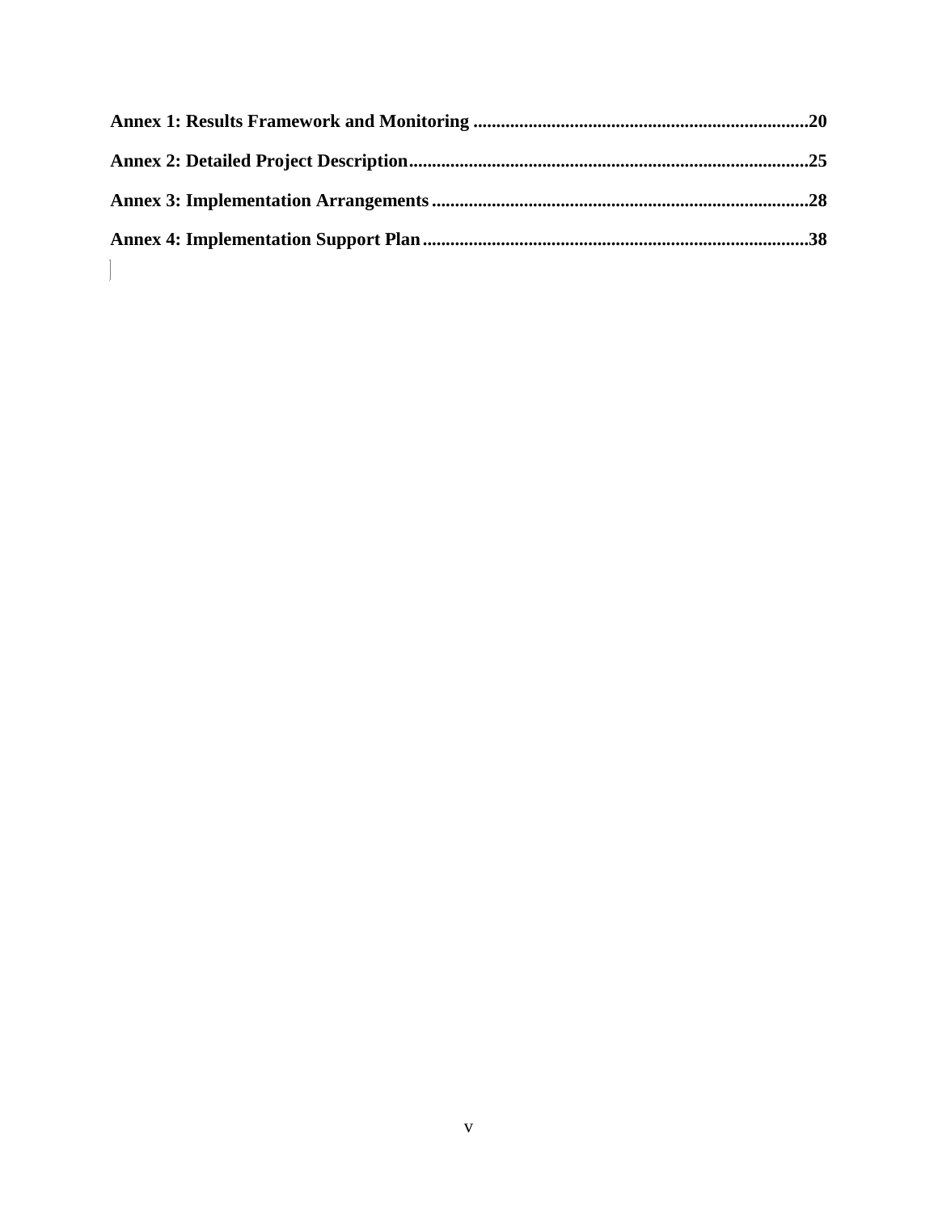**Annex 1: Results Framework and Monitoring** ........................................................................20

**Annex 2: Detailed Project Description**......................................................................................25

**Annex 3: Implementation Arrangements**.................................................................................28

**Annex 4: Implementation Support Plan**...................................................................................38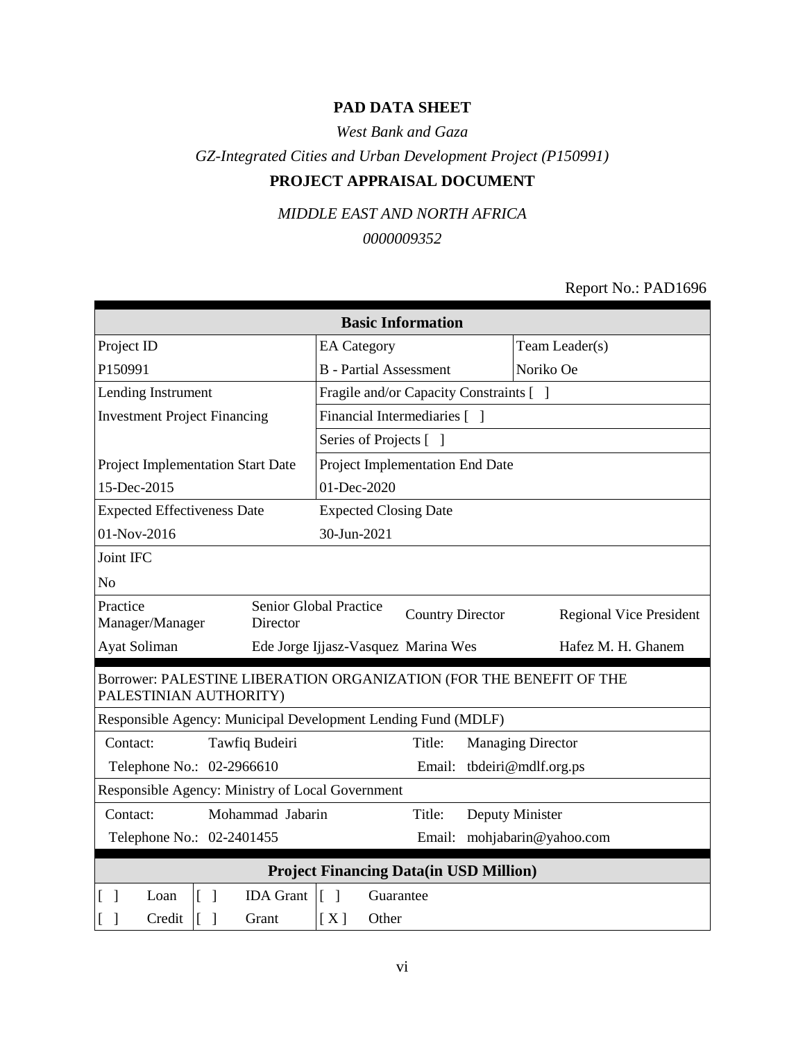# PAD DATA SHEET

*West Bank and Gaza*

*GZ-Integrated Cities and Urban Development Project (P150991)*

## PROJECT APPRAISAL DOCUMENT

*MIDDLE EAST AND NORTH AFRICA*

*0000009352*

Report No.: PAD1696

| **Basic Information** | | | | |
|---|---|---|---|---|
| Project ID | | EA Category | | Team Leader(s) |
| P150991 | | B - Partial Assessment | | Noriko Oe |
| Lending Instrument | | Fragile and/or Capacity Constraints [ ] | | |
| Investment Project Financing | | Financial Intermediaries [ ] | | |
| | | Series of Projects [ ] | | |
| Project Implementation Start Date | | Project Implementation End Date | | |
| 15-Dec-2015 | | 01-Dec-2020 | | |
| Expected Effectiveness Date | | Expected Closing Date | | |
| 01-Nov-2016 | | 30-Jun-2021 | | |
| Joint IFC | | | | |
| No | | | | |
| Practice Manager/Manager | Senior Global Practice Director | | Country Director | Regional Vice President |
| Ayat Soliman | Ede Jorge Ijjasz-Vasquez | | Marina Wes | Hafez M. H. Ghanem |

| Borrower: PALESTINE LIBERATION ORGANIZATION (FOR THE BENEFIT OF THE PALESTINIAN AUTHORITY) | | | |
|---|---|---|---|
| Responsible Agency: Municipal Development Lending Fund (MDLF) | | | |
| Contact: | Tawfiq Budeiri | Title: | Managing Director |
| Telephone No.: | 02-2966610 | Email: | tbdeiri@mdlf.org.ps |
| Responsible Agency: Ministry of Local Government | | | |
| Contact: | Mohammad Jabarin | Title: | Deputy Minister |
| Telephone No.: | 02-2401455 | Email: | mohjabarin@yahoo.com |

| **Project Financing Data(in USD Million)** | | | | | |
|---|---|---|---|---|---|
| [ ] | Loan | [ ] | IDA Grant | [ ] | Guarantee |
| [ ] | Credit | [ ] | Grant | [ X ] | Other |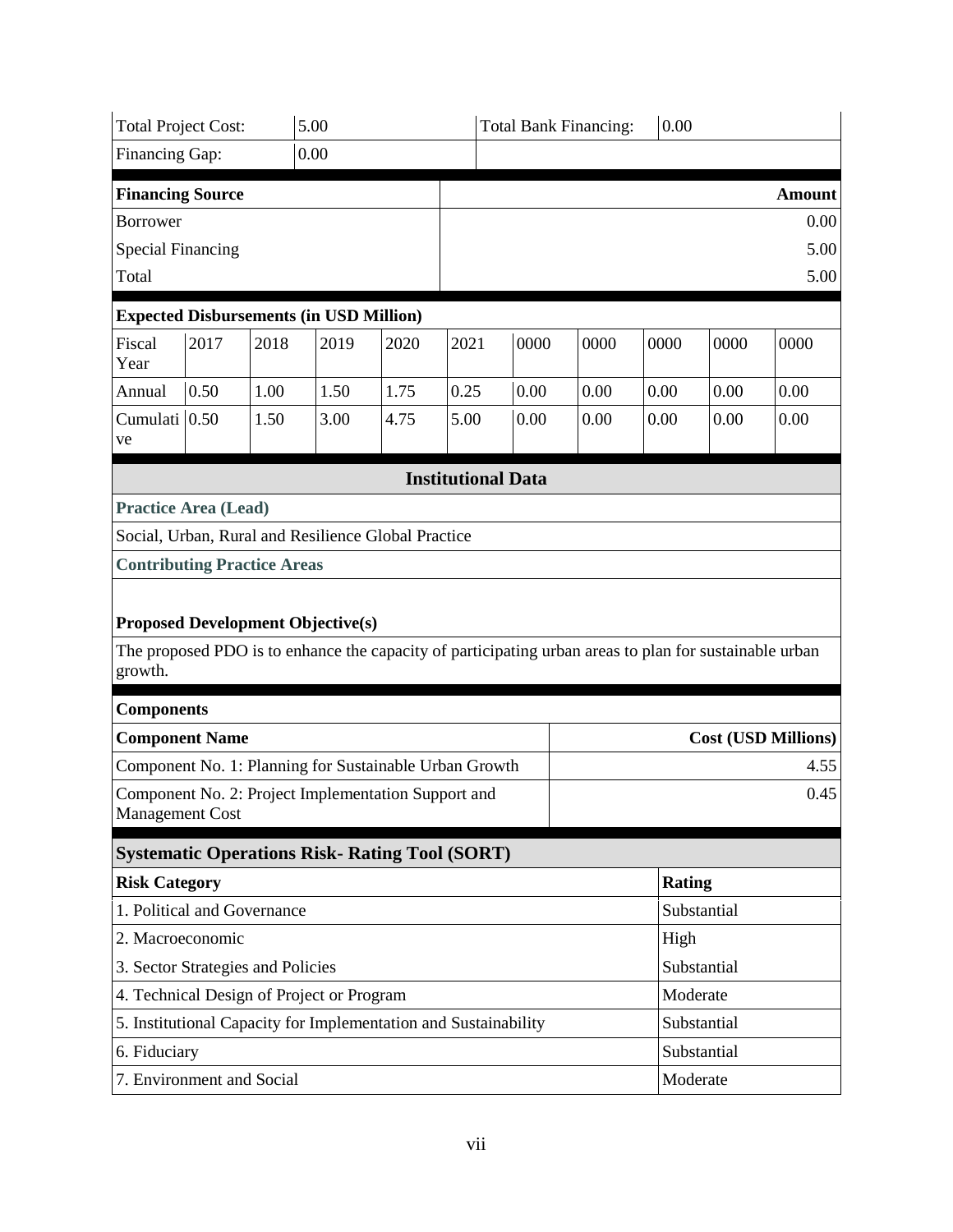| Total Project Cost: | 5.00 | Total Bank Financing: | 0.00 |
|---|---|---|---|
| Financing Gap: | 0.00 | | |

| **Financing Source** | **Amount** |
|---|---|
| Borrower | 0.00 |
| Special Financing | 5.00 |
| Total | 5.00 |

**Expected Disbursements (in USD Million)**

| Fiscal Year | 2017 | 2018 | 2019 | 2020 | 2021 | 0000 | 0000 | 0000 | 0000 | 0000 |
|---|---|---|---|---|---|---|---|---|---|---|
| Annual | 0.50 | 1.00 | 1.50 | 1.75 | 0.25 | 0.00 | 0.00 | 0.00 | 0.00 | 0.00 |
| Cumulative | 0.50 | 1.50 | 3.00 | 4.75 | 5.00 | 0.00 | 0.00 | 0.00 | 0.00 | 0.00 |

## Institutional Data

**Practice Area (Lead)**

Social, Urban, Rural and Resilience Global Practice

**Contributing Practice Areas**

**Proposed Development Objective(s)**

The proposed PDO is to enhance the capacity of participating urban areas to plan for sustainable urban growth.

**Components**

| **Component Name** | **Cost (USD Millions)** |
|---|---|
| Component No. 1: Planning for Sustainable Urban Growth | 4.55 |
| Component No. 2: Project Implementation Support and Management Cost | 0.45 |

**Systematic Operations Risk- Rating Tool (SORT)**

| **Risk Category** | **Rating** |
|---|---|
| 1. Political and Governance | Substantial |
| 2. Macroeconomic | High |
| 3. Sector Strategies and Policies | Substantial |
| 4. Technical Design of Project or Program | Moderate |
| 5. Institutional Capacity for Implementation and Sustainability | Substantial |
| 6. Fiduciary | Substantial |
| 7. Environment and Social | Moderate |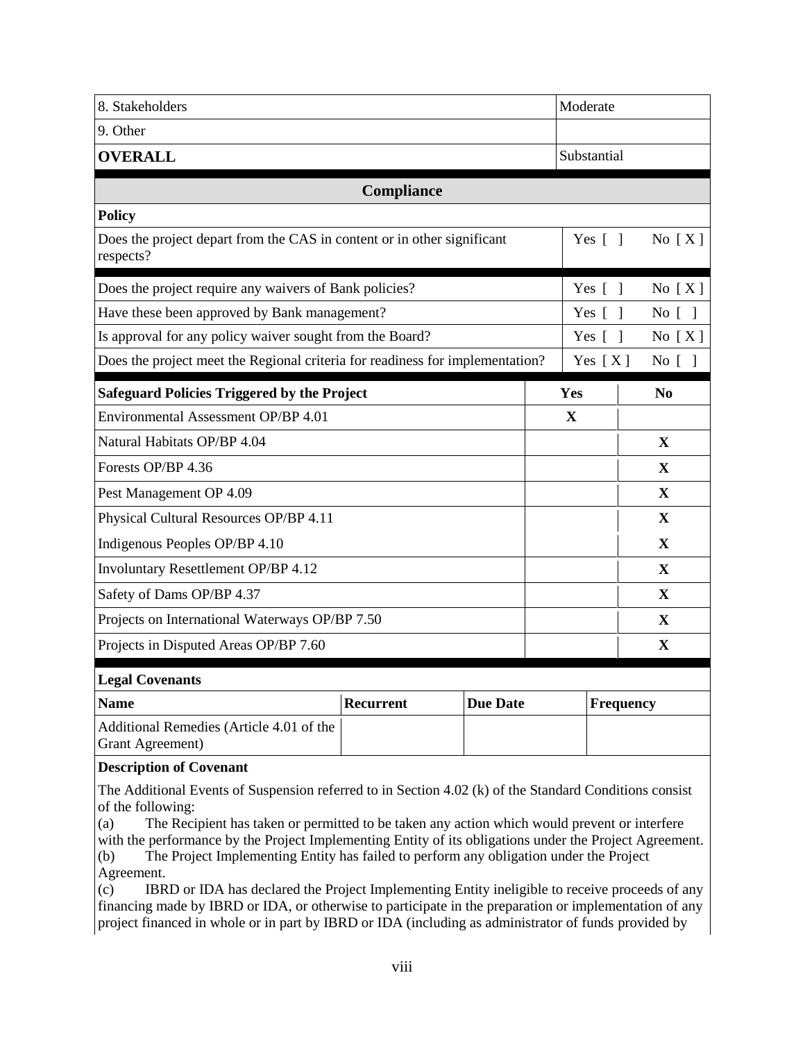| | |
|---|---|
| 8. Stakeholders | Moderate |
| 9. Other | |
| **OVERALL** | Substantial |

## Compliance

**Policy**

| | | |
|---|---|---|
| Does the project depart from the CAS in content or in other significant respects? | Yes [ ] | No [ X ] |
| Does the project require any waivers of Bank policies? | Yes [ ] | No [ X ] |
| Have these been approved by Bank management? | Yes [ ] | No [ ] |
| Is approval for any policy waiver sought from the Board? | Yes [ ] | No [ X ] |
| Does the project meet the Regional criteria for readiness for implementation? | Yes [ X ] | No [ ] |

| Safeguard Policies Triggered by the Project | Yes | No |
|---|---|---|
| Environmental Assessment OP/BP 4.01 | X | |
| Natural Habitats OP/BP 4.04 | | X |
| Forests OP/BP 4.36 | | X |
| Pest Management OP 4.09 | | X |
| Physical Cultural Resources OP/BP 4.11 | | X |
| Indigenous Peoples OP/BP 4.10 | | X |
| Involuntary Resettlement OP/BP 4.12 | | X |
| Safety of Dams OP/BP 4.37 | | X |
| Projects on International Waterways OP/BP 7.50 | | X |
| Projects in Disputed Areas OP/BP 7.60 | | X |

**Legal Covenants**

| Name | Recurrent | Due Date | Frequency |
|---|---|---|---|
| Additional Remedies (Article 4.01 of the Grant Agreement) | | | |

**Description of Covenant**

The Additional Events of Suspension referred to in Section 4.02 (k) of the Standard Conditions consist of the following:

(a) The Recipient has taken or permitted to be taken any action which would prevent or interfere with the performance by the Project Implementing Entity of its obligations under the Project Agreement.

(b) The Project Implementing Entity has failed to perform any obligation under the Project Agreement.

(c) IBRD or IDA has declared the Project Implementing Entity ineligible to receive proceeds of any financing made by IBRD or IDA, or otherwise to participate in the preparation or implementation of any project financed in whole or in part by IBRD or IDA (including as administrator of funds provided by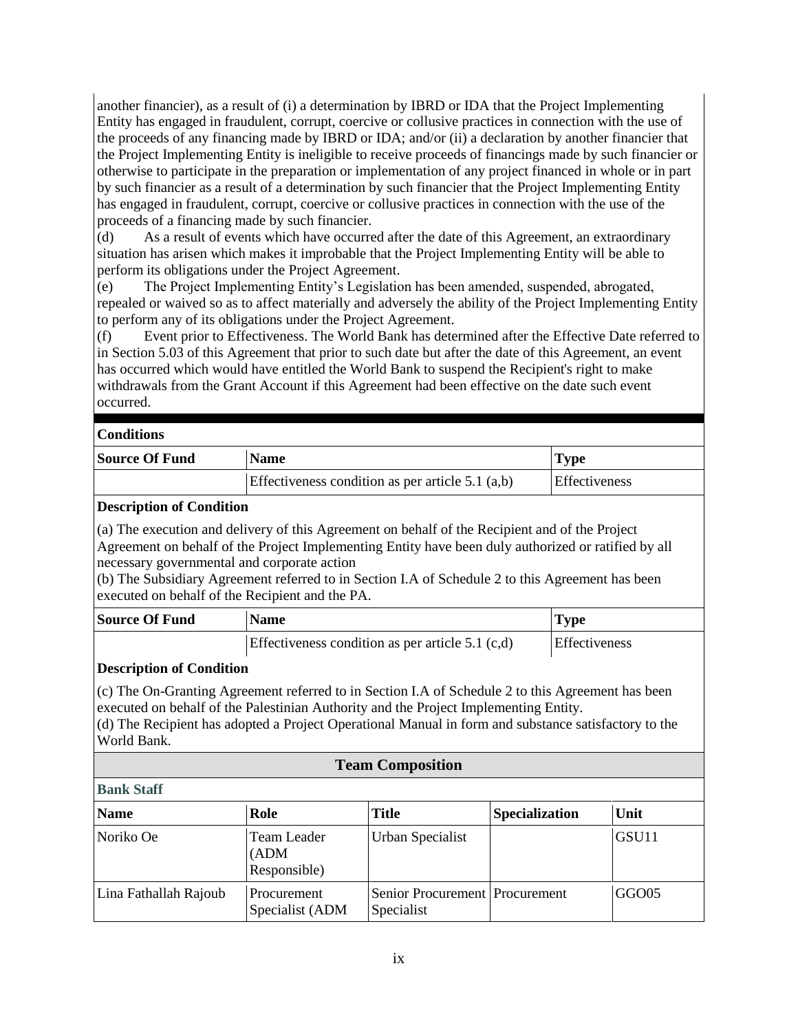another financier), as a result of (i) a determination by IBRD or IDA that the Project Implementing Entity has engaged in fraudulent, corrupt, coercive or collusive practices in connection with the use of the proceeds of any financing made by IBRD or IDA; and/or (ii) a declaration by another financier that the Project Implementing Entity is ineligible to receive proceeds of financings made by such financier or otherwise to participate in the preparation or implementation of any project financed in whole or in part by such financier as a result of a determination by such financier that the Project Implementing Entity has engaged in fraudulent, corrupt, coercive or collusive practices in connection with the use of the proceeds of a financing made by such financier.

(d) As a result of events which have occurred after the date of this Agreement, an extraordinary situation has arisen which makes it improbable that the Project Implementing Entity will be able to perform its obligations under the Project Agreement.

(e) The Project Implementing Entity's Legislation has been amended, suspended, abrogated, repealed or waived so as to affect materially and adversely the ability of the Project Implementing Entity to perform any of its obligations under the Project Agreement.

(f) Event prior to Effectiveness. The World Bank has determined after the Effective Date referred to in Section 5.03 of this Agreement that prior to such date but after the date of this Agreement, an event has occurred which would have entitled the World Bank to suspend the Recipient's right to make withdrawals from the Grant Account if this Agreement had been effective on the date such event occurred.

**Conditions**

| Source Of Fund | Name | Type |
|---|---|---|
| | Effectiveness condition as per article 5.1 (a,b) | Effectiveness |

**Description of Condition**

(a) The execution and delivery of this Agreement on behalf of the Recipient and of the Project Agreement on behalf of the Project Implementing Entity have been duly authorized or ratified by all necessary governmental and corporate action
(b) The Subsidiary Agreement referred to in Section I.A of Schedule 2 to this Agreement has been executed on behalf of the Recipient and the PA.

| Source Of Fund | Name | Type |
|---|---|---|
| | Effectiveness condition as per article 5.1 (c,d) | Effectiveness |

**Description of Condition**

(c) The On-Granting Agreement referred to in Section I.A of Schedule 2 to this Agreement has been executed on behalf of the Palestinian Authority and the Project Implementing Entity.
(d) The Recipient has adopted a Project Operational Manual in form and substance satisfactory to the World Bank.

## Team Composition

**Bank Staff**

| Name | Role | Title | Specialization | Unit |
|---|---|---|---|---|
| Noriko Oe | Team Leader (ADM Responsible) | Urban Specialist | | GSU11 |
| Lina Fathallah Rajoub | Procurement Specialist (ADM | Senior Procurement Specialist | Procurement | GGO05 |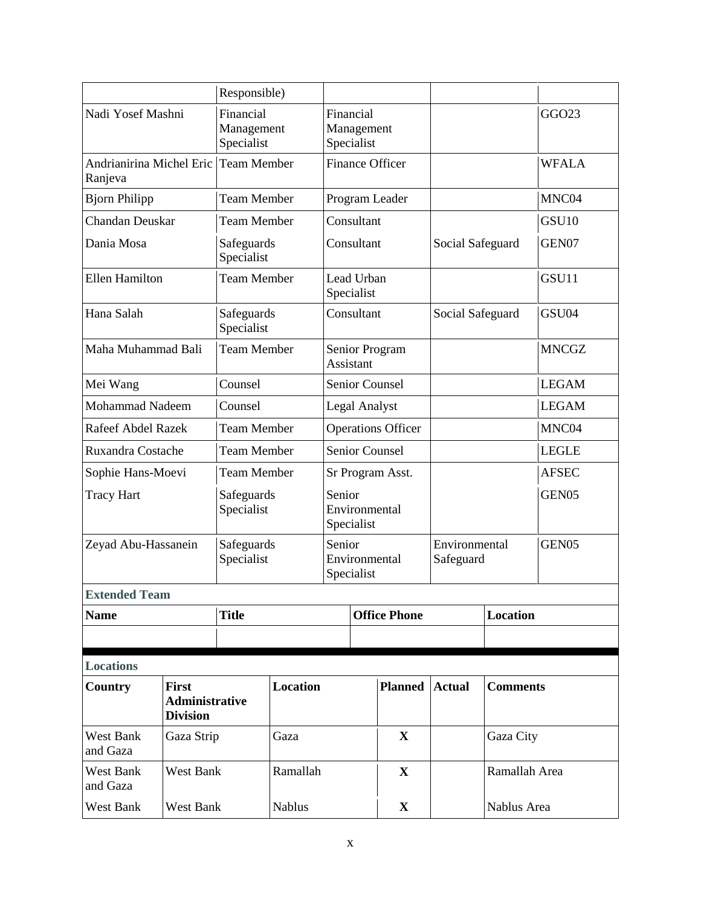| | Responsible) | | | |
|---|---|---|---|---|
| Nadi Yosef Mashni | Financial Management Specialist | Financial Management Specialist | | GGO23 |
| Andrianirina Michel Eric Ranjeva | Team Member | Finance Officer | | WFALA |
| Bjorn Philipp | Team Member | Program Leader | | MNC04 |
| Chandan Deuskar | Team Member | Consultant | | GSU10 |
| Dania Mosa | Safeguards Specialist | Consultant | Social Safeguard | GEN07 |
| Ellen Hamilton | Team Member | Lead Urban Specialist | | GSU11 |
| Hana Salah | Safeguards Specialist | Consultant | Social Safeguard | GSU04 |
| Maha Muhammad Bali | Team Member | Senior Program Assistant | | MNCGZ |
| Mei Wang | Counsel | Senior Counsel | | LEGAM |
| Mohammad Nadeem | Counsel | Legal Analyst | | LEGAM |
| Rafeef Abdel Razek | Team Member | Operations Officer | | MNC04 |
| Ruxandra Costache | Team Member | Senior Counsel | | LEGLE |
| Sophie Hans-Moevi | Team Member | Sr Program Asst. | | AFSEC |
| Tracy Hart | Safeguards Specialist | Senior Environmental Specialist | | GEN05 |
| Zeyad Abu-Hassanein | Safeguards Specialist | Senior Environmental Specialist | Environmental Safeguard | GEN05 |

**Extended Team**

| Name | Title | Office Phone | Location |
|---|---|---|---|
| | | | |

**Locations**

| Country | First Administrative Division | Location | Planned | Actual | Comments |
|---|---|---|---|---|---|
| West Bank and Gaza | Gaza Strip | Gaza | X | | Gaza City |
| West Bank and Gaza | West Bank | Ramallah | X | | Ramallah Area |
| West Bank | West Bank | Nablus | X | | Nablus Area |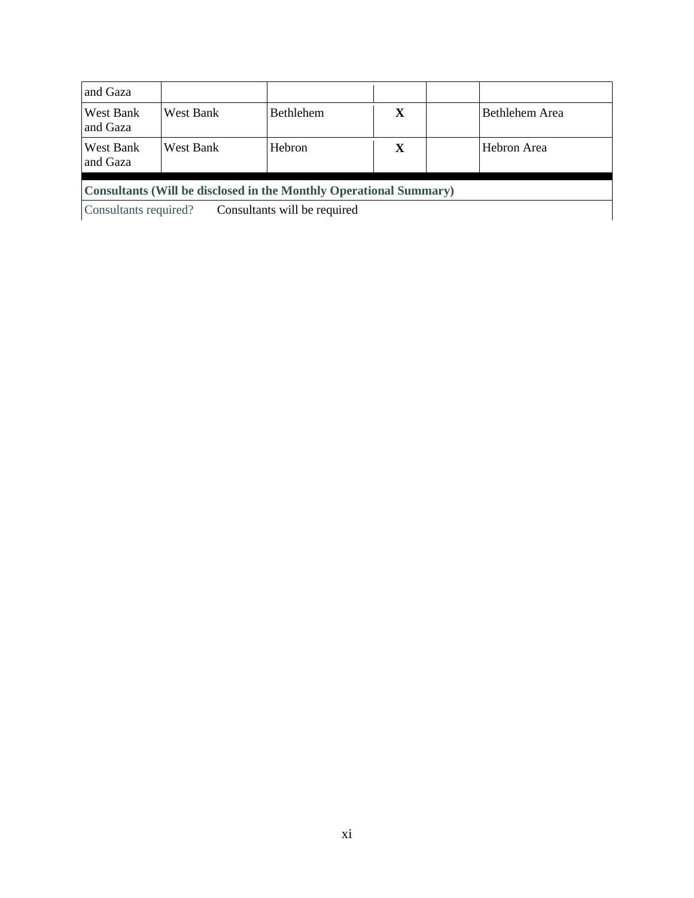| | | | | | |
|---|---|---|---|---|---|
| and Gaza | | | | | |
| West Bank and Gaza | West Bank | Bethlehem | X | | Bethlehem Area |
| West Bank and Gaza | West Bank | Hebron | X | | Hebron Area |

**Consultants (Will be disclosed in the Monthly Operational Summary)**

Consultants required? Consultants will be required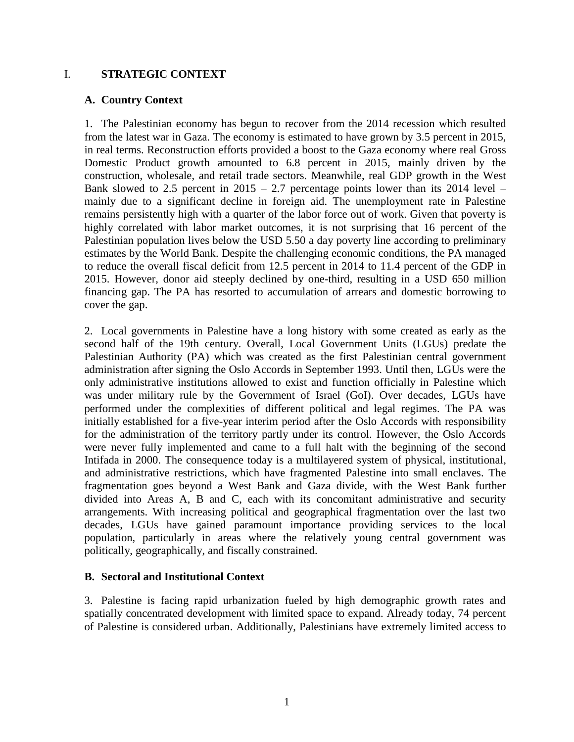# I. STRATEGIC CONTEXT

## A. Country Context

1. The Palestinian economy has begun to recover from the 2014 recession which resulted from the latest war in Gaza. The economy is estimated to have grown by 3.5 percent in 2015, in real terms. Reconstruction efforts provided a boost to the Gaza economy where real Gross Domestic Product growth amounted to 6.8 percent in 2015, mainly driven by the construction, wholesale, and retail trade sectors. Meanwhile, real GDP growth in the West Bank slowed to 2.5 percent in 2015 – 2.7 percentage points lower than its 2014 level – mainly due to a significant decline in foreign aid. The unemployment rate in Palestine remains persistently high with a quarter of the labor force out of work. Given that poverty is highly correlated with labor market outcomes, it is not surprising that 16 percent of the Palestinian population lives below the USD 5.50 a day poverty line according to preliminary estimates by the World Bank. Despite the challenging economic conditions, the PA managed to reduce the overall fiscal deficit from 12.5 percent in 2014 to 11.4 percent of the GDP in 2015. However, donor aid steeply declined by one-third, resulting in a USD 650 million financing gap. The PA has resorted to accumulation of arrears and domestic borrowing to cover the gap.

2. Local governments in Palestine have a long history with some created as early as the second half of the 19th century. Overall, Local Government Units (LGUs) predate the Palestinian Authority (PA) which was created as the first Palestinian central government administration after signing the Oslo Accords in September 1993. Until then, LGUs were the only administrative institutions allowed to exist and function officially in Palestine which was under military rule by the Government of Israel (GoI). Over decades, LGUs have performed under the complexities of different political and legal regimes. The PA was initially established for a five-year interim period after the Oslo Accords with responsibility for the administration of the territory partly under its control. However, the Oslo Accords were never fully implemented and came to a full halt with the beginning of the second Intifada in 2000. The consequence today is a multilayered system of physical, institutional, and administrative restrictions, which have fragmented Palestine into small enclaves. The fragmentation goes beyond a West Bank and Gaza divide, with the West Bank further divided into Areas A, B and C, each with its concomitant administrative and security arrangements. With increasing political and geographical fragmentation over the last two decades, LGUs have gained paramount importance providing services to the local population, particularly in areas where the relatively young central government was politically, geographically, and fiscally constrained.

## B. Sectoral and Institutional Context

3. Palestine is facing rapid urbanization fueled by high demographic growth rates and spatially concentrated development with limited space to expand. Already today, 74 percent of Palestine is considered urban. Additionally, Palestinians have extremely limited access to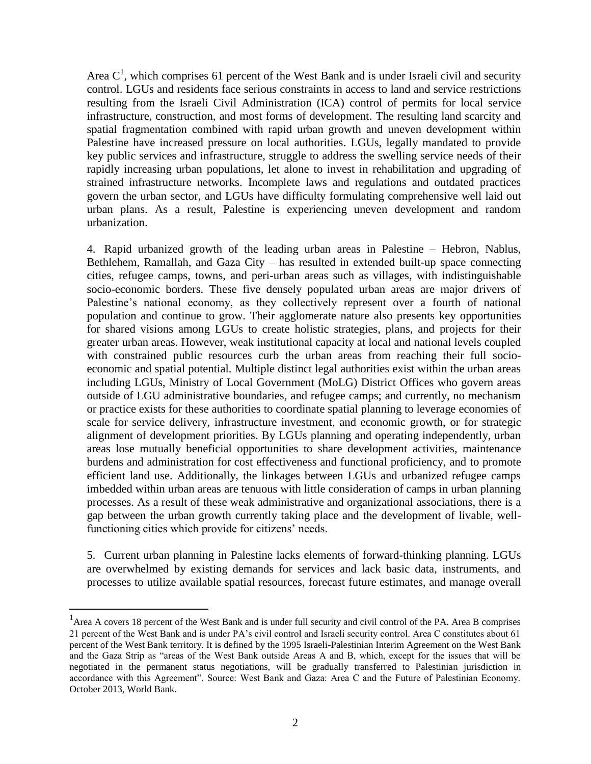Area C[1], which comprises 61 percent of the West Bank and is under Israeli civil and security control. LGUs and residents face serious constraints in access to land and service restrictions resulting from the Israeli Civil Administration (ICA) control of permits for local service infrastructure, construction, and most forms of development. The resulting land scarcity and spatial fragmentation combined with rapid urban growth and uneven development within Palestine have increased pressure on local authorities. LGUs, legally mandated to provide key public services and infrastructure, struggle to address the swelling service needs of their rapidly increasing urban populations, let alone to invest in rehabilitation and upgrading of strained infrastructure networks. Incomplete laws and regulations and outdated practices govern the urban sector, and LGUs have difficulty formulating comprehensive well laid out urban plans. As a result, Palestine is experiencing uneven development and random urbanization.

4. Rapid urbanized growth of the leading urban areas in Palestine – Hebron, Nablus, Bethlehem, Ramallah, and Gaza City – has resulted in extended built-up space connecting cities, refugee camps, towns, and peri-urban areas such as villages, with indistinguishable socio-economic borders. These five densely populated urban areas are major drivers of Palestine's national economy, as they collectively represent over a fourth of national population and continue to grow. Their agglomerate nature also presents key opportunities for shared visions among LGUs to create holistic strategies, plans, and projects for their greater urban areas. However, weak institutional capacity at local and national levels coupled with constrained public resources curb the urban areas from reaching their full socio-economic and spatial potential. Multiple distinct legal authorities exist within the urban areas including LGUs, Ministry of Local Government (MoLG) District Offices who govern areas outside of LGU administrative boundaries, and refugee camps; and currently, no mechanism or practice exists for these authorities to coordinate spatial planning to leverage economies of scale for service delivery, infrastructure investment, and economic growth, or for strategic alignment of development priorities. By LGUs planning and operating independently, urban areas lose mutually beneficial opportunities to share development activities, maintenance burdens and administration for cost effectiveness and functional proficiency, and to promote efficient land use. Additionally, the linkages between LGUs and urbanized refugee camps imbedded within urban areas are tenuous with little consideration of camps in urban planning processes. As a result of these weak administrative and organizational associations, there is a gap between the urban growth currently taking place and the development of livable, well-functioning cities which provide for citizens' needs.

5. Current urban planning in Palestine lacks elements of forward-thinking planning. LGUs are overwhelmed by existing demands for services and lack basic data, instruments, and processes to utilize available spatial resources, forecast future estimates, and manage overall

---

[1] Area A covers 18 percent of the West Bank and is under full security and civil control of the PA. Area B comprises 21 percent of the West Bank and is under PA's civil control and Israeli security control. Area C constitutes about 61 percent of the West Bank territory. It is defined by the 1995 Israeli-Palestinian Interim Agreement on the West Bank and the Gaza Strip as "areas of the West Bank outside Areas A and B, which, except for the issues that will be negotiated in the permanent status negotiations, will be gradually transferred to Palestinian jurisdiction in accordance with this Agreement". Source: West Bank and Gaza: Area C and the Future of Palestinian Economy. October 2013, World Bank.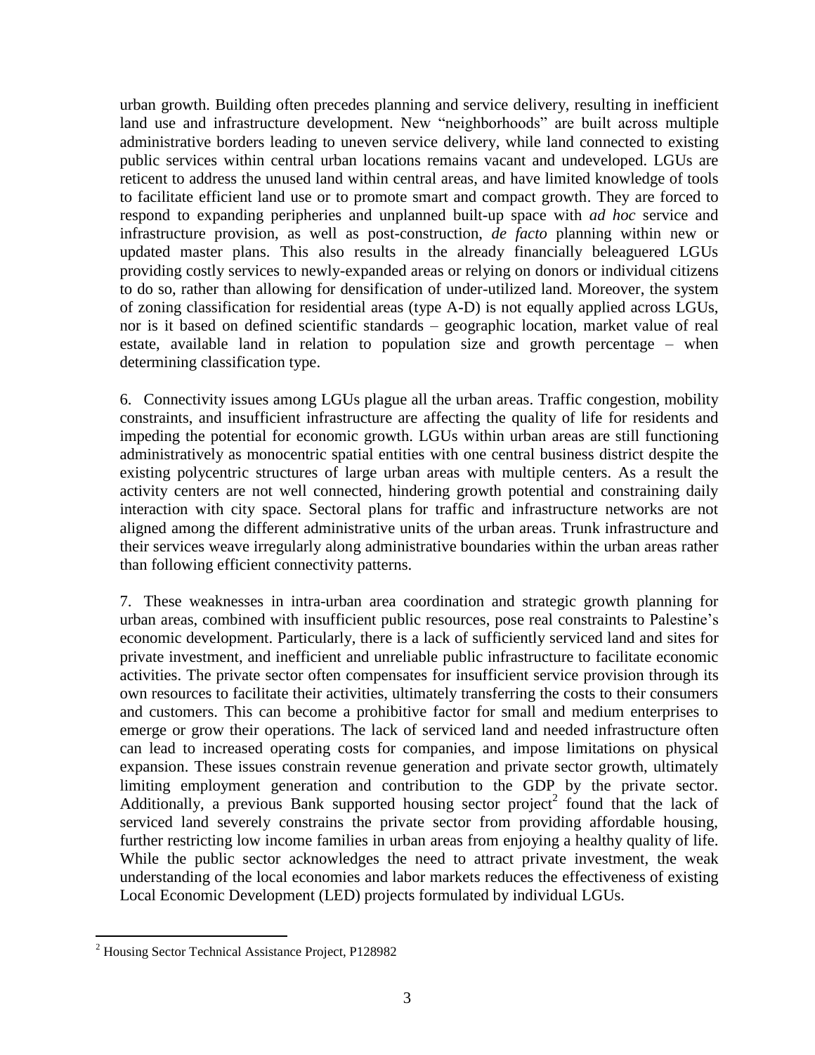urban growth. Building often precedes planning and service delivery, resulting in inefficient land use and infrastructure development. New "neighborhoods" are built across multiple administrative borders leading to uneven service delivery, while land connected to existing public services within central urban locations remains vacant and undeveloped. LGUs are reticent to address the unused land within central areas, and have limited knowledge of tools to facilitate efficient land use or to promote smart and compact growth. They are forced to respond to expanding peripheries and unplanned built-up space with *ad hoc* service and infrastructure provision, as well as post-construction, *de facto* planning within new or updated master plans. This also results in the already financially beleaguered LGUs providing costly services to newly-expanded areas or relying on donors or individual citizens to do so, rather than allowing for densification of under-utilized land. Moreover, the system of zoning classification for residential areas (type A-D) is not equally applied across LGUs, nor is it based on defined scientific standards – geographic location, market value of real estate, available land in relation to population size and growth percentage – when determining classification type.

6. Connectivity issues among LGUs plague all the urban areas. Traffic congestion, mobility constraints, and insufficient infrastructure are affecting the quality of life for residents and impeding the potential for economic growth. LGUs within urban areas are still functioning administratively as monocentric spatial entities with one central business district despite the existing polycentric structures of large urban areas with multiple centers. As a result the activity centers are not well connected, hindering growth potential and constraining daily interaction with city space. Sectoral plans for traffic and infrastructure networks are not aligned among the different administrative units of the urban areas. Trunk infrastructure and their services weave irregularly along administrative boundaries within the urban areas rather than following efficient connectivity patterns.

7. These weaknesses in intra-urban area coordination and strategic growth planning for urban areas, combined with insufficient public resources, pose real constraints to Palestine's economic development. Particularly, there is a lack of sufficiently serviced land and sites for private investment, and inefficient and unreliable public infrastructure to facilitate economic activities. The private sector often compensates for insufficient service provision through its own resources to facilitate their activities, ultimately transferring the costs to their consumers and customers. This can become a prohibitive factor for small and medium enterprises to emerge or grow their operations. The lack of serviced land and needed infrastructure often can lead to increased operating costs for companies, and impose limitations on physical expansion. These issues constrain revenue generation and private sector growth, ultimately limiting employment generation and contribution to the GDP by the private sector. Additionally, a previous Bank supported housing sector project[2] found that the lack of serviced land severely constrains the private sector from providing affordable housing, further restricting low income families in urban areas from enjoying a healthy quality of life. While the public sector acknowledges the need to attract private investment, the weak understanding of the local economies and labor markets reduces the effectiveness of existing Local Economic Development (LED) projects formulated by individual LGUs.

[2] Housing Sector Technical Assistance Project, P128982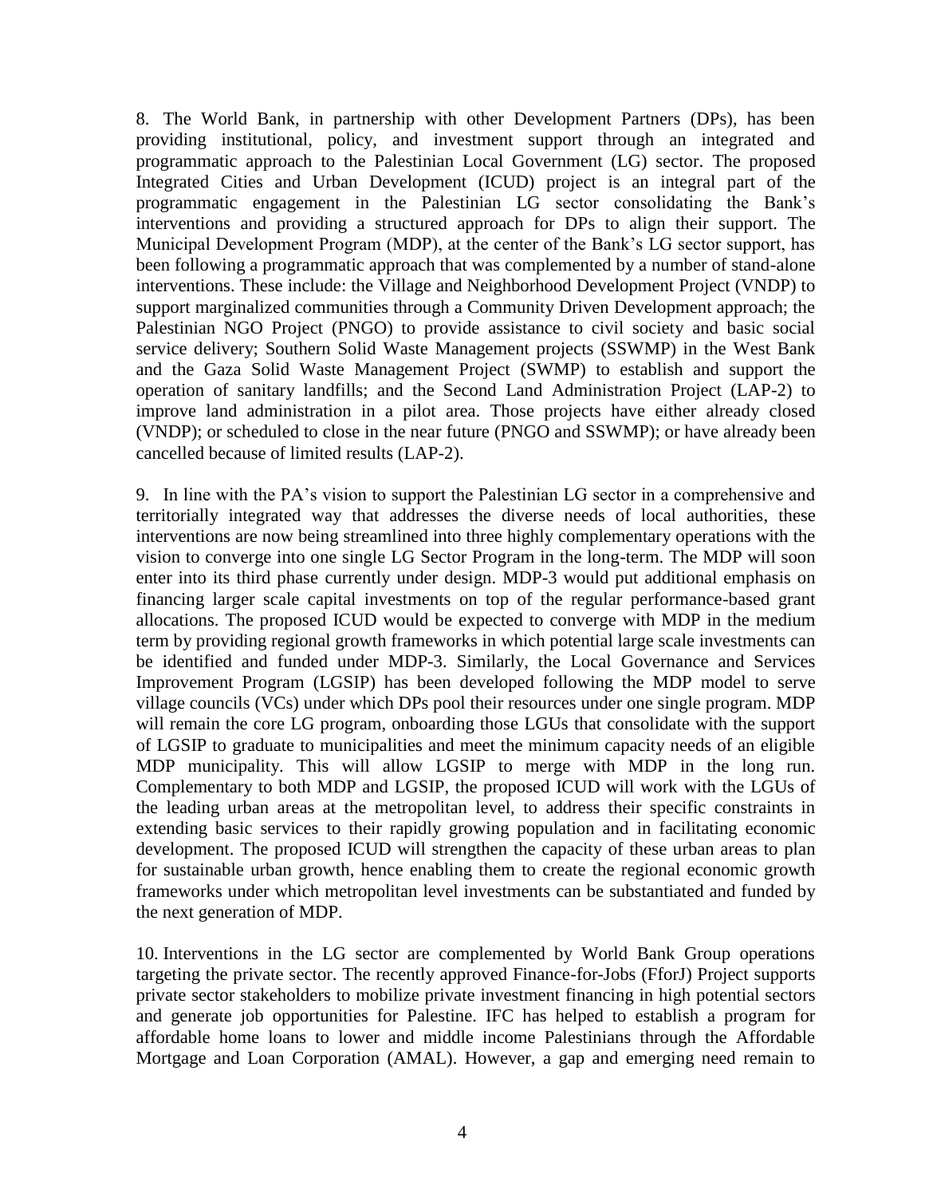8. The World Bank, in partnership with other Development Partners (DPs), has been providing institutional, policy, and investment support through an integrated and programmatic approach to the Palestinian Local Government (LG) sector. The proposed Integrated Cities and Urban Development (ICUD) project is an integral part of the programmatic engagement in the Palestinian LG sector consolidating the Bank's interventions and providing a structured approach for DPs to align their support. The Municipal Development Program (MDP), at the center of the Bank's LG sector support, has been following a programmatic approach that was complemented by a number of stand-alone interventions. These include: the Village and Neighborhood Development Project (VNDP) to support marginalized communities through a Community Driven Development approach; the Palestinian NGO Project (PNGO) to provide assistance to civil society and basic social service delivery; Southern Solid Waste Management projects (SSWMP) in the West Bank and the Gaza Solid Waste Management Project (SWMP) to establish and support the operation of sanitary landfills; and the Second Land Administration Project (LAP-2) to improve land administration in a pilot area. Those projects have either already closed (VNDP); or scheduled to close in the near future (PNGO and SSWMP); or have already been cancelled because of limited results (LAP-2).

9. In line with the PA's vision to support the Palestinian LG sector in a comprehensive and territorially integrated way that addresses the diverse needs of local authorities, these interventions are now being streamlined into three highly complementary operations with the vision to converge into one single LG Sector Program in the long-term. The MDP will soon enter into its third phase currently under design. MDP-3 would put additional emphasis on financing larger scale capital investments on top of the regular performance-based grant allocations. The proposed ICUD would be expected to converge with MDP in the medium term by providing regional growth frameworks in which potential large scale investments can be identified and funded under MDP-3. Similarly, the Local Governance and Services Improvement Program (LGSIP) has been developed following the MDP model to serve village councils (VCs) under which DPs pool their resources under one single program. MDP will remain the core LG program, onboarding those LGUs that consolidate with the support of LGSIP to graduate to municipalities and meet the minimum capacity needs of an eligible MDP municipality. This will allow LGSIP to merge with MDP in the long run. Complementary to both MDP and LGSIP, the proposed ICUD will work with the LGUs of the leading urban areas at the metropolitan level, to address their specific constraints in extending basic services to their rapidly growing population and in facilitating economic development. The proposed ICUD will strengthen the capacity of these urban areas to plan for sustainable urban growth, hence enabling them to create the regional economic growth frameworks under which metropolitan level investments can be substantiated and funded by the next generation of MDP.

10. Interventions in the LG sector are complemented by World Bank Group operations targeting the private sector. The recently approved Finance-for-Jobs (FforJ) Project supports private sector stakeholders to mobilize private investment financing in high potential sectors and generate job opportunities for Palestine. IFC has helped to establish a program for affordable home loans to lower and middle income Palestinians through the Affordable Mortgage and Loan Corporation (AMAL). However, a gap and emerging need remain to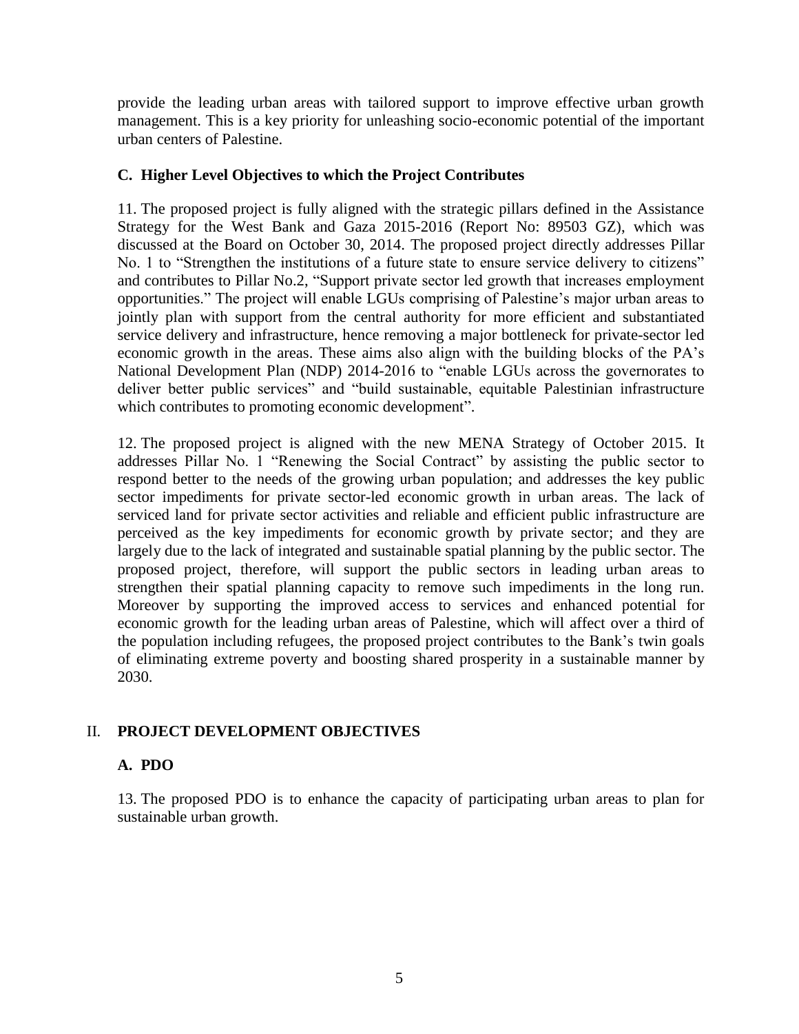provide the leading urban areas with tailored support to improve effective urban growth management. This is a key priority for unleashing socio-economic potential of the important urban centers of Palestine.

### C. Higher Level Objectives to which the Project Contributes

11. The proposed project is fully aligned with the strategic pillars defined in the Assistance Strategy for the West Bank and Gaza 2015-2016 (Report No: 89503 GZ), which was discussed at the Board on October 30, 2014. The proposed project directly addresses Pillar No. 1 to "Strengthen the institutions of a future state to ensure service delivery to citizens" and contributes to Pillar No.2, "Support private sector led growth that increases employment opportunities." The project will enable LGUs comprising of Palestine's major urban areas to jointly plan with support from the central authority for more efficient and substantiated service delivery and infrastructure, hence removing a major bottleneck for private-sector led economic growth in the areas. These aims also align with the building blocks of the PA's National Development Plan (NDP) 2014-2016 to "enable LGUs across the governorates to deliver better public services" and "build sustainable, equitable Palestinian infrastructure which contributes to promoting economic development".

12. The proposed project is aligned with the new MENA Strategy of October 2015. It addresses Pillar No. 1 "Renewing the Social Contract" by assisting the public sector to respond better to the needs of the growing urban population; and addresses the key public sector impediments for private sector-led economic growth in urban areas. The lack of serviced land for private sector activities and reliable and efficient public infrastructure are perceived as the key impediments for economic growth by private sector; and they are largely due to the lack of integrated and sustainable spatial planning by the public sector. The proposed project, therefore, will support the public sectors in leading urban areas to strengthen their spatial planning capacity to remove such impediments in the long run. Moreover by supporting the improved access to services and enhanced potential for economic growth for the leading urban areas of Palestine, which will affect over a third of the population including refugees, the proposed project contributes to the Bank's twin goals of eliminating extreme poverty and boosting shared prosperity in a sustainable manner by 2030.

## II. PROJECT DEVELOPMENT OBJECTIVES

### A. PDO

13. The proposed PDO is to enhance the capacity of participating urban areas to plan for sustainable urban growth.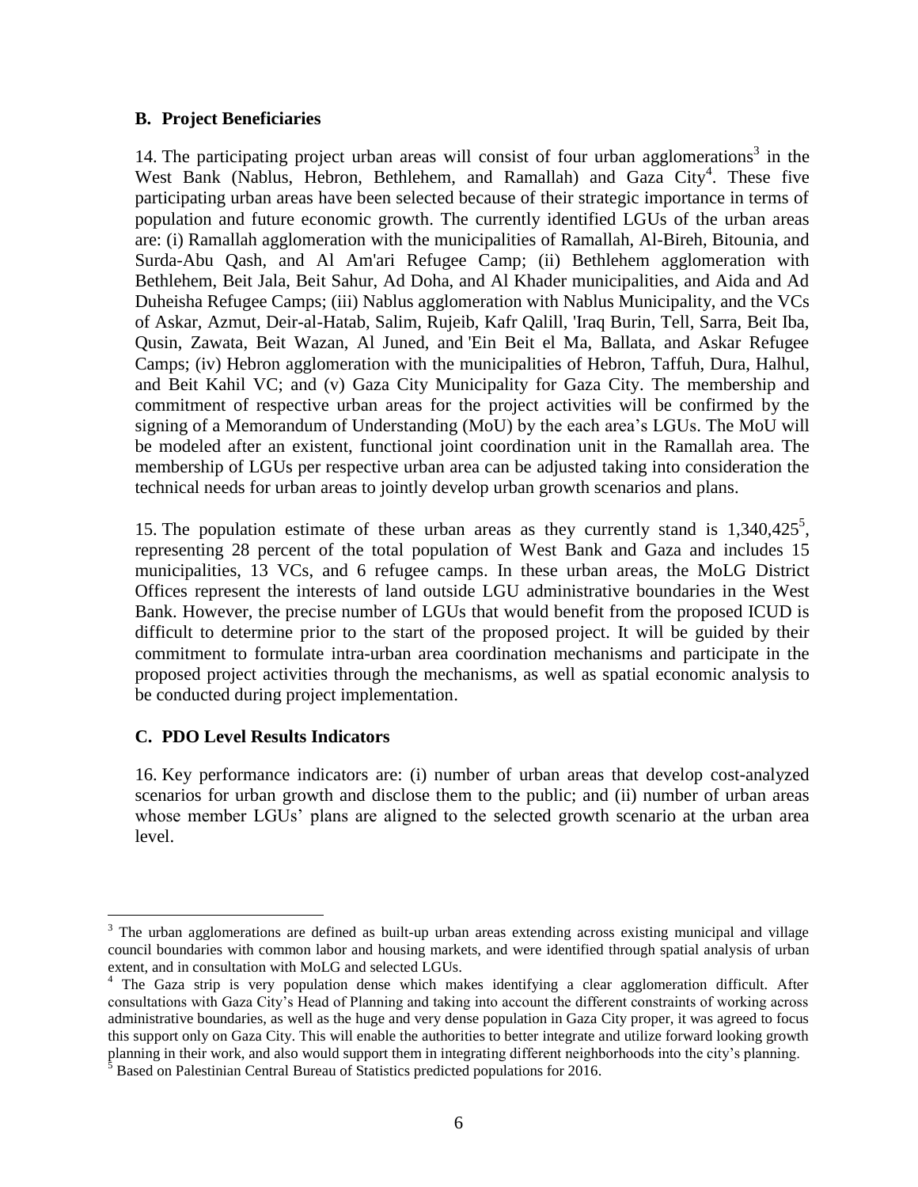### B. Project Beneficiaries

14. The participating project urban areas will consist of four urban agglomerations[3] in the West Bank (Nablus, Hebron, Bethlehem, and Ramallah) and Gaza City[4]. These five participating urban areas have been selected because of their strategic importance in terms of population and future economic growth. The currently identified LGUs of the urban areas are: (i) Ramallah agglomeration with the municipalities of Ramallah, Al-Bireh, Bitounia, and Surda-Abu Qash, and Al Am'ari Refugee Camp; (ii) Bethlehem agglomeration with Bethlehem, Beit Jala, Beit Sahur, Ad Doha, and Al Khader municipalities, and Aida and Ad Duheisha Refugee Camps; (iii) Nablus agglomeration with Nablus Municipality, and the VCs of Askar, Azmut, Deir-al-Hatab, Salim, Rujeib, Kafr Qalill, 'Iraq Burin, Tell, Sarra, Beit Iba, Qusin, Zawata, Beit Wazan, Al Juned, and 'Ein Beit el Ma, Ballata, and Askar Refugee Camps; (iv) Hebron agglomeration with the municipalities of Hebron, Taffuh, Dura, Halhul, and Beit Kahil VC; and (v) Gaza City Municipality for Gaza City. The membership and commitment of respective urban areas for the project activities will be confirmed by the signing of a Memorandum of Understanding (MoU) by the each area's LGUs. The MoU will be modeled after an existent, functional joint coordination unit in the Ramallah area. The membership of LGUs per respective urban area can be adjusted taking into consideration the technical needs for urban areas to jointly develop urban growth scenarios and plans.

15. The population estimate of these urban areas as they currently stand is 1,340,425[5], representing 28 percent of the total population of West Bank and Gaza and includes 15 municipalities, 13 VCs, and 6 refugee camps. In these urban areas, the MoLG District Offices represent the interests of land outside LGU administrative boundaries in the West Bank. However, the precise number of LGUs that would benefit from the proposed ICUD is difficult to determine prior to the start of the proposed project. It will be guided by their commitment to formulate intra-urban area coordination mechanisms and participate in the proposed project activities through the mechanisms, as well as spatial economic analysis to be conducted during project implementation.

### C. PDO Level Results Indicators

16. Key performance indicators are: (i) number of urban areas that develop cost-analyzed scenarios for urban growth and disclose them to the public; and (ii) number of urban areas whose member LGUs' plans are aligned to the selected growth scenario at the urban area level.

---

[3] The urban agglomerations are defined as built-up urban areas extending across existing municipal and village council boundaries with common labor and housing markets, and were identified through spatial analysis of urban extent, and in consultation with MoLG and selected LGUs.

[4] The Gaza strip is very population dense which makes identifying a clear agglomeration difficult. After consultations with Gaza City's Head of Planning and taking into account the different constraints of working across administrative boundaries, as well as the huge and very dense population in Gaza City proper, it was agreed to focus this support only on Gaza City. This will enable the authorities to better integrate and utilize forward looking growth planning in their work, and also would support them in integrating different neighborhoods into the city's planning.

[5] Based on Palestinian Central Bureau of Statistics predicted populations for 2016.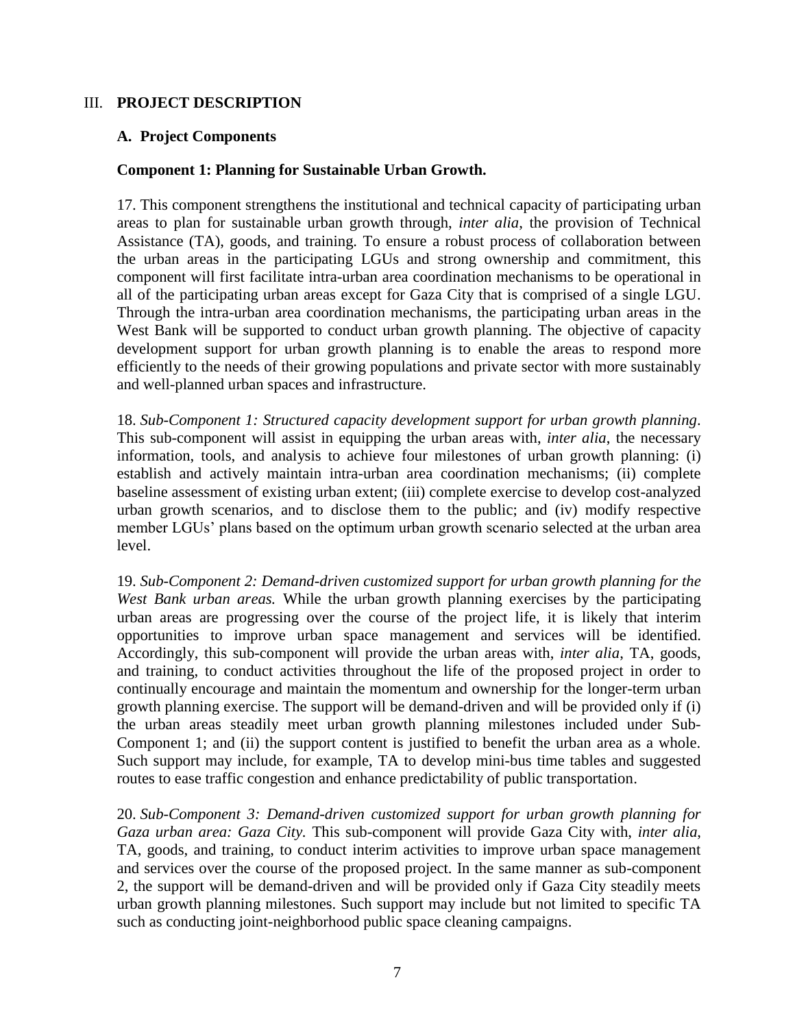## III. PROJECT DESCRIPTION

### A. Project Components

**Component 1: Planning for Sustainable Urban Growth.**

17. This component strengthens the institutional and technical capacity of participating urban areas to plan for sustainable urban growth through, *inter alia*, the provision of Technical Assistance (TA), goods, and training. To ensure a robust process of collaboration between the urban areas in the participating LGUs and strong ownership and commitment, this component will first facilitate intra-urban area coordination mechanisms to be operational in all of the participating urban areas except for Gaza City that is comprised of a single LGU. Through the intra-urban area coordination mechanisms, the participating urban areas in the West Bank will be supported to conduct urban growth planning. The objective of capacity development support for urban growth planning is to enable the areas to respond more efficiently to the needs of their growing populations and private sector with more sustainably and well-planned urban spaces and infrastructure.

18. *Sub-Component 1: Structured capacity development support for urban growth planning*. This sub-component will assist in equipping the urban areas with, *inter alia*, the necessary information, tools, and analysis to achieve four milestones of urban growth planning: (i) establish and actively maintain intra-urban area coordination mechanisms; (ii) complete baseline assessment of existing urban extent; (iii) complete exercise to develop cost-analyzed urban growth scenarios, and to disclose them to the public; and (iv) modify respective member LGUs' plans based on the optimum urban growth scenario selected at the urban area level.

19. *Sub-Component 2: Demand-driven customized support for urban growth planning for the West Bank urban areas.* While the urban growth planning exercises by the participating urban areas are progressing over the course of the project life, it is likely that interim opportunities to improve urban space management and services will be identified. Accordingly, this sub-component will provide the urban areas with, *inter alia*, TA, goods, and training, to conduct activities throughout the life of the proposed project in order to continually encourage and maintain the momentum and ownership for the longer-term urban growth planning exercise. The support will be demand-driven and will be provided only if (i) the urban areas steadily meet urban growth planning milestones included under Sub-Component 1; and (ii) the support content is justified to benefit the urban area as a whole. Such support may include, for example, TA to develop mini-bus time tables and suggested routes to ease traffic congestion and enhance predictability of public transportation.

20. *Sub-Component 3: Demand-driven customized support for urban growth planning for Gaza urban area: Gaza City.* This sub-component will provide Gaza City with, *inter alia*, TA, goods, and training, to conduct interim activities to improve urban space management and services over the course of the proposed project. In the same manner as sub-component 2, the support will be demand-driven and will be provided only if Gaza City steadily meets urban growth planning milestones. Such support may include but not limited to specific TA such as conducting joint-neighborhood public space cleaning campaigns.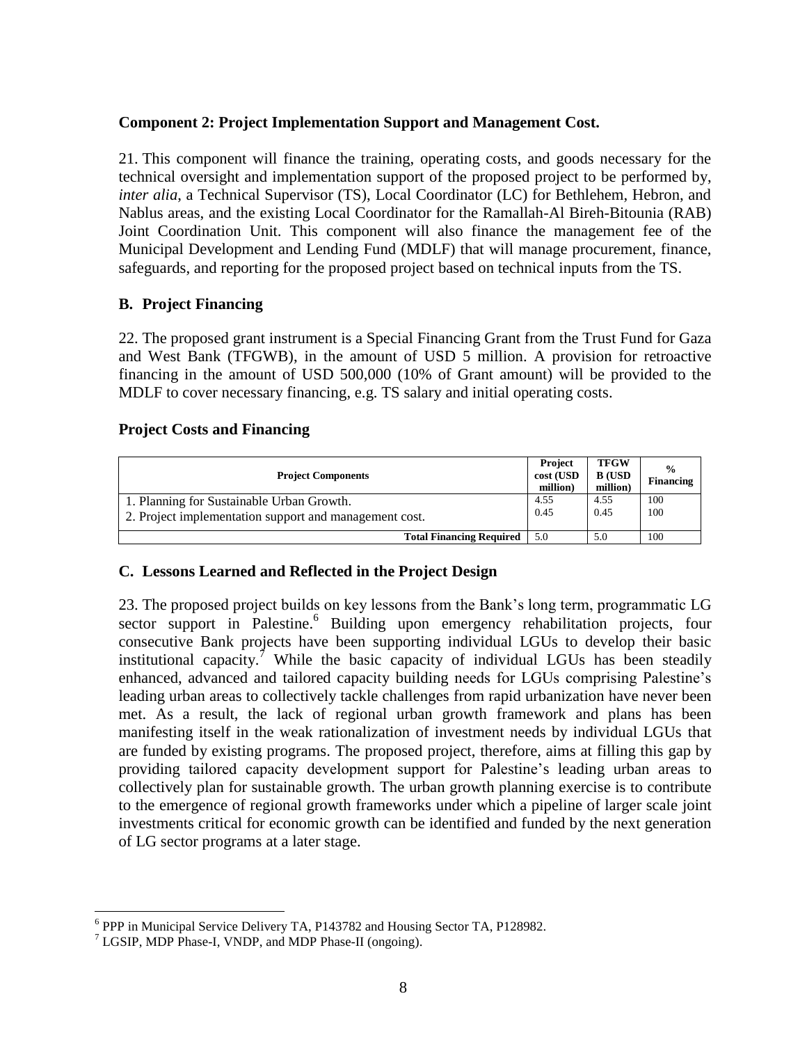**Component 2: Project Implementation Support and Management Cost.**

21. This component will finance the training, operating costs, and goods necessary for the technical oversight and implementation support of the proposed project to be performed by, *inter alia*, a Technical Supervisor (TS), Local Coordinator (LC) for Bethlehem, Hebron, and Nablus areas, and the existing Local Coordinator for the Ramallah-Al Bireh-Bitounia (RAB) Joint Coordination Unit. This component will also finance the management fee of the Municipal Development and Lending Fund (MDLF) that will manage procurement, finance, safeguards, and reporting for the proposed project based on technical inputs from the TS.

## B. Project Financing

22. The proposed grant instrument is a Special Financing Grant from the Trust Fund for Gaza and West Bank (TFGWB), in the amount of USD 5 million. A provision for retroactive financing in the amount of USD 500,000 (10% of Grant amount) will be provided to the MDLF to cover necessary financing, e.g. TS salary and initial operating costs.

**Project Costs and Financing**

| Project Components | Project cost (USD million) | TFGWB (USD million) | % Financing |
|---|---|---|---|
| 1. Planning for Sustainable Urban Growth. | 4.55 | 4.55 | 100 |
| 2. Project implementation support and management cost. | 0.45 | 0.45 | 100 |
| **Total Financing Required** | 5.0 | 5.0 | 100 |

## C. Lessons Learned and Reflected in the Project Design

23. The proposed project builds on key lessons from the Bank's long term, programmatic LG sector support in Palestine.[6] Building upon emergency rehabilitation projects, four consecutive Bank projects have been supporting individual LGUs to develop their basic institutional capacity.[7] While the basic capacity of individual LGUs has been steadily enhanced, advanced and tailored capacity building needs for LGUs comprising Palestine's leading urban areas to collectively tackle challenges from rapid urbanization have never been met. As a result, the lack of regional urban growth framework and plans has been manifesting itself in the weak rationalization of investment needs by individual LGUs that are funded by existing programs. The proposed project, therefore, aims at filling this gap by providing tailored capacity development support for Palestine's leading urban areas to collectively plan for sustainable growth. The urban growth planning exercise is to contribute to the emergence of regional growth frameworks under which a pipeline of larger scale joint investments critical for economic growth can be identified and funded by the next generation of LG sector programs at a later stage.

[6] PPP in Municipal Service Delivery TA, P143782 and Housing Sector TA, P128982.

[7] LGSIP, MDP Phase-I, VNDP, and MDP Phase-II (ongoing).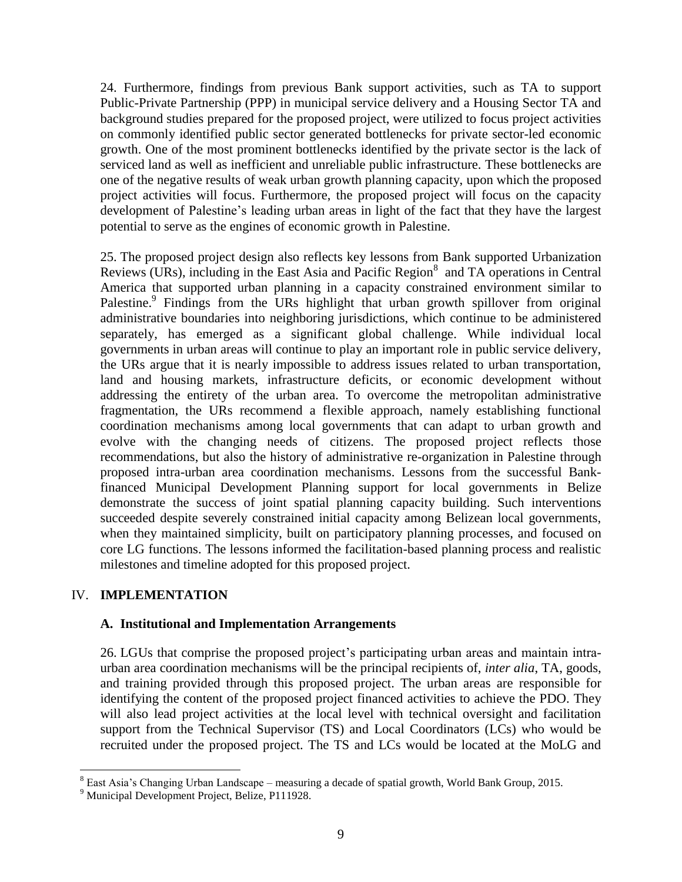24. Furthermore, findings from previous Bank support activities, such as TA to support Public-Private Partnership (PPP) in municipal service delivery and a Housing Sector TA and background studies prepared for the proposed project, were utilized to focus project activities on commonly identified public sector generated bottlenecks for private sector-led economic growth. One of the most prominent bottlenecks identified by the private sector is the lack of serviced land as well as inefficient and unreliable public infrastructure. These bottlenecks are one of the negative results of weak urban growth planning capacity, upon which the proposed project activities will focus. Furthermore, the proposed project will focus on the capacity development of Palestine's leading urban areas in light of the fact that they have the largest potential to serve as the engines of economic growth in Palestine.

25. The proposed project design also reflects key lessons from Bank supported Urbanization Reviews (URs), including in the East Asia and Pacific Region[8] and TA operations in Central America that supported urban planning in a capacity constrained environment similar to Palestine.[9] Findings from the URs highlight that urban growth spillover from original administrative boundaries into neighboring jurisdictions, which continue to be administered separately, has emerged as a significant global challenge. While individual local governments in urban areas will continue to play an important role in public service delivery, the URs argue that it is nearly impossible to address issues related to urban transportation, land and housing markets, infrastructure deficits, or economic development without addressing the entirety of the urban area. To overcome the metropolitan administrative fragmentation, the URs recommend a flexible approach, namely establishing functional coordination mechanisms among local governments that can adapt to urban growth and evolve with the changing needs of citizens. The proposed project reflects those recommendations, but also the history of administrative re-organization in Palestine through proposed intra-urban area coordination mechanisms. Lessons from the successful Bank-financed Municipal Development Planning support for local governments in Belize demonstrate the success of joint spatial planning capacity building. Such interventions succeeded despite severely constrained initial capacity among Belizean local governments, when they maintained simplicity, built on participatory planning processes, and focused on core LG functions. The lessons informed the facilitation-based planning process and realistic milestones and timeline adopted for this proposed project.

## IV. IMPLEMENTATION

### A. Institutional and Implementation Arrangements

26. LGUs that comprise the proposed project's participating urban areas and maintain intra-urban area coordination mechanisms will be the principal recipients of, *inter alia*, TA, goods, and training provided through this proposed project. The urban areas are responsible for identifying the content of the proposed project financed activities to achieve the PDO. They will also lead project activities at the local level with technical oversight and facilitation support from the Technical Supervisor (TS) and Local Coordinators (LCs) who would be recruited under the proposed project. The TS and LCs would be located at the MoLG and

[8] East Asia's Changing Urban Landscape – measuring a decade of spatial growth, World Bank Group, 2015.

[9] Municipal Development Project, Belize, P111928.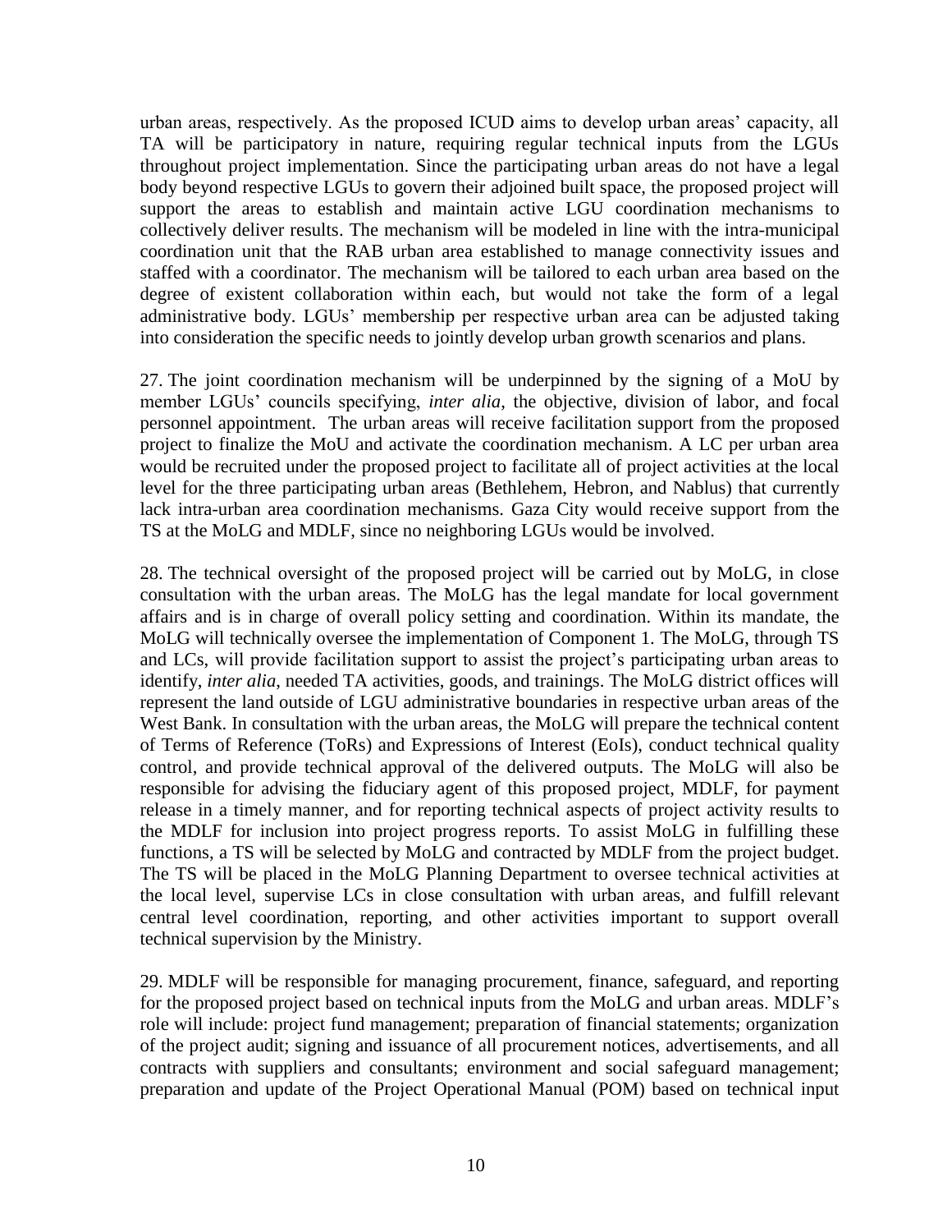urban areas, respectively. As the proposed ICUD aims to develop urban areas' capacity, all TA will be participatory in nature, requiring regular technical inputs from the LGUs throughout project implementation. Since the participating urban areas do not have a legal body beyond respective LGUs to govern their adjoined built space, the proposed project will support the areas to establish and maintain active LGU coordination mechanisms to collectively deliver results. The mechanism will be modeled in line with the intra-municipal coordination unit that the RAB urban area established to manage connectivity issues and staffed with a coordinator. The mechanism will be tailored to each urban area based on the degree of existent collaboration within each, but would not take the form of a legal administrative body. LGUs' membership per respective urban area can be adjusted taking into consideration the specific needs to jointly develop urban growth scenarios and plans.

27. The joint coordination mechanism will be underpinned by the signing of a MoU by member LGUs' councils specifying, *inter alia*, the objective, division of labor, and focal personnel appointment. The urban areas will receive facilitation support from the proposed project to finalize the MoU and activate the coordination mechanism. A LC per urban area would be recruited under the proposed project to facilitate all of project activities at the local level for the three participating urban areas (Bethlehem, Hebron, and Nablus) that currently lack intra-urban area coordination mechanisms. Gaza City would receive support from the TS at the MoLG and MDLF, since no neighboring LGUs would be involved.

28. The technical oversight of the proposed project will be carried out by MoLG, in close consultation with the urban areas. The MoLG has the legal mandate for local government affairs and is in charge of overall policy setting and coordination. Within its mandate, the MoLG will technically oversee the implementation of Component 1. The MoLG, through TS and LCs, will provide facilitation support to assist the project's participating urban areas to identify, *inter alia*, needed TA activities, goods, and trainings. The MoLG district offices will represent the land outside of LGU administrative boundaries in respective urban areas of the West Bank. In consultation with the urban areas, the MoLG will prepare the technical content of Terms of Reference (ToRs) and Expressions of Interest (EoIs), conduct technical quality control, and provide technical approval of the delivered outputs. The MoLG will also be responsible for advising the fiduciary agent of this proposed project, MDLF, for payment release in a timely manner, and for reporting technical aspects of project activity results to the MDLF for inclusion into project progress reports. To assist MoLG in fulfilling these functions, a TS will be selected by MoLG and contracted by MDLF from the project budget. The TS will be placed in the MoLG Planning Department to oversee technical activities at the local level, supervise LCs in close consultation with urban areas, and fulfill relevant central level coordination, reporting, and other activities important to support overall technical supervision by the Ministry.

29. MDLF will be responsible for managing procurement, finance, safeguard, and reporting for the proposed project based on technical inputs from the MoLG and urban areas. MDLF's role will include: project fund management; preparation of financial statements; organization of the project audit; signing and issuance of all procurement notices, advertisements, and all contracts with suppliers and consultants; environment and social safeguard management; preparation and update of the Project Operational Manual (POM) based on technical input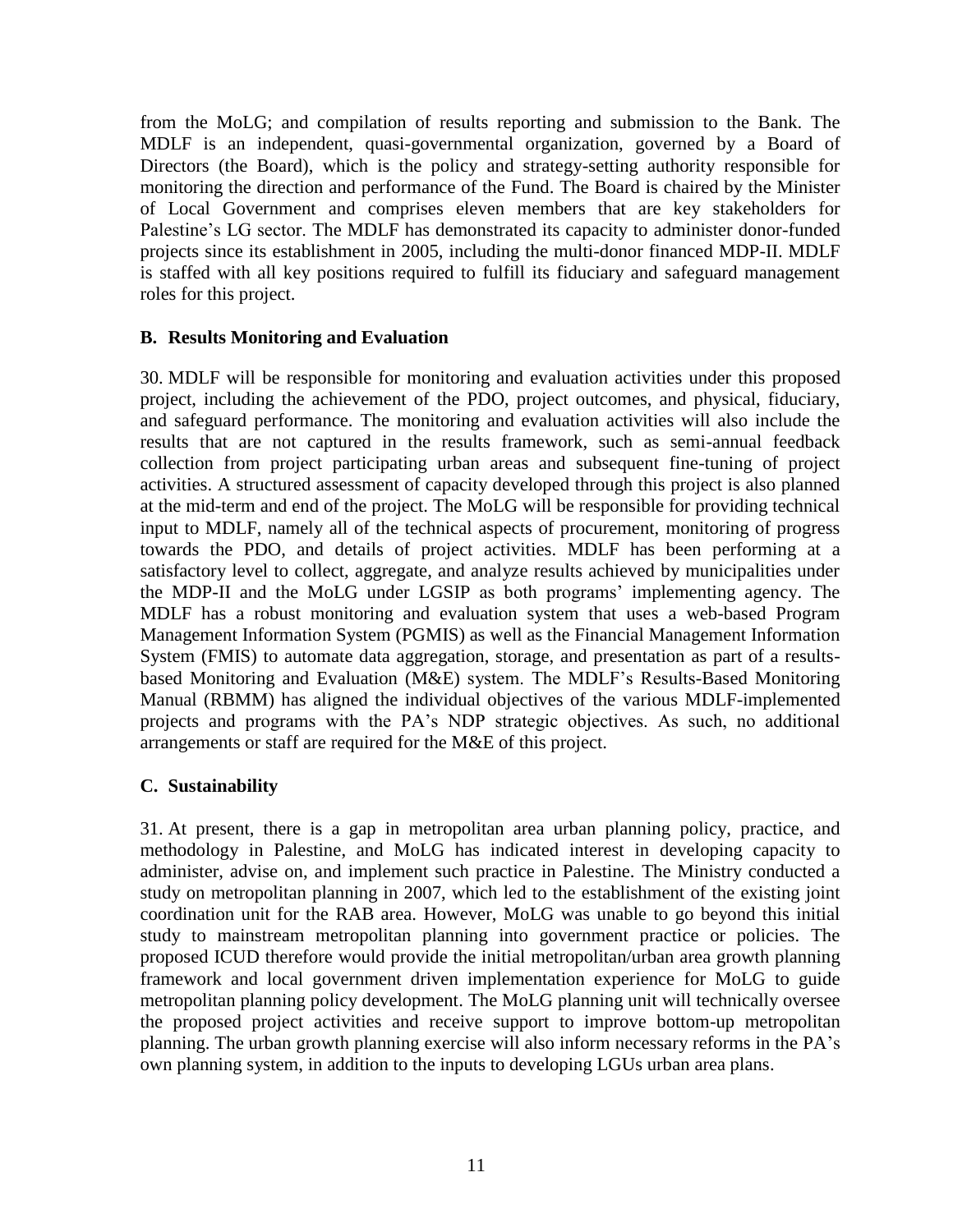from the MoLG; and compilation of results reporting and submission to the Bank. The MDLF is an independent, quasi-governmental organization, governed by a Board of Directors (the Board), which is the policy and strategy-setting authority responsible for monitoring the direction and performance of the Fund. The Board is chaired by the Minister of Local Government and comprises eleven members that are key stakeholders for Palestine's LG sector. The MDLF has demonstrated its capacity to administer donor-funded projects since its establishment in 2005, including the multi-donor financed MDP-II. MDLF is staffed with all key positions required to fulfill its fiduciary and safeguard management roles for this project.

### B. Results Monitoring and Evaluation

30. MDLF will be responsible for monitoring and evaluation activities under this proposed project, including the achievement of the PDO, project outcomes, and physical, fiduciary, and safeguard performance. The monitoring and evaluation activities will also include the results that are not captured in the results framework, such as semi-annual feedback collection from project participating urban areas and subsequent fine-tuning of project activities. A structured assessment of capacity developed through this project is also planned at the mid-term and end of the project. The MoLG will be responsible for providing technical input to MDLF, namely all of the technical aspects of procurement, monitoring of progress towards the PDO, and details of project activities. MDLF has been performing at a satisfactory level to collect, aggregate, and analyze results achieved by municipalities under the MDP-II and the MoLG under LGSIP as both programs' implementing agency. The MDLF has a robust monitoring and evaluation system that uses a web-based Program Management Information System (PGMIS) as well as the Financial Management Information System (FMIS) to automate data aggregation, storage, and presentation as part of a results-based Monitoring and Evaluation (M&E) system. The MDLF's Results-Based Monitoring Manual (RBMM) has aligned the individual objectives of the various MDLF-implemented projects and programs with the PA's NDP strategic objectives. As such, no additional arrangements or staff are required for the M&E of this project.

### C. Sustainability

31. At present, there is a gap in metropolitan area urban planning policy, practice, and methodology in Palestine, and MoLG has indicated interest in developing capacity to administer, advise on, and implement such practice in Palestine. The Ministry conducted a study on metropolitan planning in 2007, which led to the establishment of the existing joint coordination unit for the RAB area. However, MoLG was unable to go beyond this initial study to mainstream metropolitan planning into government practice or policies. The proposed ICUD therefore would provide the initial metropolitan/urban area growth planning framework and local government driven implementation experience for MoLG to guide metropolitan planning policy development. The MoLG planning unit will technically oversee the proposed project activities and receive support to improve bottom-up metropolitan planning. The urban growth planning exercise will also inform necessary reforms in the PA's own planning system, in addition to the inputs to developing LGUs urban area plans.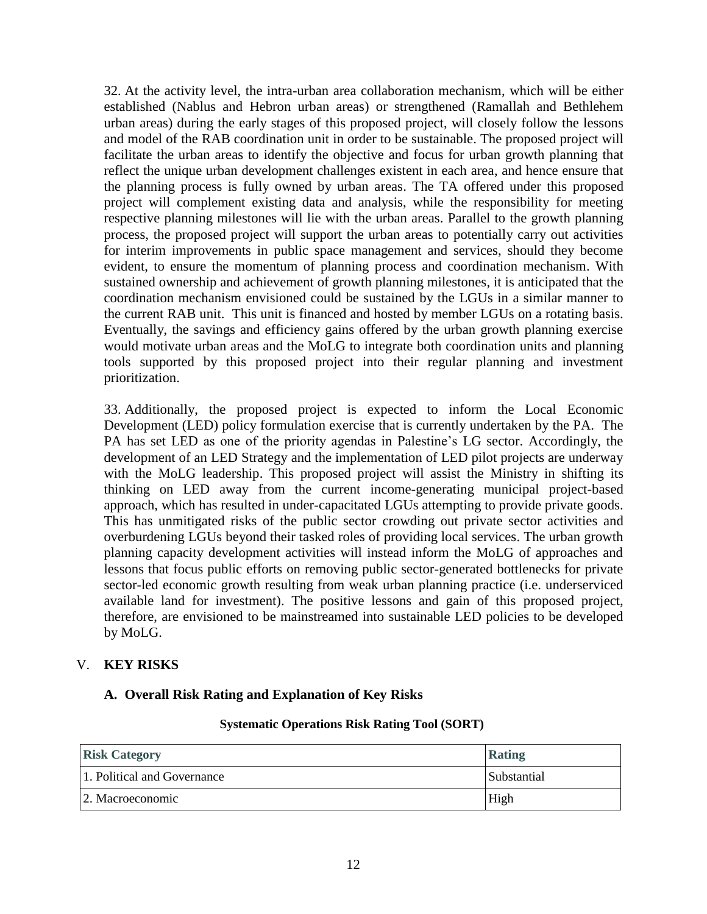32. At the activity level, the intra-urban area collaboration mechanism, which will be either established (Nablus and Hebron urban areas) or strengthened (Ramallah and Bethlehem urban areas) during the early stages of this proposed project, will closely follow the lessons and model of the RAB coordination unit in order to be sustainable. The proposed project will facilitate the urban areas to identify the objective and focus for urban growth planning that reflect the unique urban development challenges existent in each area, and hence ensure that the planning process is fully owned by urban areas. The TA offered under this proposed project will complement existing data and analysis, while the responsibility for meeting respective planning milestones will lie with the urban areas. Parallel to the growth planning process, the proposed project will support the urban areas to potentially carry out activities for interim improvements in public space management and services, should they become evident, to ensure the momentum of planning process and coordination mechanism. With sustained ownership and achievement of growth planning milestones, it is anticipated that the coordination mechanism envisioned could be sustained by the LGUs in a similar manner to the current RAB unit. This unit is financed and hosted by member LGUs on a rotating basis. Eventually, the savings and efficiency gains offered by the urban growth planning exercise would motivate urban areas and the MoLG to integrate both coordination units and planning tools supported by this proposed project into their regular planning and investment prioritization.

33. Additionally, the proposed project is expected to inform the Local Economic Development (LED) policy formulation exercise that is currently undertaken by the PA. The PA has set LED as one of the priority agendas in Palestine's LG sector. Accordingly, the development of an LED Strategy and the implementation of LED pilot projects are underway with the MoLG leadership. This proposed project will assist the Ministry in shifting its thinking on LED away from the current income-generating municipal project-based approach, which has resulted in under-capacitated LGUs attempting to provide private goods. This has unmitigated risks of the public sector crowding out private sector activities and overburdening LGUs beyond their tasked roles of providing local services. The urban growth planning capacity development activities will instead inform the MoLG of approaches and lessons that focus public efforts on removing public sector-generated bottlenecks for private sector-led economic growth resulting from weak urban planning practice (i.e. underserviced available land for investment). The positive lessons and gain of this proposed project, therefore, are envisioned to be mainstreamed into sustainable LED policies to be developed by MoLG.

## V. KEY RISKS

### A. Overall Risk Rating and Explanation of Key Risks

**Systematic Operations Risk Rating Tool (SORT)**

| Risk Category | Rating |
|---|---|
| 1. Political and Governance | Substantial |
| 2. Macroeconomic | High |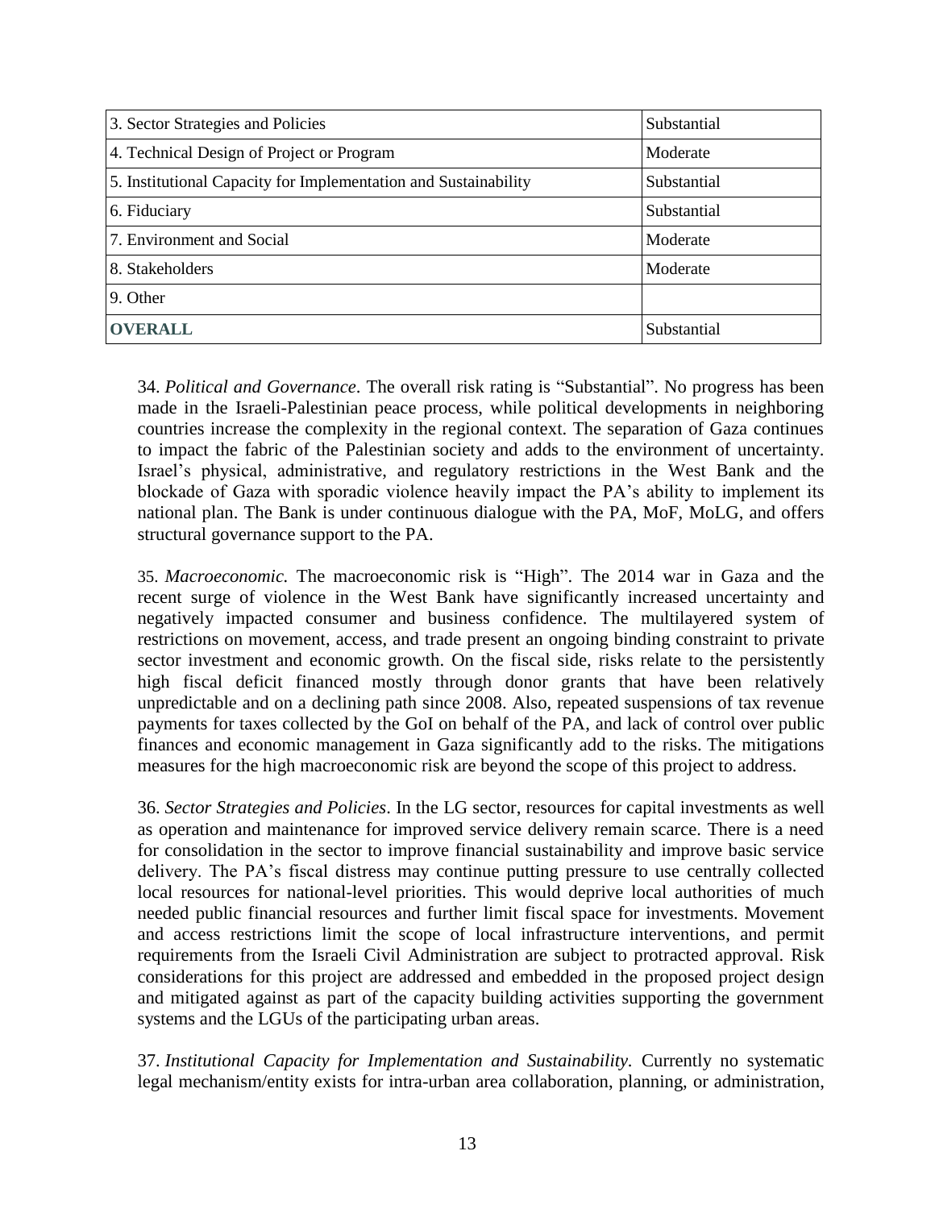| | |
|---|---|
| 3. Sector Strategies and Policies | Substantial |
| 4. Technical Design of Project or Program | Moderate |
| 5. Institutional Capacity for Implementation and Sustainability | Substantial |
| 6. Fiduciary | Substantial |
| 7. Environment and Social | Moderate |
| 8. Stakeholders | Moderate |
| 9. Other | |
| **OVERALL** | Substantial |

34. *Political and Governance*. The overall risk rating is "Substantial". No progress has been made in the Israeli-Palestinian peace process, while political developments in neighboring countries increase the complexity in the regional context. The separation of Gaza continues to impact the fabric of the Palestinian society and adds to the environment of uncertainty. Israel's physical, administrative, and regulatory restrictions in the West Bank and the blockade of Gaza with sporadic violence heavily impact the PA's ability to implement its national plan. The Bank is under continuous dialogue with the PA, MoF, MoLG, and offers structural governance support to the PA.

35. *Macroeconomic.* The macroeconomic risk is "High". The 2014 war in Gaza and the recent surge of violence in the West Bank have significantly increased uncertainty and negatively impacted consumer and business confidence. The multilayered system of restrictions on movement, access, and trade present an ongoing binding constraint to private sector investment and economic growth. On the fiscal side, risks relate to the persistently high fiscal deficit financed mostly through donor grants that have been relatively unpredictable and on a declining path since 2008. Also, repeated suspensions of tax revenue payments for taxes collected by the GoI on behalf of the PA, and lack of control over public finances and economic management in Gaza significantly add to the risks. The mitigations measures for the high macroeconomic risk are beyond the scope of this project to address.

36. *Sector Strategies and Policies*. In the LG sector, resources for capital investments as well as operation and maintenance for improved service delivery remain scarce. There is a need for consolidation in the sector to improve financial sustainability and improve basic service delivery. The PA's fiscal distress may continue putting pressure to use centrally collected local resources for national-level priorities. This would deprive local authorities of much needed public financial resources and further limit fiscal space for investments. Movement and access restrictions limit the scope of local infrastructure interventions, and permit requirements from the Israeli Civil Administration are subject to protracted approval. Risk considerations for this project are addressed and embedded in the proposed project design and mitigated against as part of the capacity building activities supporting the government systems and the LGUs of the participating urban areas.

37. *Institutional Capacity for Implementation and Sustainability.* Currently no systematic legal mechanism/entity exists for intra-urban area collaboration, planning, or administration,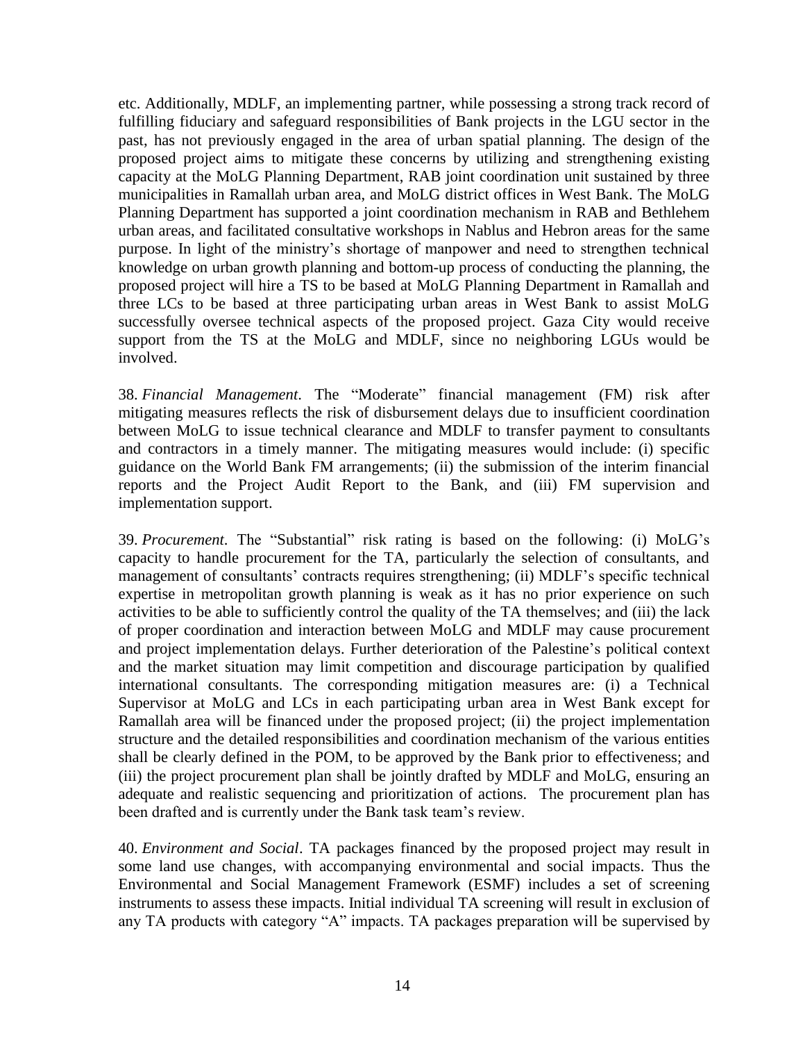etc. Additionally, MDLF, an implementing partner, while possessing a strong track record of fulfilling fiduciary and safeguard responsibilities of Bank projects in the LGU sector in the past, has not previously engaged in the area of urban spatial planning. The design of the proposed project aims to mitigate these concerns by utilizing and strengthening existing capacity at the MoLG Planning Department, RAB joint coordination unit sustained by three municipalities in Ramallah urban area, and MoLG district offices in West Bank. The MoLG Planning Department has supported a joint coordination mechanism in RAB and Bethlehem urban areas, and facilitated consultative workshops in Nablus and Hebron areas for the same purpose. In light of the ministry's shortage of manpower and need to strengthen technical knowledge on urban growth planning and bottom-up process of conducting the planning, the proposed project will hire a TS to be based at MoLG Planning Department in Ramallah and three LCs to be based at three participating urban areas in West Bank to assist MoLG successfully oversee technical aspects of the proposed project. Gaza City would receive support from the TS at the MoLG and MDLF, since no neighboring LGUs would be involved.

38. *Financial Management*. The "Moderate" financial management (FM) risk after mitigating measures reflects the risk of disbursement delays due to insufficient coordination between MoLG to issue technical clearance and MDLF to transfer payment to consultants and contractors in a timely manner. The mitigating measures would include: (i) specific guidance on the World Bank FM arrangements; (ii) the submission of the interim financial reports and the Project Audit Report to the Bank, and (iii) FM supervision and implementation support.

39. *Procurement*. The "Substantial" risk rating is based on the following: (i) MoLG's capacity to handle procurement for the TA, particularly the selection of consultants, and management of consultants' contracts requires strengthening; (ii) MDLF's specific technical expertise in metropolitan growth planning is weak as it has no prior experience on such activities to be able to sufficiently control the quality of the TA themselves; and (iii) the lack of proper coordination and interaction between MoLG and MDLF may cause procurement and project implementation delays. Further deterioration of the Palestine's political context and the market situation may limit competition and discourage participation by qualified international consultants. The corresponding mitigation measures are: (i) a Technical Supervisor at MoLG and LCs in each participating urban area in West Bank except for Ramallah area will be financed under the proposed project; (ii) the project implementation structure and the detailed responsibilities and coordination mechanism of the various entities shall be clearly defined in the POM, to be approved by the Bank prior to effectiveness; and (iii) the project procurement plan shall be jointly drafted by MDLF and MoLG, ensuring an adequate and realistic sequencing and prioritization of actions. The procurement plan has been drafted and is currently under the Bank task team's review.

40. *Environment and Social*. TA packages financed by the proposed project may result in some land use changes, with accompanying environmental and social impacts. Thus the Environmental and Social Management Framework (ESMF) includes a set of screening instruments to assess these impacts. Initial individual TA screening will result in exclusion of any TA products with category "A" impacts. TA packages preparation will be supervised by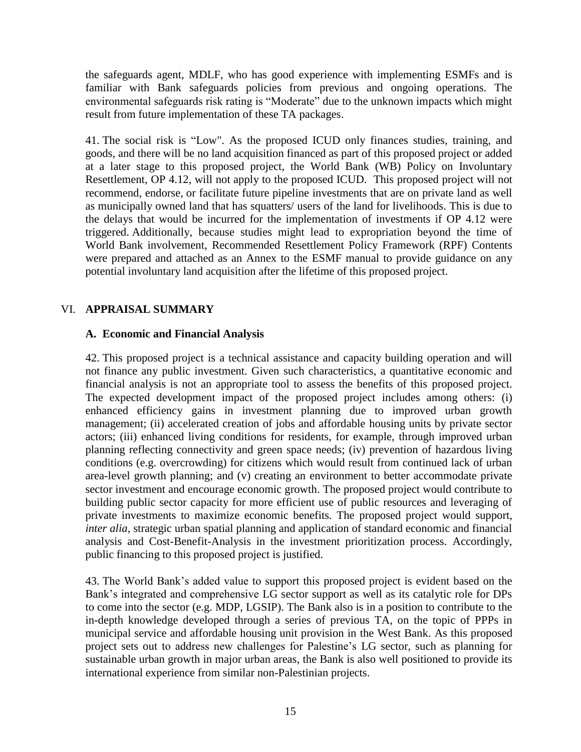the safeguards agent, MDLF, who has good experience with implementing ESMFs and is familiar with Bank safeguards policies from previous and ongoing operations. The environmental safeguards risk rating is "Moderate" due to the unknown impacts which might result from future implementation of these TA packages.

41. The social risk is "Low". As the proposed ICUD only finances studies, training, and goods, and there will be no land acquisition financed as part of this proposed project or added at a later stage to this proposed project, the World Bank (WB) Policy on Involuntary Resettlement, OP 4.12, will not apply to the proposed ICUD. This proposed project will not recommend, endorse, or facilitate future pipeline investments that are on private land as well as municipally owned land that has squatters/ users of the land for livelihoods. This is due to the delays that would be incurred for the implementation of investments if OP 4.12 were triggered. Additionally, because studies might lead to expropriation beyond the time of World Bank involvement, Recommended Resettlement Policy Framework (RPF) Contents were prepared and attached as an Annex to the ESMF manual to provide guidance on any potential involuntary land acquisition after the lifetime of this proposed project.

## VI. APPRAISAL SUMMARY

### A. Economic and Financial Analysis

42. This proposed project is a technical assistance and capacity building operation and will not finance any public investment. Given such characteristics, a quantitative economic and financial analysis is not an appropriate tool to assess the benefits of this proposed project. The expected development impact of the proposed project includes among others: (i) enhanced efficiency gains in investment planning due to improved urban growth management; (ii) accelerated creation of jobs and affordable housing units by private sector actors; (iii) enhanced living conditions for residents, for example, through improved urban planning reflecting connectivity and green space needs; (iv) prevention of hazardous living conditions (e.g. overcrowding) for citizens which would result from continued lack of urban area-level growth planning; and (v) creating an environment to better accommodate private sector investment and encourage economic growth. The proposed project would contribute to building public sector capacity for more efficient use of public resources and leveraging of private investments to maximize economic benefits. The proposed project would support, *inter alia*, strategic urban spatial planning and application of standard economic and financial analysis and Cost-Benefit-Analysis in the investment prioritization process. Accordingly, public financing to this proposed project is justified.

43. The World Bank's added value to support this proposed project is evident based on the Bank's integrated and comprehensive LG sector support as well as its catalytic role for DPs to come into the sector (e.g. MDP, LGSIP). The Bank also is in a position to contribute to the in-depth knowledge developed through a series of previous TA, on the topic of PPPs in municipal service and affordable housing unit provision in the West Bank. As this proposed project sets out to address new challenges for Palestine's LG sector, such as planning for sustainable urban growth in major urban areas, the Bank is also well positioned to provide its international experience from similar non-Palestinian projects.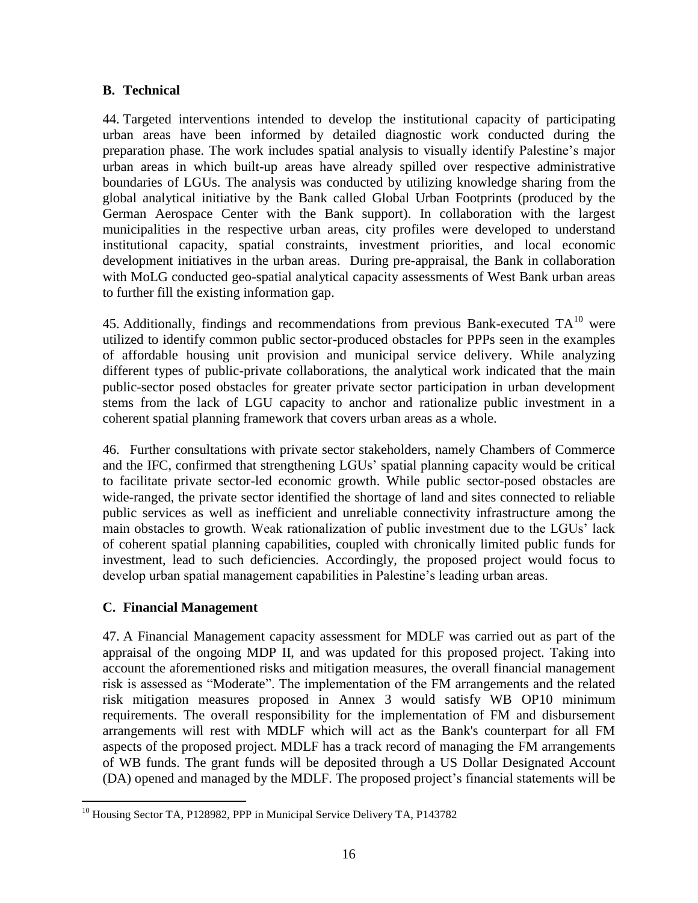## B. Technical

44. Targeted interventions intended to develop the institutional capacity of participating urban areas have been informed by detailed diagnostic work conducted during the preparation phase. The work includes spatial analysis to visually identify Palestine's major urban areas in which built-up areas have already spilled over respective administrative boundaries of LGUs. The analysis was conducted by utilizing knowledge sharing from the global analytical initiative by the Bank called Global Urban Footprints (produced by the German Aerospace Center with the Bank support). In collaboration with the largest municipalities in the respective urban areas, city profiles were developed to understand institutional capacity, spatial constraints, investment priorities, and local economic development initiatives in the urban areas. During pre-appraisal, the Bank in collaboration with MoLG conducted geo-spatial analytical capacity assessments of West Bank urban areas to further fill the existing information gap.

45. Additionally, findings and recommendations from previous Bank-executed TA[10] were utilized to identify common public sector-produced obstacles for PPPs seen in the examples of affordable housing unit provision and municipal service delivery. While analyzing different types of public-private collaborations, the analytical work indicated that the main public-sector posed obstacles for greater private sector participation in urban development stems from the lack of LGU capacity to anchor and rationalize public investment in a coherent spatial planning framework that covers urban areas as a whole.

46. Further consultations with private sector stakeholders, namely Chambers of Commerce and the IFC, confirmed that strengthening LGUs' spatial planning capacity would be critical to facilitate private sector-led economic growth. While public sector-posed obstacles are wide-ranged, the private sector identified the shortage of land and sites connected to reliable public services as well as inefficient and unreliable connectivity infrastructure among the main obstacles to growth. Weak rationalization of public investment due to the LGUs' lack of coherent spatial planning capabilities, coupled with chronically limited public funds for investment, lead to such deficiencies. Accordingly, the proposed project would focus to develop urban spatial management capabilities in Palestine's leading urban areas.

## C. Financial Management

47. A Financial Management capacity assessment for MDLF was carried out as part of the appraisal of the ongoing MDP II, and was updated for this proposed project. Taking into account the aforementioned risks and mitigation measures, the overall financial management risk is assessed as "Moderate". The implementation of the FM arrangements and the related risk mitigation measures proposed in Annex 3 would satisfy WB OP10 minimum requirements. The overall responsibility for the implementation of FM and disbursement arrangements will rest with MDLF which will act as the Bank's counterpart for all FM aspects of the proposed project. MDLF has a track record of managing the FM arrangements of WB funds. The grant funds will be deposited through a US Dollar Designated Account (DA) opened and managed by the MDLF. The proposed project's financial statements will be

[10] Housing Sector TA, P128982, PPP in Municipal Service Delivery TA, P143782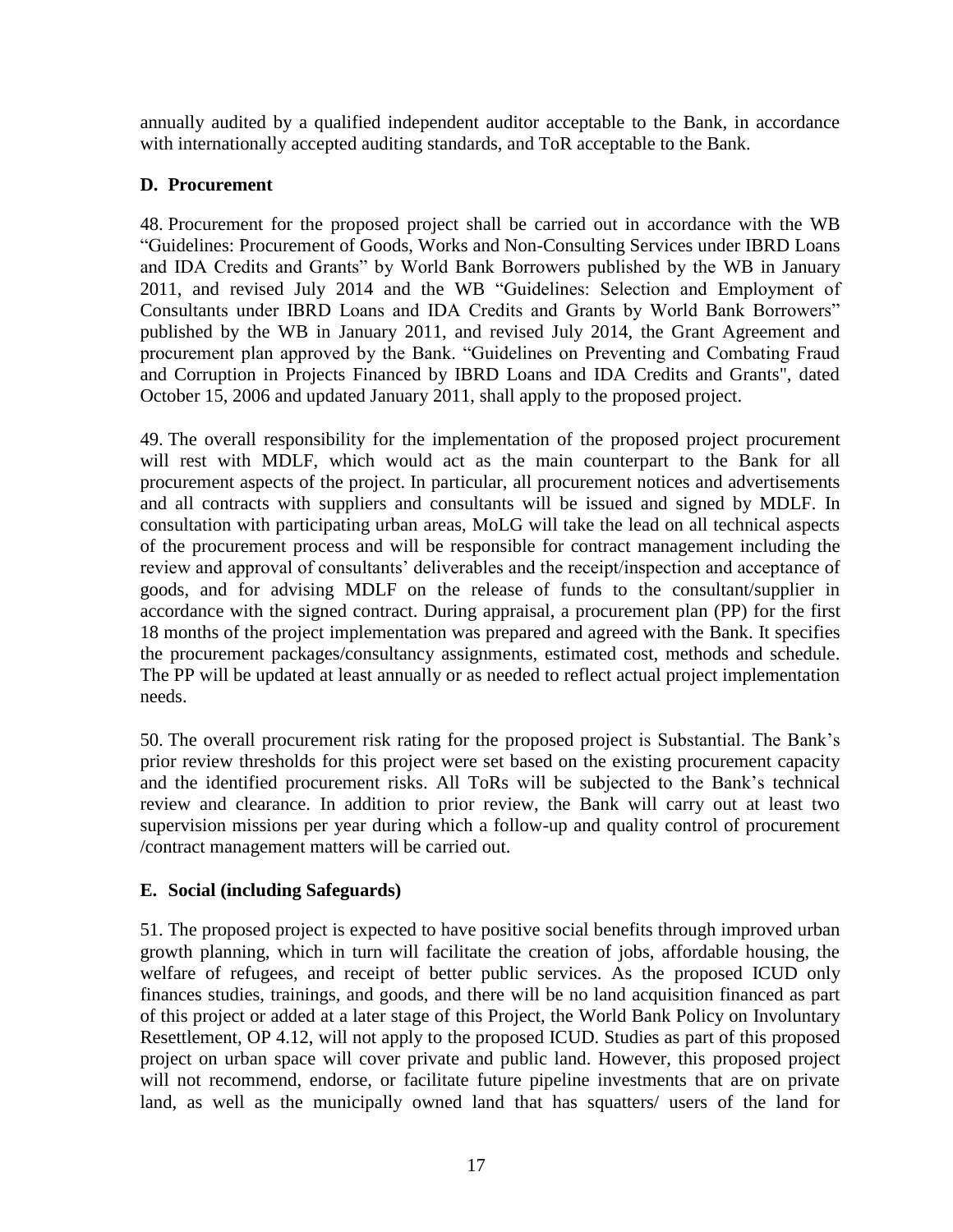annually audited by a qualified independent auditor acceptable to the Bank, in accordance with internationally accepted auditing standards, and ToR acceptable to the Bank.

### D. Procurement

48. Procurement for the proposed project shall be carried out in accordance with the WB "Guidelines: Procurement of Goods, Works and Non-Consulting Services under IBRD Loans and IDA Credits and Grants" by World Bank Borrowers published by the WB in January 2011, and revised July 2014 and the WB "Guidelines: Selection and Employment of Consultants under IBRD Loans and IDA Credits and Grants by World Bank Borrowers" published by the WB in January 2011, and revised July 2014, the Grant Agreement and procurement plan approved by the Bank. "Guidelines on Preventing and Combating Fraud and Corruption in Projects Financed by IBRD Loans and IDA Credits and Grants", dated October 15, 2006 and updated January 2011, shall apply to the proposed project.

49. The overall responsibility for the implementation of the proposed project procurement will rest with MDLF, which would act as the main counterpart to the Bank for all procurement aspects of the project. In particular, all procurement notices and advertisements and all contracts with suppliers and consultants will be issued and signed by MDLF. In consultation with participating urban areas, MoLG will take the lead on all technical aspects of the procurement process and will be responsible for contract management including the review and approval of consultants' deliverables and the receipt/inspection and acceptance of goods, and for advising MDLF on the release of funds to the consultant/supplier in accordance with the signed contract. During appraisal, a procurement plan (PP) for the first 18 months of the project implementation was prepared and agreed with the Bank. It specifies the procurement packages/consultancy assignments, estimated cost, methods and schedule. The PP will be updated at least annually or as needed to reflect actual project implementation needs.

50. The overall procurement risk rating for the proposed project is Substantial. The Bank's prior review thresholds for this project were set based on the existing procurement capacity and the identified procurement risks. All ToRs will be subjected to the Bank's technical review and clearance. In addition to prior review, the Bank will carry out at least two supervision missions per year during which a follow-up and quality control of procurement /contract management matters will be carried out.

### E. Social (including Safeguards)

51. The proposed project is expected to have positive social benefits through improved urban growth planning, which in turn will facilitate the creation of jobs, affordable housing, the welfare of refugees, and receipt of better public services. As the proposed ICUD only finances studies, trainings, and goods, and there will be no land acquisition financed as part of this project or added at a later stage of this Project, the World Bank Policy on Involuntary Resettlement, OP 4.12, will not apply to the proposed ICUD. Studies as part of this proposed project on urban space will cover private and public land. However, this proposed project will not recommend, endorse, or facilitate future pipeline investments that are on private land, as well as the municipally owned land that has squatters/ users of the land for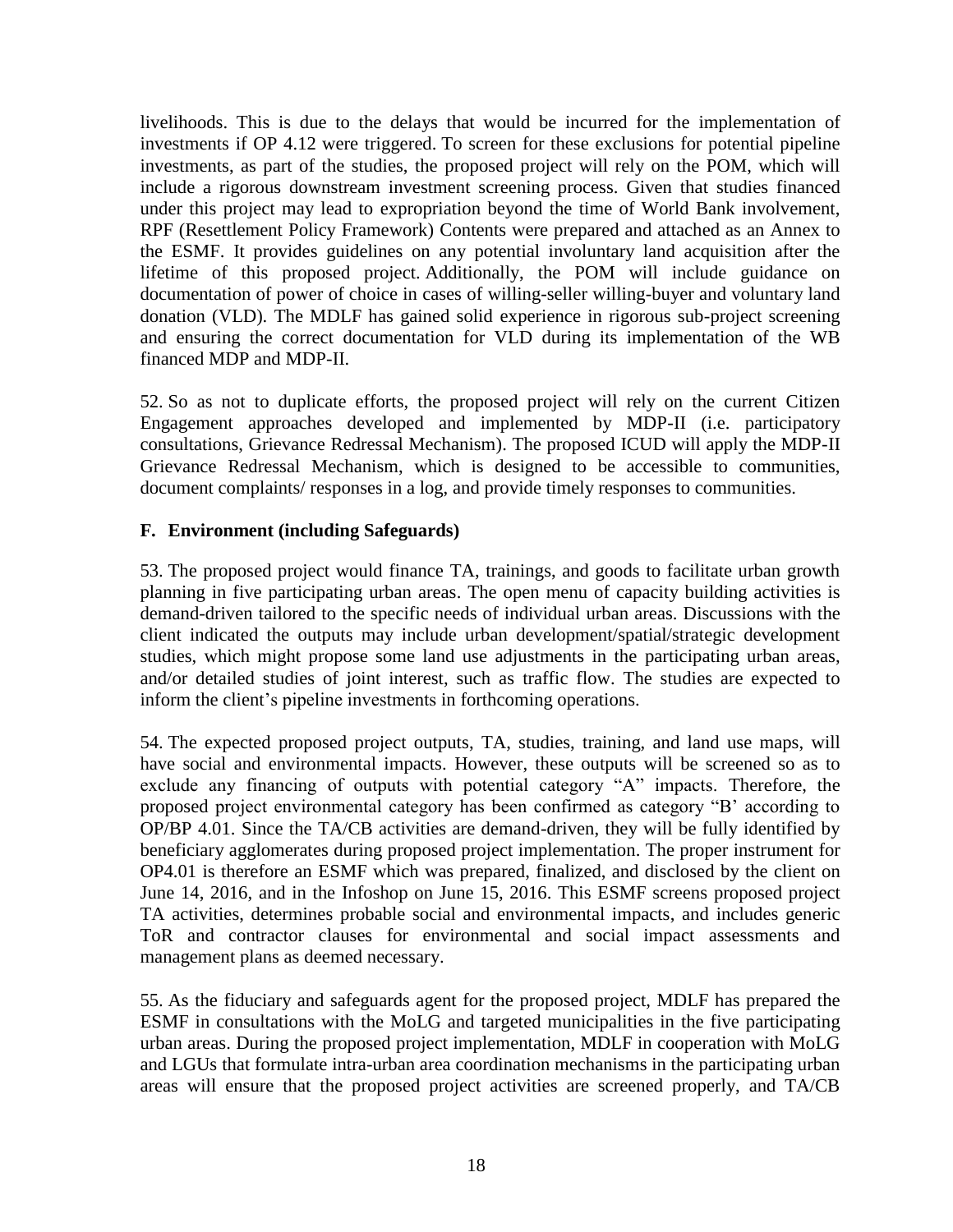livelihoods. This is due to the delays that would be incurred for the implementation of investments if OP 4.12 were triggered. To screen for these exclusions for potential pipeline investments, as part of the studies, the proposed project will rely on the POM, which will include a rigorous downstream investment screening process. Given that studies financed under this project may lead to expropriation beyond the time of World Bank involvement, RPF (Resettlement Policy Framework) Contents were prepared and attached as an Annex to the ESMF. It provides guidelines on any potential involuntary land acquisition after the lifetime of this proposed project. Additionally, the POM will include guidance on documentation of power of choice in cases of willing-seller willing-buyer and voluntary land donation (VLD). The MDLF has gained solid experience in rigorous sub-project screening and ensuring the correct documentation for VLD during its implementation of the WB financed MDP and MDP-II.

52. So as not to duplicate efforts, the proposed project will rely on the current Citizen Engagement approaches developed and implemented by MDP-II (i.e. participatory consultations, Grievance Redressal Mechanism). The proposed ICUD will apply the MDP-II Grievance Redressal Mechanism, which is designed to be accessible to communities, document complaints/ responses in a log, and provide timely responses to communities.

### F. Environment (including Safeguards)

53. The proposed project would finance TA, trainings, and goods to facilitate urban growth planning in five participating urban areas. The open menu of capacity building activities is demand-driven tailored to the specific needs of individual urban areas. Discussions with the client indicated the outputs may include urban development/spatial/strategic development studies, which might propose some land use adjustments in the participating urban areas, and/or detailed studies of joint interest, such as traffic flow. The studies are expected to inform the client's pipeline investments in forthcoming operations.

54. The expected proposed project outputs, TA, studies, training, and land use maps, will have social and environmental impacts. However, these outputs will be screened so as to exclude any financing of outputs with potential category "A" impacts. Therefore, the proposed project environmental category has been confirmed as category "B' according to OP/BP 4.01. Since the TA/CB activities are demand-driven, they will be fully identified by beneficiary agglomerates during proposed project implementation. The proper instrument for OP4.01 is therefore an ESMF which was prepared, finalized, and disclosed by the client on June 14, 2016, and in the Infoshop on June 15, 2016. This ESMF screens proposed project TA activities, determines probable social and environmental impacts, and includes generic ToR and contractor clauses for environmental and social impact assessments and management plans as deemed necessary.

55. As the fiduciary and safeguards agent for the proposed project, MDLF has prepared the ESMF in consultations with the MoLG and targeted municipalities in the five participating urban areas. During the proposed project implementation, MDLF in cooperation with MoLG and LGUs that formulate intra-urban area coordination mechanisms in the participating urban areas will ensure that the proposed project activities are screened properly, and TA/CB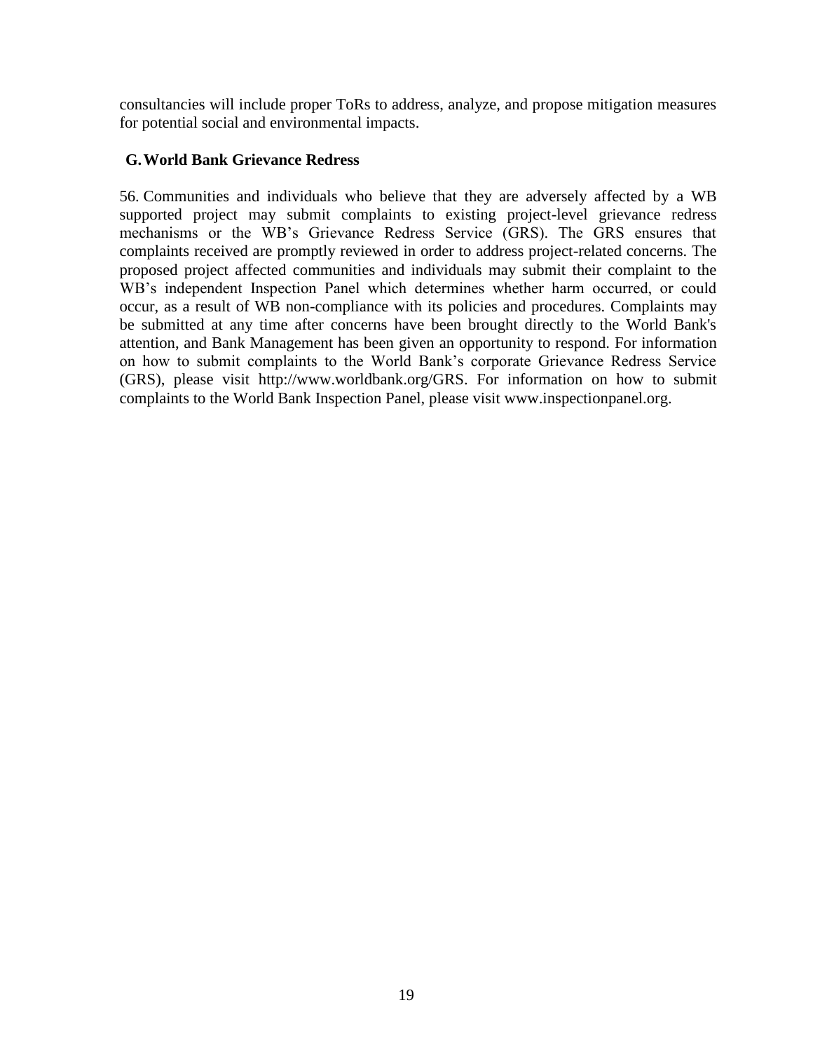consultancies will include proper ToRs to address, analyze, and propose mitigation measures for potential social and environmental impacts.

## G. World Bank Grievance Redress

56. Communities and individuals who believe that they are adversely affected by a WB supported project may submit complaints to existing project-level grievance redress mechanisms or the WB's Grievance Redress Service (GRS). The GRS ensures that complaints received are promptly reviewed in order to address project-related concerns. The proposed project affected communities and individuals may submit their complaint to the WB's independent Inspection Panel which determines whether harm occurred, or could occur, as a result of WB non-compliance with its policies and procedures. Complaints may be submitted at any time after concerns have been brought directly to the World Bank's attention, and Bank Management has been given an opportunity to respond. For information on how to submit complaints to the World Bank's corporate Grievance Redress Service (GRS), please visit http://www.worldbank.org/GRS. For information on how to submit complaints to the World Bank Inspection Panel, please visit www.inspectionpanel.org.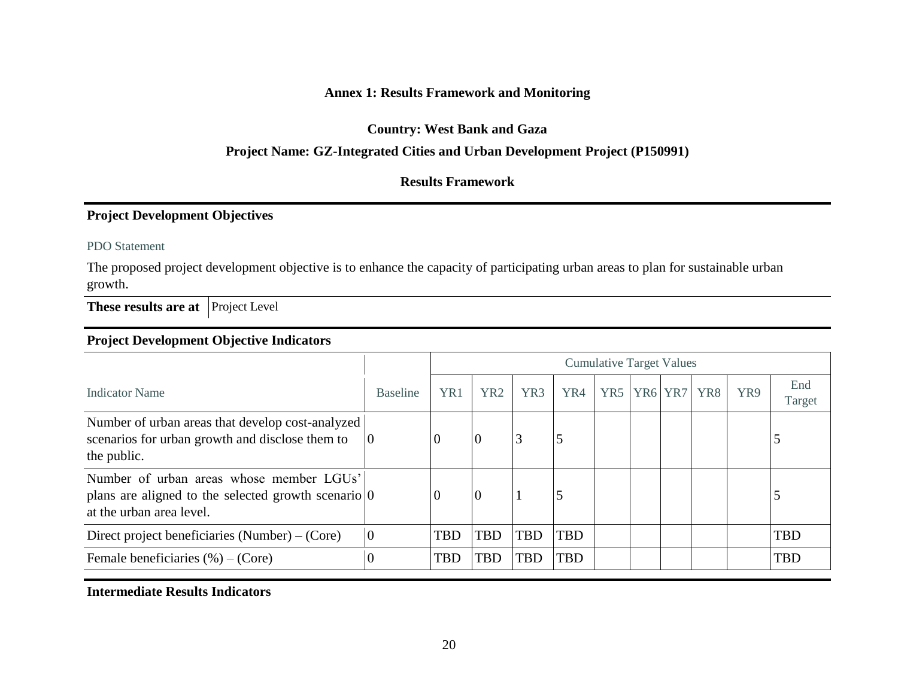## Annex 1: Results Framework and Monitoring

**Country: West Bank and Gaza**

**Project Name: GZ-Integrated Cities and Urban Development Project (P150991)**

**Results Framework**

### Project Development Objectives

PDO Statement

The proposed project development objective is to enhance the capacity of participating urban areas to plan for sustainable urban growth.

| **These results are at** | Project Level |
|---|---|

### Project Development Objective Indicators

| | | Cumulative Target Values | | | | | | | | | |
|---|---|---|---|---|---|---|---|---|---|---|---|
| Indicator Name | Baseline | YR1 | YR2 | YR3 | YR4 | YR5 | YR6 | YR7 | YR8 | YR9 | End Target |
| Number of urban areas that develop cost-analyzed scenarios for urban growth and disclose them to the public. | 0 | 0 | 0 | 3 | 5 | | | | | | 5 |
| Number of urban areas whose member LGUs' plans are aligned to the selected growth scenario at the urban area level. | 0 | 0 | 0 | 1 | 5 | | | | | | 5 |
| Direct project beneficiaries (Number) – (Core) | 0 | TBD | TBD | TBD | TBD | | | | | | TBD |
| Female beneficiaries (%) – (Core) | 0 | TBD | TBD | TBD | TBD | | | | | | TBD |

### Intermediate Results Indicators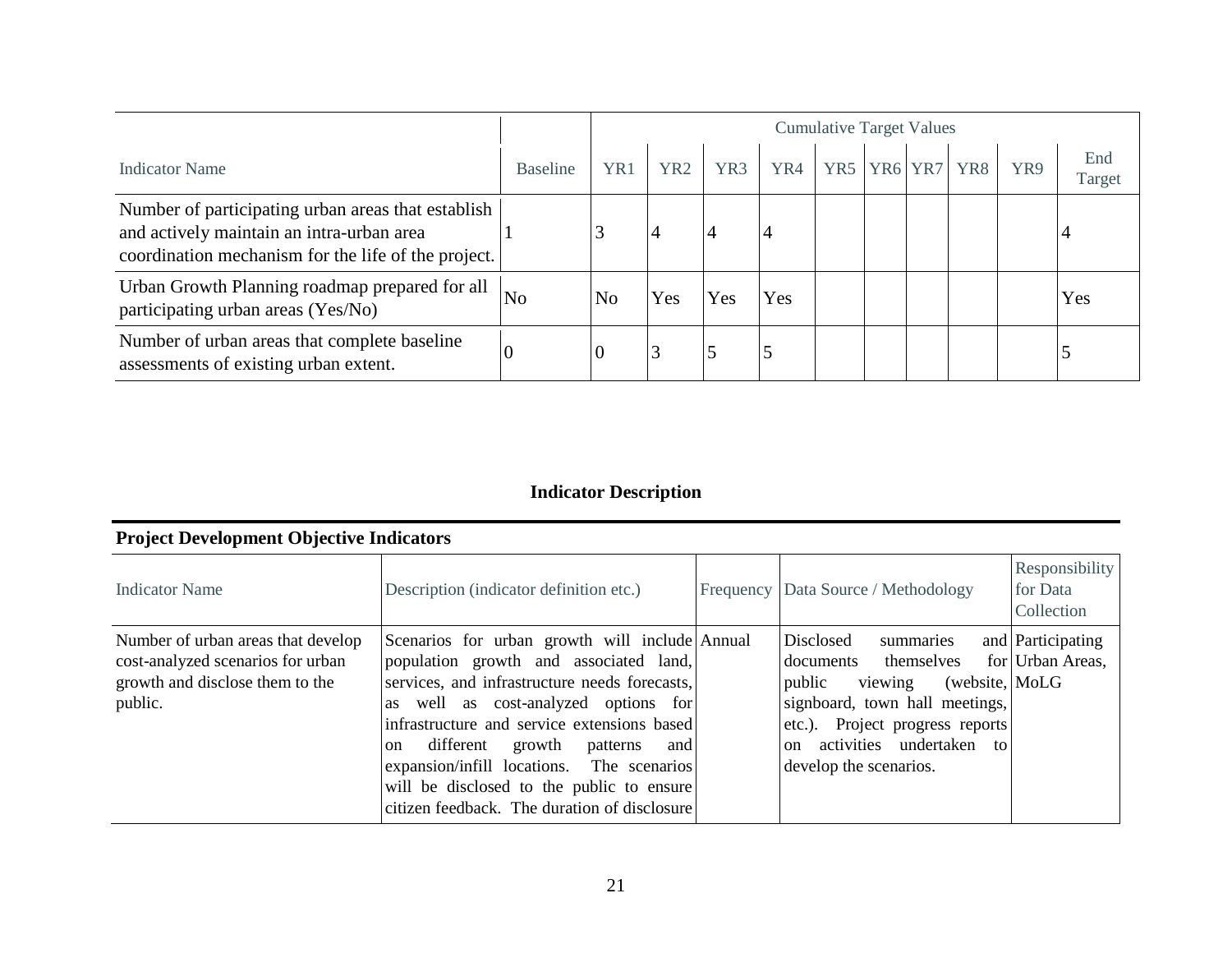| Indicator Name | Baseline | Cumulative Target Values | | | | | | | | | |
|---|---|---|---|---|---|---|---|---|---|---|---|
| | | YR1 | YR2 | YR3 | YR4 | YR5 | YR6 | YR7 | YR8 | YR9 | End Target |
| Number of participating urban areas that establish and actively maintain an intra-urban area coordination mechanism for the life of the project. | 1 | 3 | 4 | 4 | 4 | | | | | | 4 |
| Urban Growth Planning roadmap prepared for all participating urban areas (Yes/No) | No | No | Yes | Yes | Yes | | | | | | Yes |
| Number of urban areas that complete baseline assessments of existing urban extent. | 0 | 0 | 3 | 5 | 5 | | | | | | 5 |

**Indicator Description**

**Project Development Objective Indicators**

| Indicator Name | Description (indicator definition etc.) | Frequency | Data Source / Methodology | Responsibility for Data Collection |
|---|---|---|---|---|
| Number of urban areas that develop cost-analyzed scenarios for urban growth and disclose them to the public. | Scenarios for urban growth will include population growth and associated land, services, and infrastructure needs forecasts, as well as cost-analyzed options for infrastructure and service extensions based on different growth patterns and expansion/infill locations. The scenarios will be disclosed to the public to ensure citizen feedback. The duration of disclosure | Annual | Disclosed summaries and documents themselves for public viewing (website, signboard, town hall meetings, etc.). Project progress reports on activities undertaken to develop the scenarios. | Participating Urban Areas, MoLG |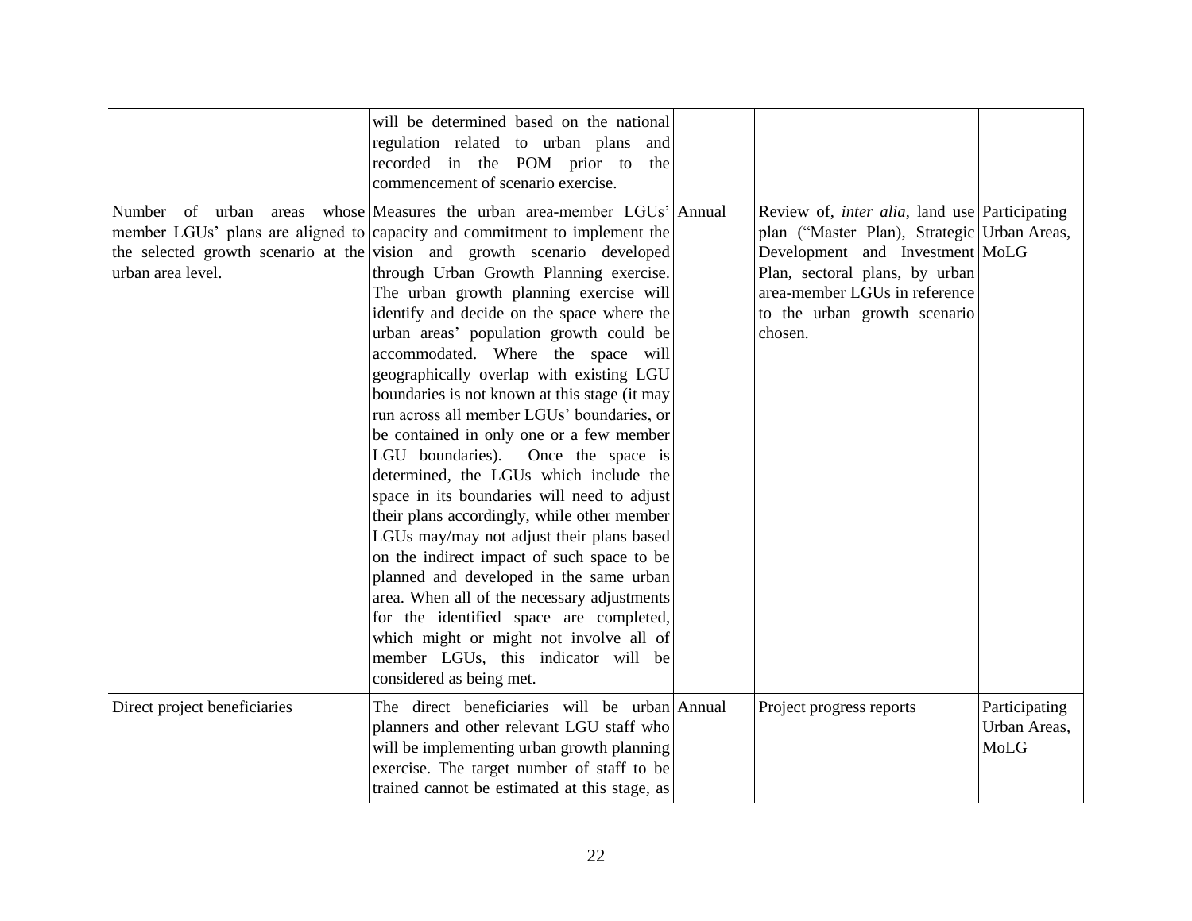| | | | | |
|---|---|---|---|---|
| | will be determined based on the national regulation related to urban plans and recorded in the POM prior to the commencement of scenario exercise. | | | |
| Number of urban areas whose member LGUs' plans are aligned to the selected growth scenario at the urban area level. | Measures the urban area-member LGUs' capacity and commitment to implement the vision and growth scenario developed through Urban Growth Planning exercise. The urban growth planning exercise will identify and decide on the space where the urban areas' population growth could be accommodated. Where the space will geographically overlap with existing LGU boundaries is not known at this stage (it may run across all member LGUs' boundaries, or be contained in only one or a few member LGU boundaries). Once the space is determined, the LGUs which include the space in its boundaries will need to adjust their plans accordingly, while other member LGUs may/may not adjust their plans based on the indirect impact of such space to be planned and developed in the same urban area. When all of the necessary adjustments for the identified space are completed, which might or might not involve all of member LGUs, this indicator will be considered as being met. | Annual | Review of, *inter alia*, land use plan ("Master Plan), Strategic Development and Investment Plan, sectoral plans, by urban area-member LGUs in reference to the urban growth scenario chosen. | Participating Urban Areas, MoLG |
| Direct project beneficiaries | The direct beneficiaries will be urban planners and other relevant LGU staff who will be implementing urban growth planning exercise. The target number of staff to be trained cannot be estimated at this stage, as | Annual | Project progress reports | Participating Urban Areas, MoLG |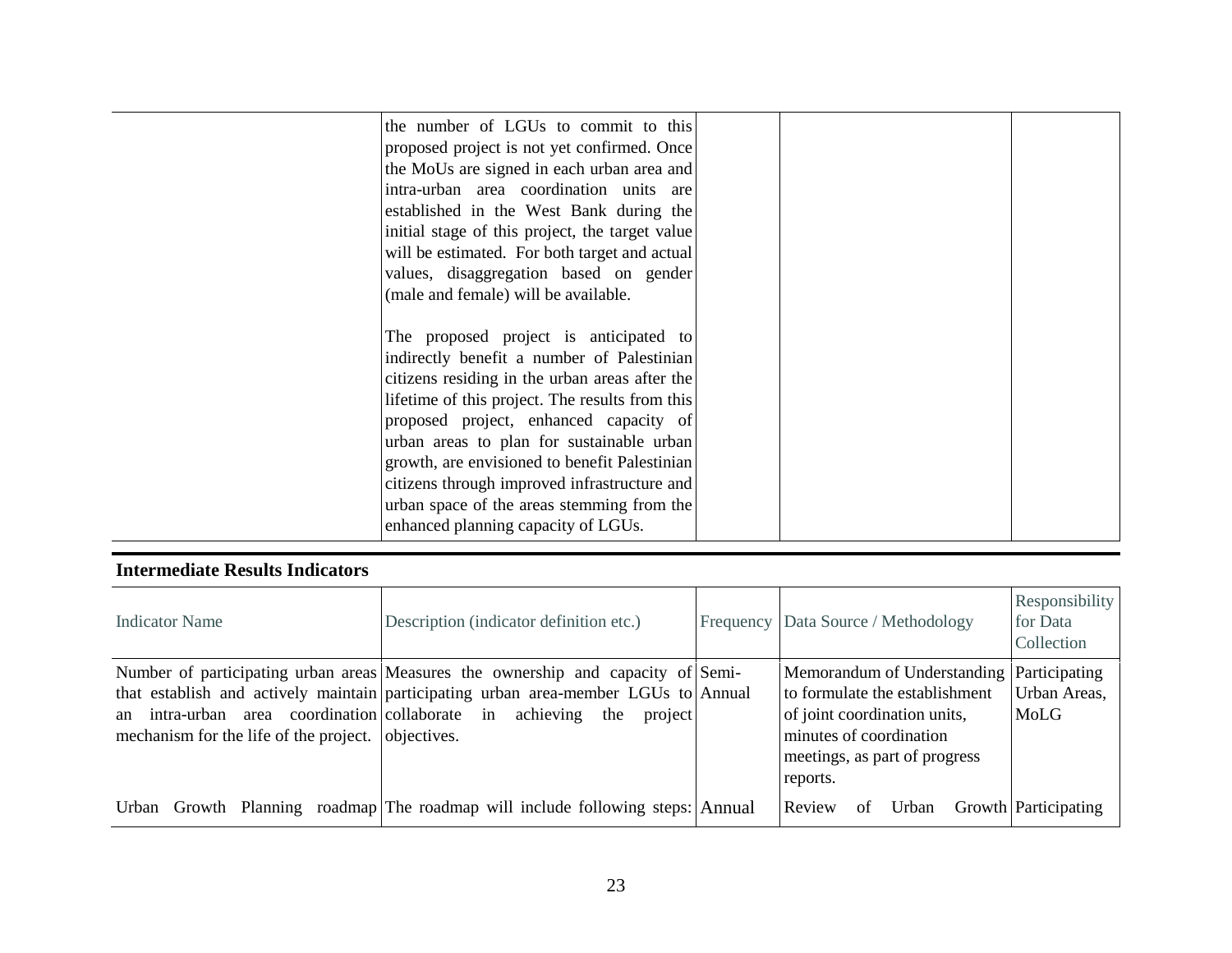| | | | | |
|---|---|---|---|---|
| | the number of LGUs to commit to this proposed project is not yet confirmed. Once the MoUs are signed in each urban area and intra-urban area coordination units are established in the West Bank during the initial stage of this project, the target value will be estimated. For both target and actual values, disaggregation based on gender (male and female) will be available.<br><br>The proposed project is anticipated to indirectly benefit a number of Palestinian citizens residing in the urban areas after the lifetime of this project. The results from this proposed project, enhanced capacity of urban areas to plan for sustainable urban growth, are envisioned to benefit Palestinian citizens through improved infrastructure and urban space of the areas stemming from the enhanced planning capacity of LGUs. | | | |

**Intermediate Results Indicators**

| Indicator Name | Description (indicator definition etc.) | Frequency | Data Source / Methodology | Responsibility for Data Collection |
|---|---|---|---|---|
| Number of participating urban areas that establish and actively maintain an intra-urban area coordination mechanism for the life of the project. | Measures the ownership and capacity of participating urban area-member LGUs to collaborate in achieving the project objectives. | Semi-Annual | Memorandum of Understanding to formulate the establishment of joint coordination units, minutes of coordination meetings, as part of progress reports. | Participating Urban Areas, MoLG |
| Urban Growth Planning roadmap | The roadmap will include following steps: | Annual | Review of Urban Growth | Participating |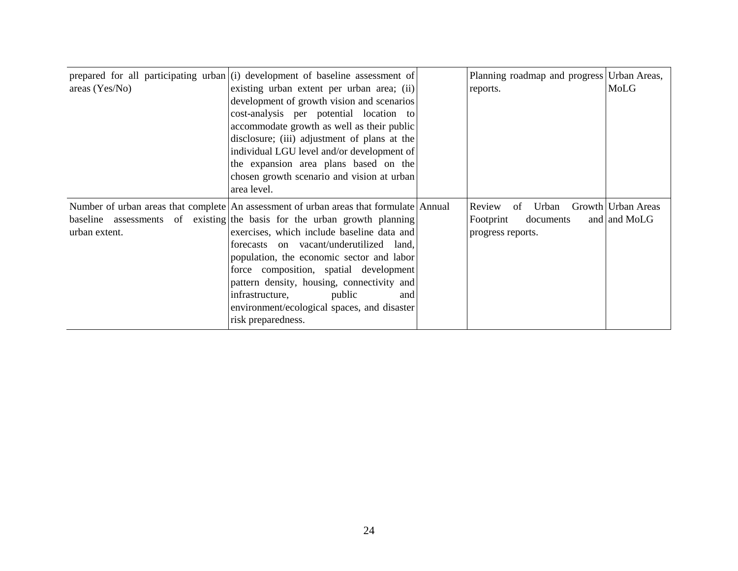| | | | | |
|---|---|---|---|---|
| prepared for all participating urban areas (Yes/No) | (i) development of baseline assessment of existing urban extent per urban area; (ii) development of growth vision and scenarios cost-analysis per potential location to accommodate growth as well as their public disclosure; (iii) adjustment of plans at the individual LGU level and/or development of the expansion area plans based on the chosen growth scenario and vision at urban area level. | | Planning roadmap and progress reports. | Urban Areas, MoLG |
| Number of urban areas that complete baseline assessments of existing urban extent. | An assessment of urban areas that formulate the basis for the urban growth planning exercises, which include baseline data and forecasts on vacant/underutilized land, population, the economic sector and labor force composition, spatial development pattern density, housing, connectivity and infrastructure, public and environment/ecological spaces, and disaster risk preparedness. | Annual | Review of Urban Growth Footprint documents and progress reports. | Urban Areas and MoLG |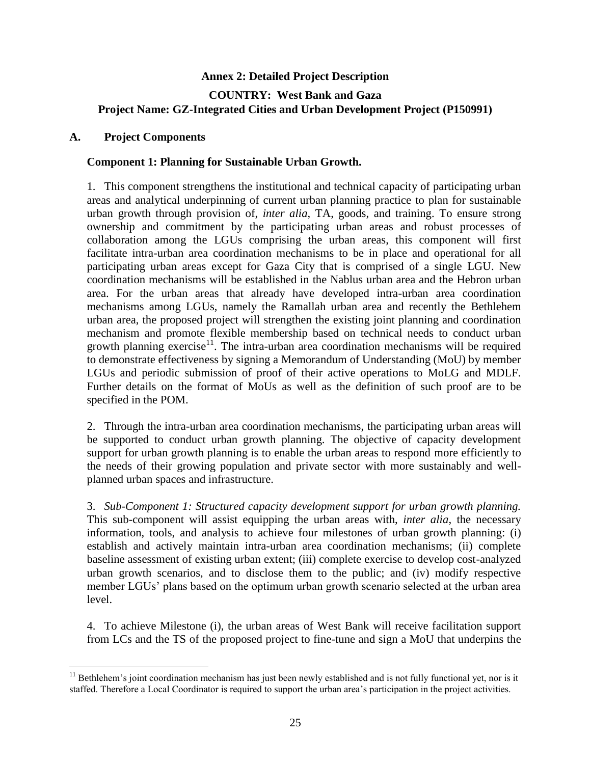## Annex 2: Detailed Project Description

### COUNTRY: West Bank and Gaza

### Project Name: GZ-Integrated Cities and Urban Development Project (P150991)

### A. Project Components

**Component 1: Planning for Sustainable Urban Growth.**

1. This component strengthens the institutional and technical capacity of participating urban areas and analytical underpinning of current urban planning practice to plan for sustainable urban growth through provision of, *inter alia*, TA, goods, and training. To ensure strong ownership and commitment by the participating urban areas and robust processes of collaboration among the LGUs comprising the urban areas, this component will first facilitate intra-urban area coordination mechanisms to be in place and operational for all participating urban areas except for Gaza City that is comprised of a single LGU. New coordination mechanisms will be established in the Nablus urban area and the Hebron urban area. For the urban areas that already have developed intra-urban area coordination mechanisms among LGUs, namely the Ramallah urban area and recently the Bethlehem urban area, the proposed project will strengthen the existing joint planning and coordination mechanism and promote flexible membership based on technical needs to conduct urban growth planning exercise[11]. The intra-urban area coordination mechanisms will be required to demonstrate effectiveness by signing a Memorandum of Understanding (MoU) by member LGUs and periodic submission of proof of their active operations to MoLG and MDLF. Further details on the format of MoUs as well as the definition of such proof are to be specified in the POM.

2. Through the intra-urban area coordination mechanisms, the participating urban areas will be supported to conduct urban growth planning. The objective of capacity development support for urban growth planning is to enable the urban areas to respond more efficiently to the needs of their growing population and private sector with more sustainably and well-planned urban spaces and infrastructure.

3. *Sub-Component 1: Structured capacity development support for urban growth planning.* This sub-component will assist equipping the urban areas with, *inter alia*, the necessary information, tools, and analysis to achieve four milestones of urban growth planning: (i) establish and actively maintain intra-urban area coordination mechanisms; (ii) complete baseline assessment of existing urban extent; (iii) complete exercise to develop cost-analyzed urban growth scenarios, and to disclose them to the public; and (iv) modify respective member LGUs' plans based on the optimum urban growth scenario selected at the urban area level.

4. To achieve Milestone (i), the urban areas of West Bank will receive facilitation support from LCs and the TS of the proposed project to fine-tune and sign a MoU that underpins the

[11] Bethlehem's joint coordination mechanism has just been newly established and is not fully functional yet, nor is it staffed. Therefore a Local Coordinator is required to support the urban area's participation in the project activities.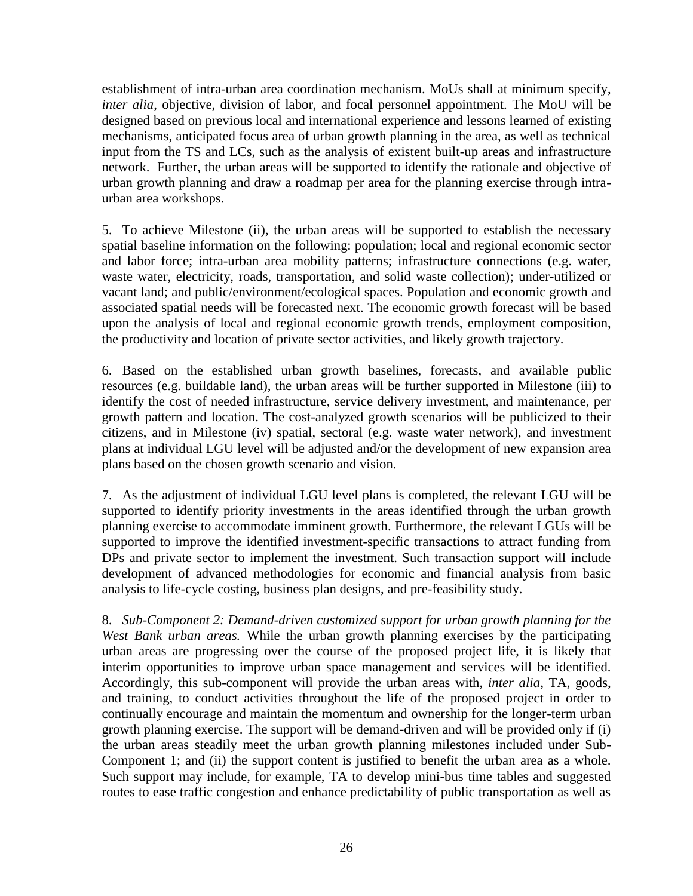establishment of intra-urban area coordination mechanism. MoUs shall at minimum specify, *inter alia*, objective, division of labor, and focal personnel appointment. The MoU will be designed based on previous local and international experience and lessons learned of existing mechanisms, anticipated focus area of urban growth planning in the area, as well as technical input from the TS and LCs, such as the analysis of existent built-up areas and infrastructure network. Further, the urban areas will be supported to identify the rationale and objective of urban growth planning and draw a roadmap per area for the planning exercise through intra-urban area workshops.

5. To achieve Milestone (ii), the urban areas will be supported to establish the necessary spatial baseline information on the following: population; local and regional economic sector and labor force; intra-urban area mobility patterns; infrastructure connections (e.g. water, waste water, electricity, roads, transportation, and solid waste collection); under-utilized or vacant land; and public/environment/ecological spaces. Population and economic growth and associated spatial needs will be forecasted next. The economic growth forecast will be based upon the analysis of local and regional economic growth trends, employment composition, the productivity and location of private sector activities, and likely growth trajectory.

6. Based on the established urban growth baselines, forecasts, and available public resources (e.g. buildable land), the urban areas will be further supported in Milestone (iii) to identify the cost of needed infrastructure, service delivery investment, and maintenance, per growth pattern and location. The cost-analyzed growth scenarios will be publicized to their citizens, and in Milestone (iv) spatial, sectoral (e.g. waste water network), and investment plans at individual LGU level will be adjusted and/or the development of new expansion area plans based on the chosen growth scenario and vision.

7. As the adjustment of individual LGU level plans is completed, the relevant LGU will be supported to identify priority investments in the areas identified through the urban growth planning exercise to accommodate imminent growth. Furthermore, the relevant LGUs will be supported to improve the identified investment-specific transactions to attract funding from DPs and private sector to implement the investment. Such transaction support will include development of advanced methodologies for economic and financial analysis from basic analysis to life-cycle costing, business plan designs, and pre-feasibility study.

8. *Sub-Component 2: Demand-driven customized support for urban growth planning for the West Bank urban areas.* While the urban growth planning exercises by the participating urban areas are progressing over the course of the proposed project life, it is likely that interim opportunities to improve urban space management and services will be identified. Accordingly, this sub-component will provide the urban areas with, *inter alia*, TA, goods, and training, to conduct activities throughout the life of the proposed project in order to continually encourage and maintain the momentum and ownership for the longer-term urban growth planning exercise. The support will be demand-driven and will be provided only if (i) the urban areas steadily meet the urban growth planning milestones included under Sub-Component 1; and (ii) the support content is justified to benefit the urban area as a whole. Such support may include, for example, TA to develop mini-bus time tables and suggested routes to ease traffic congestion and enhance predictability of public transportation as well as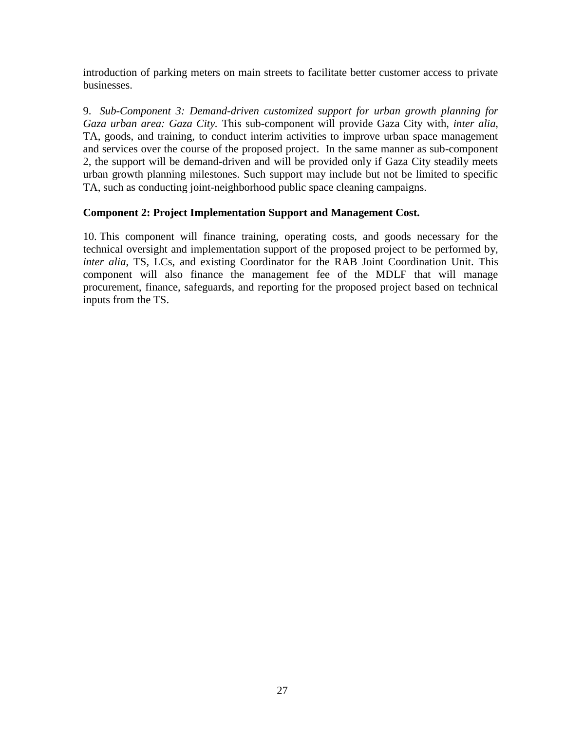introduction of parking meters on main streets to facilitate better customer access to private businesses.

9. *Sub-Component 3: Demand-driven customized support for urban growth planning for Gaza urban area: Gaza City.* This sub-component will provide Gaza City with, *inter alia,* TA, goods, and training, to conduct interim activities to improve urban space management and services over the course of the proposed project. In the same manner as sub-component 2, the support will be demand-driven and will be provided only if Gaza City steadily meets urban growth planning milestones. Such support may include but not be limited to specific TA, such as conducting joint-neighborhood public space cleaning campaigns.

**Component 2: Project Implementation Support and Management Cost.**

10. This component will finance training, operating costs, and goods necessary for the technical oversight and implementation support of the proposed project to be performed by, *inter alia,* TS, LCs, and existing Coordinator for the RAB Joint Coordination Unit. This component will also finance the management fee of the MDLF that will manage procurement, finance, safeguards, and reporting for the proposed project based on technical inputs from the TS.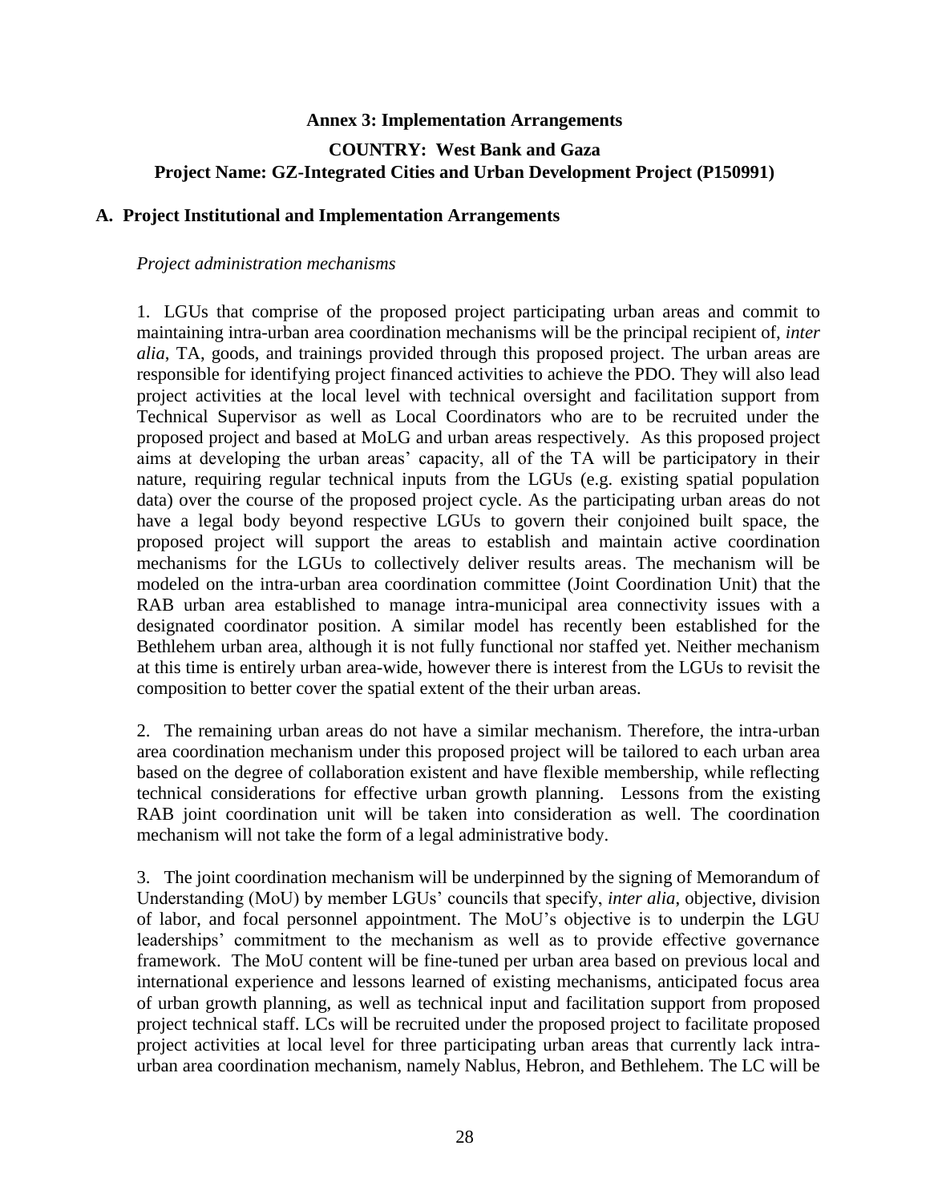**Annex 3: Implementation Arrangements**

**COUNTRY: West Bank and Gaza**
**Project Name: GZ-Integrated Cities and Urban Development Project (P150991)**

## A. Project Institutional and Implementation Arrangements

*Project administration mechanisms*

1. LGUs that comprise of the proposed project participating urban areas and commit to maintaining intra-urban area coordination mechanisms will be the principal recipient of, *inter alia*, TA, goods, and trainings provided through this proposed project. The urban areas are responsible for identifying project financed activities to achieve the PDO. They will also lead project activities at the local level with technical oversight and facilitation support from Technical Supervisor as well as Local Coordinators who are to be recruited under the proposed project and based at MoLG and urban areas respectively. As this proposed project aims at developing the urban areas' capacity, all of the TA will be participatory in their nature, requiring regular technical inputs from the LGUs (e.g. existing spatial population data) over the course of the proposed project cycle. As the participating urban areas do not have a legal body beyond respective LGUs to govern their conjoined built space, the proposed project will support the areas to establish and maintain active coordination mechanisms for the LGUs to collectively deliver results areas. The mechanism will be modeled on the intra-urban area coordination committee (Joint Coordination Unit) that the RAB urban area established to manage intra-municipal area connectivity issues with a designated coordinator position. A similar model has recently been established for the Bethlehem urban area, although it is not fully functional nor staffed yet. Neither mechanism at this time is entirely urban area-wide, however there is interest from the LGUs to revisit the composition to better cover the spatial extent of the their urban areas.

2. The remaining urban areas do not have a similar mechanism. Therefore, the intra-urban area coordination mechanism under this proposed project will be tailored to each urban area based on the degree of collaboration existent and have flexible membership, while reflecting technical considerations for effective urban growth planning. Lessons from the existing RAB joint coordination unit will be taken into consideration as well. The coordination mechanism will not take the form of a legal administrative body.

3. The joint coordination mechanism will be underpinned by the signing of Memorandum of Understanding (MoU) by member LGUs' councils that specify, *inter alia*, objective, division of labor, and focal personnel appointment. The MoU's objective is to underpin the LGU leaderships' commitment to the mechanism as well as to provide effective governance framework. The MoU content will be fine-tuned per urban area based on previous local and international experience and lessons learned of existing mechanisms, anticipated focus area of urban growth planning, as well as technical input and facilitation support from proposed project technical staff. LCs will be recruited under the proposed project to facilitate proposed project activities at local level for three participating urban areas that currently lack intra-urban area coordination mechanism, namely Nablus, Hebron, and Bethlehem. The LC will be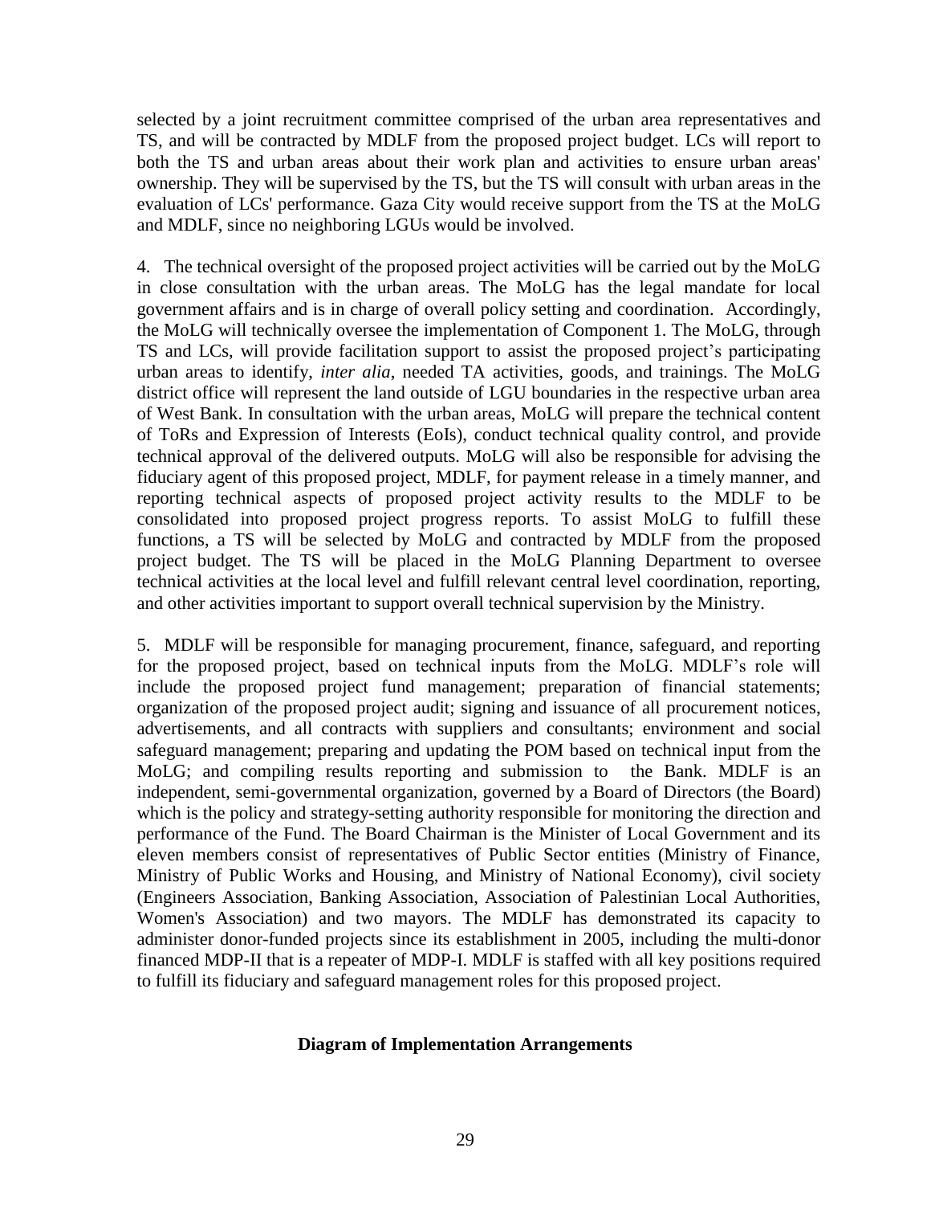selected by a joint recruitment committee comprised of the urban area representatives and TS, and will be contracted by MDLF from the proposed project budget. LCs will report to both the TS and urban areas about their work plan and activities to ensure urban areas' ownership. They will be supervised by the TS, but the TS will consult with urban areas in the evaluation of LCs' performance. Gaza City would receive support from the TS at the MoLG and MDLF, since no neighboring LGUs would be involved.

4. The technical oversight of the proposed project activities will be carried out by the MoLG in close consultation with the urban areas. The MoLG has the legal mandate for local government affairs and is in charge of overall policy setting and coordination. Accordingly, the MoLG will technically oversee the implementation of Component 1. The MoLG, through TS and LCs, will provide facilitation support to assist the proposed project's participating urban areas to identify, *inter alia*, needed TA activities, goods, and trainings. The MoLG district office will represent the land outside of LGU boundaries in the respective urban area of West Bank. In consultation with the urban areas, MoLG will prepare the technical content of ToRs and Expression of Interests (EoIs), conduct technical quality control, and provide technical approval of the delivered outputs. MoLG will also be responsible for advising the fiduciary agent of this proposed project, MDLF, for payment release in a timely manner, and reporting technical aspects of proposed project activity results to the MDLF to be consolidated into proposed project progress reports. To assist MoLG to fulfill these functions, a TS will be selected by MoLG and contracted by MDLF from the proposed project budget. The TS will be placed in the MoLG Planning Department to oversee technical activities at the local level and fulfill relevant central level coordination, reporting, and other activities important to support overall technical supervision by the Ministry.

5. MDLF will be responsible for managing procurement, finance, safeguard, and reporting for the proposed project, based on technical inputs from the MoLG. MDLF's role will include the proposed project fund management; preparation of financial statements; organization of the proposed project audit; signing and issuance of all procurement notices, advertisements, and all contracts with suppliers and consultants; environment and social safeguard management; preparing and updating the POM based on technical input from the MoLG; and compiling results reporting and submission to the Bank. MDLF is an independent, semi-governmental organization, governed by a Board of Directors (the Board) which is the policy and strategy-setting authority responsible for monitoring the direction and performance of the Fund. The Board Chairman is the Minister of Local Government and its eleven members consist of representatives of Public Sector entities (Ministry of Finance, Ministry of Public Works and Housing, and Ministry of National Economy), civil society (Engineers Association, Banking Association, Association of Palestinian Local Authorities, Women's Association) and two mayors. The MDLF has demonstrated its capacity to administer donor-funded projects since its establishment in 2005, including the multi-donor financed MDP-II that is a repeater of MDP-I. MDLF is staffed with all key positions required to fulfill its fiduciary and safeguard management roles for this proposed project.

**Diagram of Implementation Arrangements**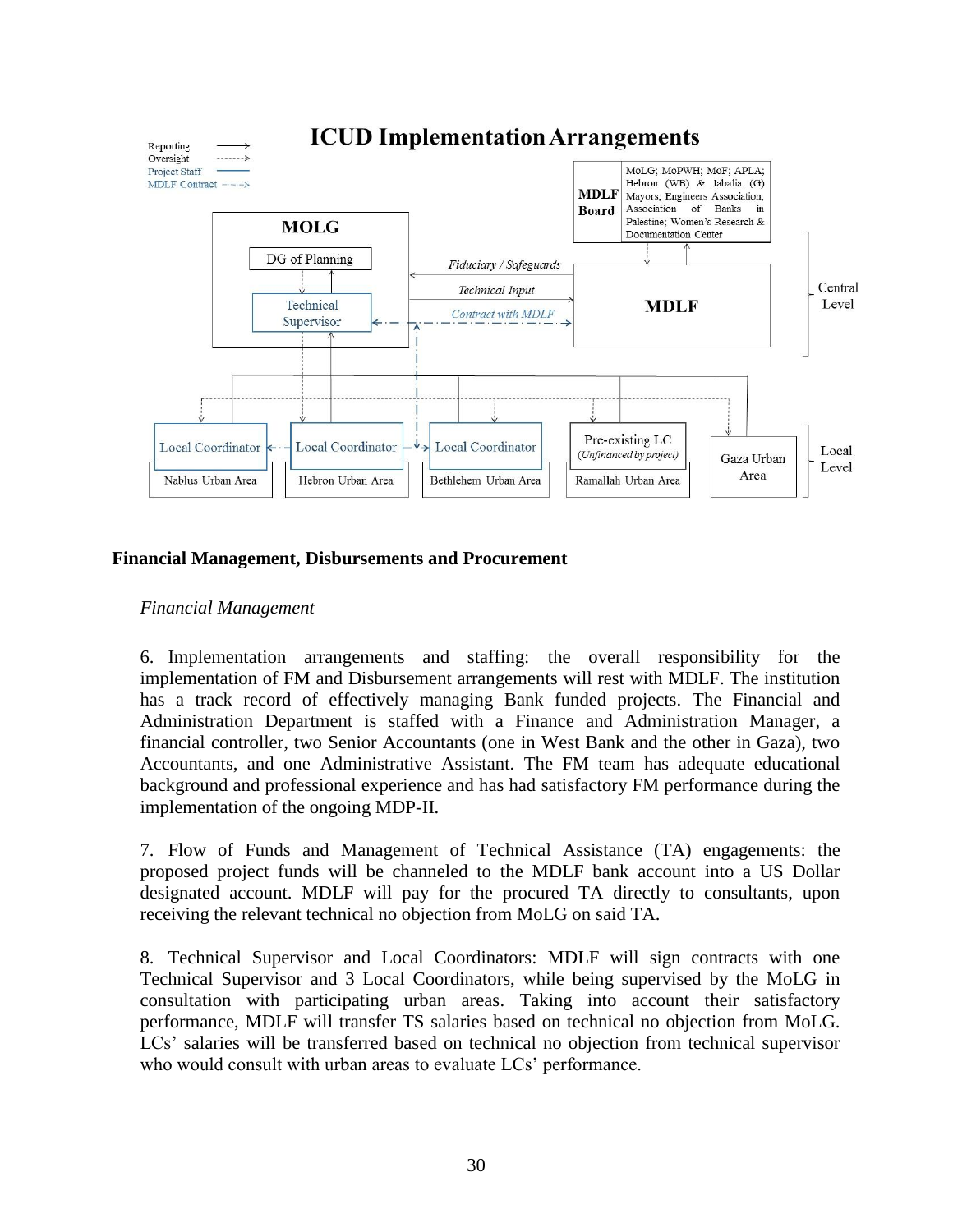**ICUD Implementation Arrangements**

Reporting →
Oversight - - - →
Project Staff —
MDLF Contract - · - →

**MDLF Board**: MoLG; MoPWH; MoF; APLA; Hebron (WB) & Jabalia (G) Mayors; Engineers Association; Association of Banks in Palestine; Women's Research & Documentation Center

**MOLG**
- DG of Planning
- Technical Supervisor

*Fiduciary / Safeguards*
Technical Input
*Contract with MDLF*

**MDLF**

Central Level

Local Coordinator — Nablus Urban Area
Local Coordinator — Hebron Urban Area
Local Coordinator — Bethlehem Urban Area
Pre-existing LC (*Unfinanced by project*) — Ramallah Urban Area
Gaza Urban Area

Local Level

### Financial Management, Disbursements and Procurement

*Financial Management*

6. Implementation arrangements and staffing: the overall responsibility for the implementation of FM and Disbursement arrangements will rest with MDLF. The institution has a track record of effectively managing Bank funded projects. The Financial and Administration Department is staffed with a Finance and Administration Manager, a financial controller, two Senior Accountants (one in West Bank and the other in Gaza), two Accountants, and one Administrative Assistant. The FM team has adequate educational background and professional experience and has had satisfactory FM performance during the implementation of the ongoing MDP-II.

7. Flow of Funds and Management of Technical Assistance (TA) engagements: the proposed project funds will be channeled to the MDLF bank account into a US Dollar designated account. MDLF will pay for the procured TA directly to consultants, upon receiving the relevant technical no objection from MoLG on said TA.

8. Technical Supervisor and Local Coordinators: MDLF will sign contracts with one Technical Supervisor and 3 Local Coordinators, while being supervised by the MoLG in consultation with participating urban areas. Taking into account their satisfactory performance, MDLF will transfer TS salaries based on technical no objection from MoLG. LCs' salaries will be transferred based on technical no objection from technical supervisor who would consult with urban areas to evaluate LCs' performance.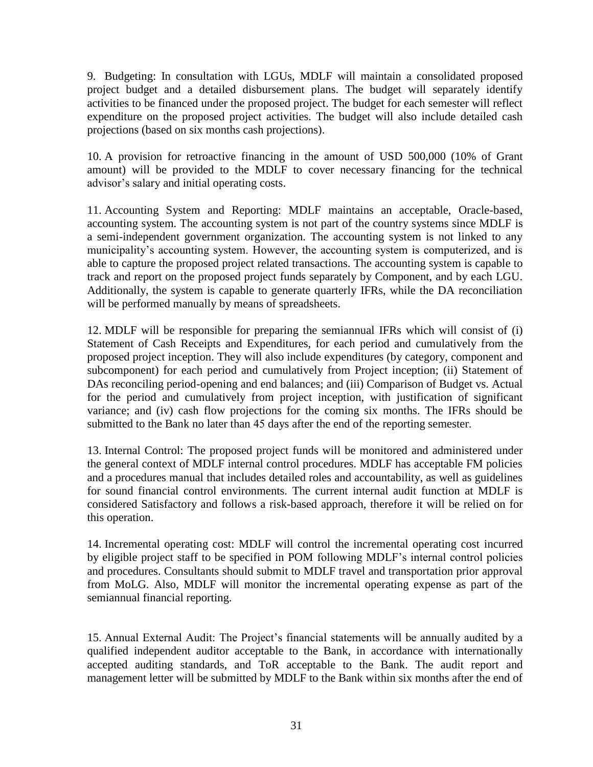9. Budgeting: In consultation with LGUs, MDLF will maintain a consolidated proposed project budget and a detailed disbursement plans. The budget will separately identify activities to be financed under the proposed project. The budget for each semester will reflect expenditure on the proposed project activities. The budget will also include detailed cash projections (based on six months cash projections).

10. A provision for retroactive financing in the amount of USD 500,000 (10% of Grant amount) will be provided to the MDLF to cover necessary financing for the technical advisor's salary and initial operating costs.

11. Accounting System and Reporting: MDLF maintains an acceptable, Oracle-based, accounting system. The accounting system is not part of the country systems since MDLF is a semi-independent government organization. The accounting system is not linked to any municipality's accounting system. However, the accounting system is computerized, and is able to capture the proposed project related transactions. The accounting system is capable to track and report on the proposed project funds separately by Component, and by each LGU. Additionally, the system is capable to generate quarterly IFRs, while the DA reconciliation will be performed manually by means of spreadsheets.

12. MDLF will be responsible for preparing the semiannual IFRs which will consist of (i) Statement of Cash Receipts and Expenditures, for each period and cumulatively from the proposed project inception. They will also include expenditures (by category, component and subcomponent) for each period and cumulatively from Project inception; (ii) Statement of DAs reconciling period-opening and end balances; and (iii) Comparison of Budget vs. Actual for the period and cumulatively from project inception, with justification of significant variance; and (iv) cash flow projections for the coming six months. The IFRs should be submitted to the Bank no later than 45 days after the end of the reporting semester.

13. Internal Control: The proposed project funds will be monitored and administered under the general context of MDLF internal control procedures. MDLF has acceptable FM policies and a procedures manual that includes detailed roles and accountability, as well as guidelines for sound financial control environments. The current internal audit function at MDLF is considered Satisfactory and follows a risk-based approach, therefore it will be relied on for this operation.

14. Incremental operating cost: MDLF will control the incremental operating cost incurred by eligible project staff to be specified in POM following MDLF's internal control policies and procedures. Consultants should submit to MDLF travel and transportation prior approval from MoLG. Also, MDLF will monitor the incremental operating expense as part of the semiannual financial reporting.

15. Annual External Audit: The Project's financial statements will be annually audited by a qualified independent auditor acceptable to the Bank, in accordance with internationally accepted auditing standards, and ToR acceptable to the Bank. The audit report and management letter will be submitted by MDLF to the Bank within six months after the end of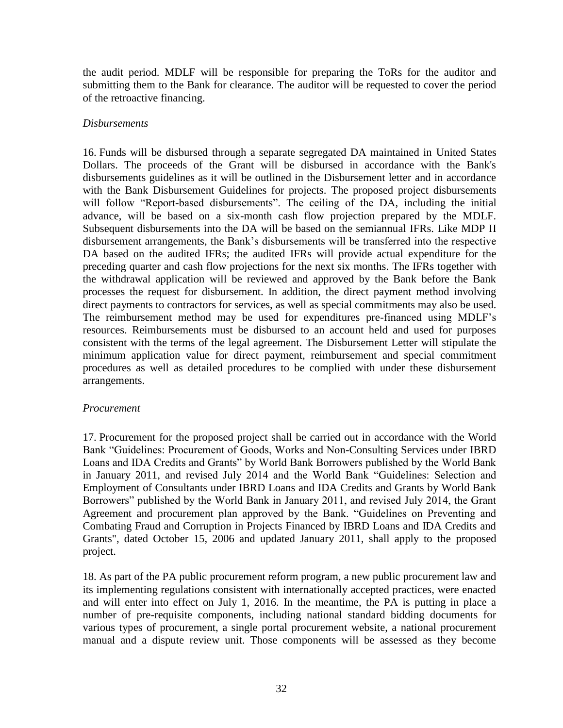the audit period. MDLF will be responsible for preparing the ToRs for the auditor and submitting them to the Bank for clearance. The auditor will be requested to cover the period of the retroactive financing.

*Disbursements*

16. Funds will be disbursed through a separate segregated DA maintained in United States Dollars. The proceeds of the Grant will be disbursed in accordance with the Bank's disbursements guidelines as it will be outlined in the Disbursement letter and in accordance with the Bank Disbursement Guidelines for projects. The proposed project disbursements will follow "Report-based disbursements". The ceiling of the DA, including the initial advance, will be based on a six-month cash flow projection prepared by the MDLF. Subsequent disbursements into the DA will be based on the semiannual IFRs. Like MDP II disbursement arrangements, the Bank's disbursements will be transferred into the respective DA based on the audited IFRs; the audited IFRs will provide actual expenditure for the preceding quarter and cash flow projections for the next six months. The IFRs together with the withdrawal application will be reviewed and approved by the Bank before the Bank processes the request for disbursement. In addition, the direct payment method involving direct payments to contractors for services, as well as special commitments may also be used. The reimbursement method may be used for expenditures pre-financed using MDLF's resources. Reimbursements must be disbursed to an account held and used for purposes consistent with the terms of the legal agreement. The Disbursement Letter will stipulate the minimum application value for direct payment, reimbursement and special commitment procedures as well as detailed procedures to be complied with under these disbursement arrangements.

*Procurement*

17. Procurement for the proposed project shall be carried out in accordance with the World Bank "Guidelines: Procurement of Goods, Works and Non-Consulting Services under IBRD Loans and IDA Credits and Grants" by World Bank Borrowers published by the World Bank in January 2011, and revised July 2014 and the World Bank "Guidelines: Selection and Employment of Consultants under IBRD Loans and IDA Credits and Grants by World Bank Borrowers" published by the World Bank in January 2011, and revised July 2014, the Grant Agreement and procurement plan approved by the Bank. "Guidelines on Preventing and Combating Fraud and Corruption in Projects Financed by IBRD Loans and IDA Credits and Grants", dated October 15, 2006 and updated January 2011, shall apply to the proposed project.

18. As part of the PA public procurement reform program, a new public procurement law and its implementing regulations consistent with internationally accepted practices, were enacted and will enter into effect on July 1, 2016. In the meantime, the PA is putting in place a number of pre-requisite components, including national standard bidding documents for various types of procurement, a single portal procurement website, a national procurement manual and a dispute review unit. Those components will be assessed as they become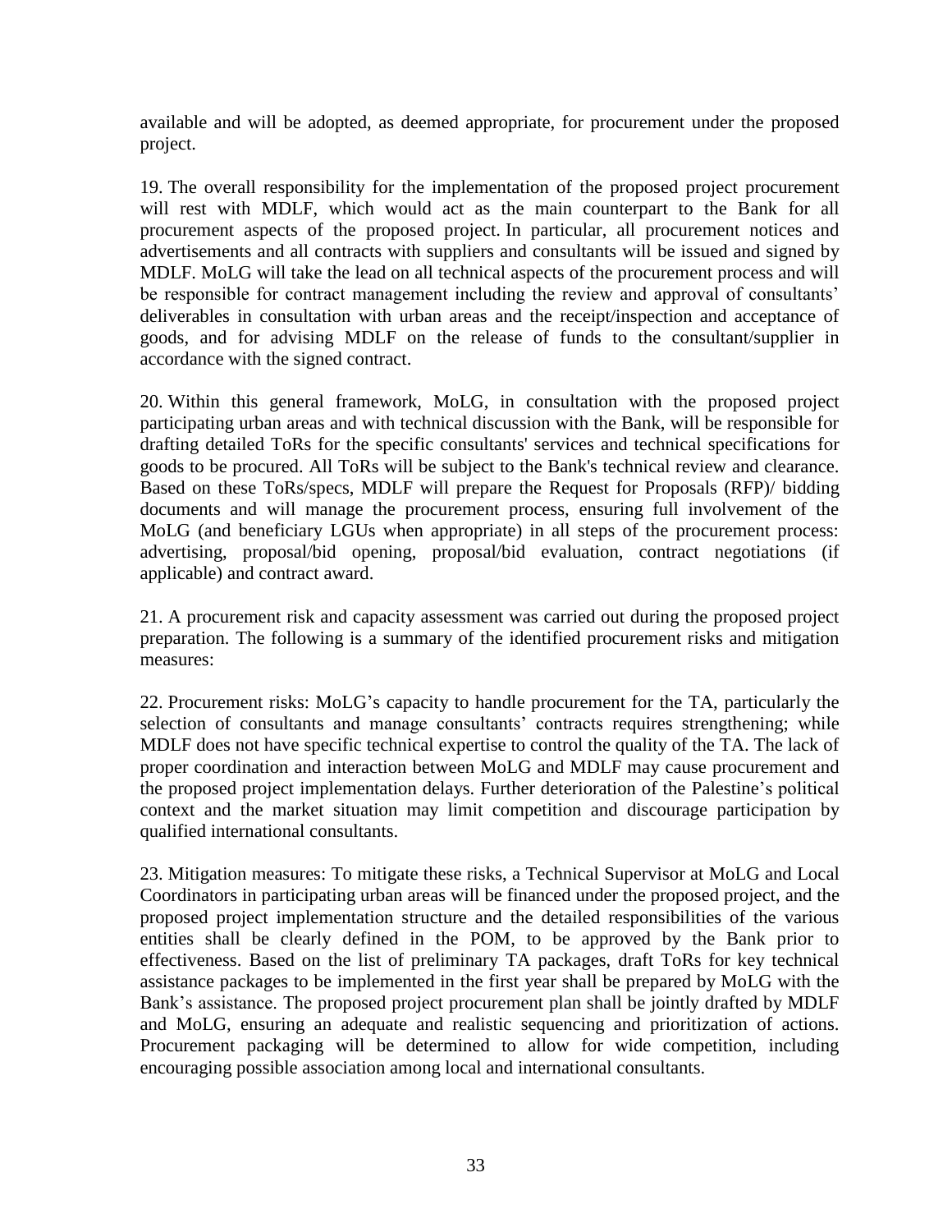available and will be adopted, as deemed appropriate, for procurement under the proposed project.

19. The overall responsibility for the implementation of the proposed project procurement will rest with MDLF, which would act as the main counterpart to the Bank for all procurement aspects of the proposed project. In particular, all procurement notices and advertisements and all contracts with suppliers and consultants will be issued and signed by MDLF. MoLG will take the lead on all technical aspects of the procurement process and will be responsible for contract management including the review and approval of consultants' deliverables in consultation with urban areas and the receipt/inspection and acceptance of goods, and for advising MDLF on the release of funds to the consultant/supplier in accordance with the signed contract.

20. Within this general framework, MoLG, in consultation with the proposed project participating urban areas and with technical discussion with the Bank, will be responsible for drafting detailed ToRs for the specific consultants' services and technical specifications for goods to be procured. All ToRs will be subject to the Bank's technical review and clearance. Based on these ToRs/specs, MDLF will prepare the Request for Proposals (RFP)/ bidding documents and will manage the procurement process, ensuring full involvement of the MoLG (and beneficiary LGUs when appropriate) in all steps of the procurement process: advertising, proposal/bid opening, proposal/bid evaluation, contract negotiations (if applicable) and contract award.

21. A procurement risk and capacity assessment was carried out during the proposed project preparation. The following is a summary of the identified procurement risks and mitigation measures:

22. Procurement risks: MoLG's capacity to handle procurement for the TA, particularly the selection of consultants and manage consultants' contracts requires strengthening; while MDLF does not have specific technical expertise to control the quality of the TA. The lack of proper coordination and interaction between MoLG and MDLF may cause procurement and the proposed project implementation delays. Further deterioration of the Palestine's political context and the market situation may limit competition and discourage participation by qualified international consultants.

23. Mitigation measures: To mitigate these risks, a Technical Supervisor at MoLG and Local Coordinators in participating urban areas will be financed under the proposed project, and the proposed project implementation structure and the detailed responsibilities of the various entities shall be clearly defined in the POM, to be approved by the Bank prior to effectiveness. Based on the list of preliminary TA packages, draft ToRs for key technical assistance packages to be implemented in the first year shall be prepared by MoLG with the Bank's assistance. The proposed project procurement plan shall be jointly drafted by MDLF and MoLG, ensuring an adequate and realistic sequencing and prioritization of actions. Procurement packaging will be determined to allow for wide competition, including encouraging possible association among local and international consultants.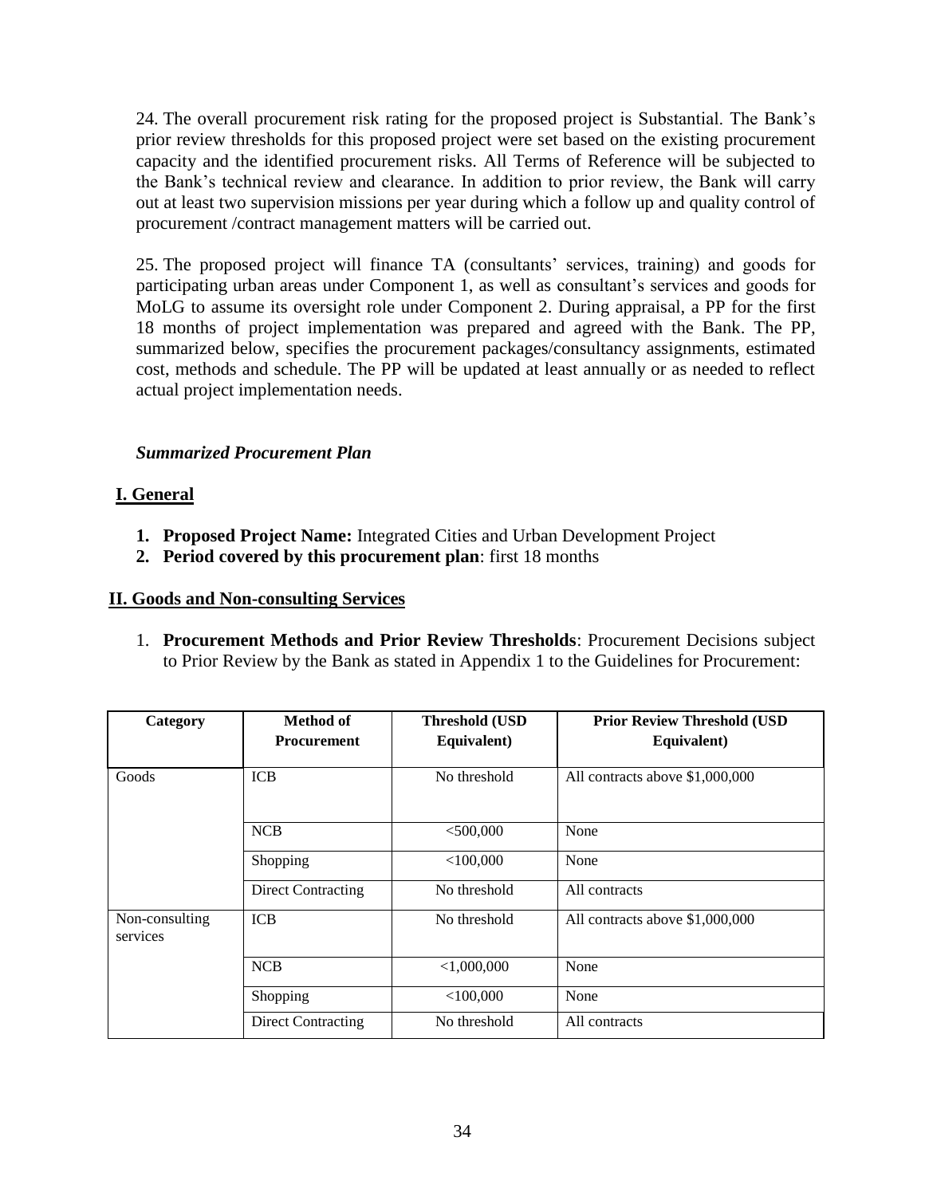24. The overall procurement risk rating for the proposed project is Substantial. The Bank's prior review thresholds for this proposed project were set based on the existing procurement capacity and the identified procurement risks. All Terms of Reference will be subjected to the Bank's technical review and clearance. In addition to prior review, the Bank will carry out at least two supervision missions per year during which a follow up and quality control of procurement /contract management matters will be carried out.

25. The proposed project will finance TA (consultants' services, training) and goods for participating urban areas under Component 1, as well as consultant's services and goods for MoLG to assume its oversight role under Component 2. During appraisal, a PP for the first 18 months of project implementation was prepared and agreed with the Bank. The PP, summarized below, specifies the procurement packages/consultancy assignments, estimated cost, methods and schedule. The PP will be updated at least annually or as needed to reflect actual project implementation needs.

### *Summarized Procurement Plan*

## I. General

1. **Proposed Project Name:** Integrated Cities and Urban Development Project
2. **Period covered by this procurement plan**: first 18 months

## II. Goods and Non-consulting Services

1. **Procurement Methods and Prior Review Thresholds**: Procurement Decisions subject to Prior Review by the Bank as stated in Appendix 1 to the Guidelines for Procurement:

| Category | Method of Procurement | Threshold (USD Equivalent) | Prior Review Threshold (USD Equivalent) |
|---|---|---|---|
| Goods | ICB | No threshold | All contracts above $1,000,000 |
| | NCB | <500,000 | None |
| | Shopping | <100,000 | None |
| | Direct Contracting | No threshold | All contracts |
| Non-consulting services | ICB | No threshold | All contracts above $1,000,000 |
| | NCB | <1,000,000 | None |
| | Shopping | <100,000 | None |
| | Direct Contracting | No threshold | All contracts |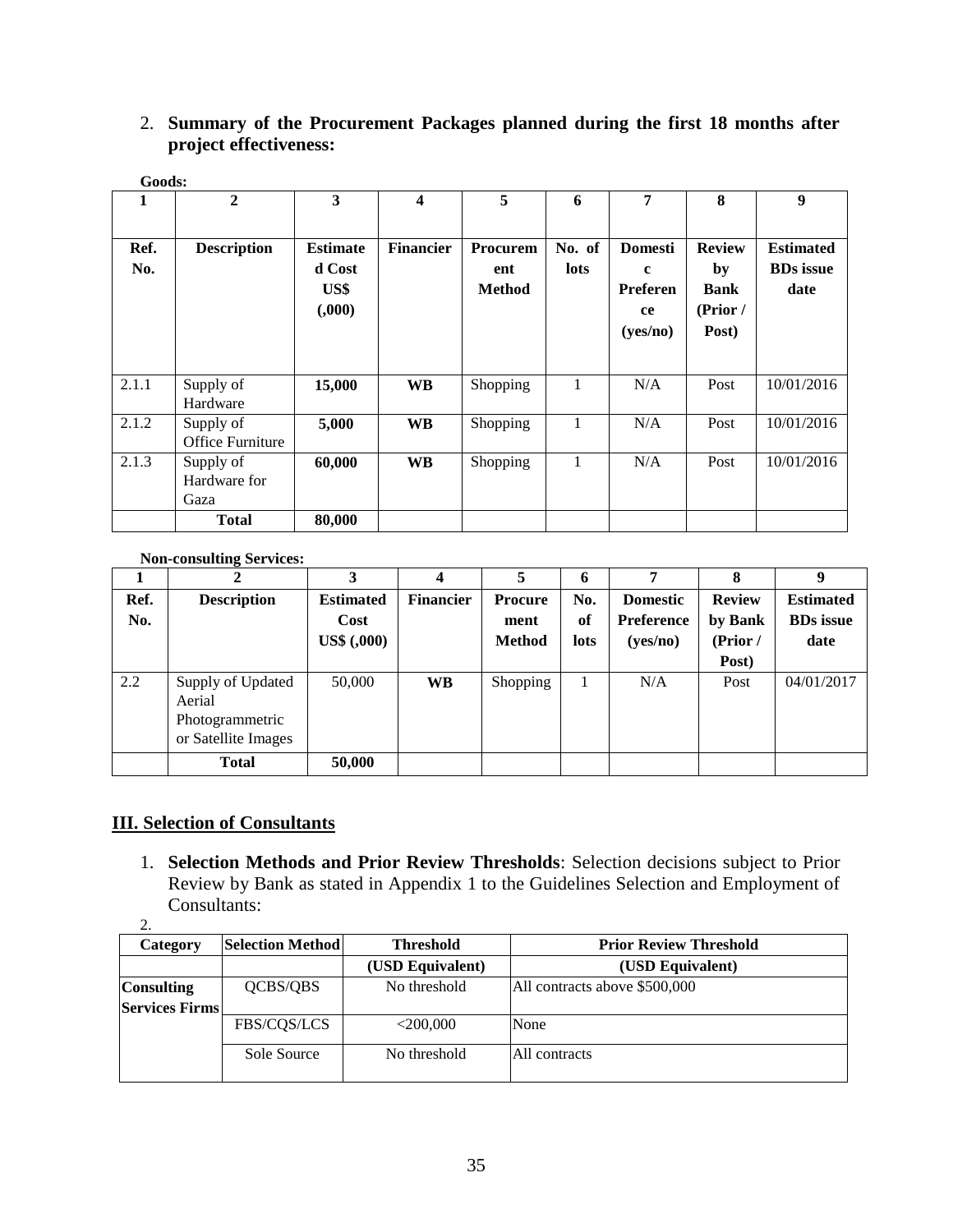2. **Summary of the Procurement Packages planned during the first 18 months after project effectiveness:**

**Goods:**

| 1 | 2 | 3 | 4 | 5 | 6 | 7 | 8 | 9 |
|---|---|---|---|---|---|---|---|---|
| **Ref. No.** | **Description** | **Estimated Cost US$ (,000)** | **Financier** | **Procurement Method** | **No. of lots** | **Domestic Preference (yes/no)** | **Review by Bank (Prior / Post)** | **Estimated BDs issue date** |
| 2.1.1 | Supply of Hardware | **15,000** | **WB** | Shopping | 1 | N/A | Post | 10/01/2016 |
| 2.1.2 | Supply of Office Furniture | **5,000** | **WB** | Shopping | 1 | N/A | Post | 10/01/2016 |
| 2.1.3 | Supply of Hardware for Gaza | **60,000** | **WB** | Shopping | 1 | N/A | Post | 10/01/2016 |
| | **Total** | **80,000** | | | | | | |

**Non-consulting Services:**

| 1 | 2 | 3 | 4 | 5 | 6 | 7 | 8 | 9 |
|---|---|---|---|---|---|---|---|---|
| **Ref. No.** | **Description** | **Estimated Cost US$ (,000)** | **Financier** | **Procurement Method** | **No. of lots** | **Domestic Preference (yes/no)** | **Review by Bank (Prior / Post)** | **Estimated BDs issue date** |
| 2.2 | Supply of Updated Aerial Photogrammetric or Satellite Images | 50,000 | **WB** | Shopping | 1 | N/A | Post | 04/01/2017 |
| | **Total** | **50,000** | | | | | | |

## III. Selection of Consultants

1. **Selection Methods and Prior Review Thresholds**: Selection decisions subject to Prior Review by Bank as stated in Appendix 1 to the Guidelines Selection and Employment of Consultants:

2.

| Category | Selection Method | Threshold | Prior Review Threshold |
|---|---|---|---|
| | | **(USD Equivalent)** | **(USD Equivalent)** |
| **Consulting Services Firms** | QCBS/QBS | No threshold | All contracts above $500,000 |
| | FBS/CQS/LCS | <200,000 | None |
| | Sole Source | No threshold | All contracts |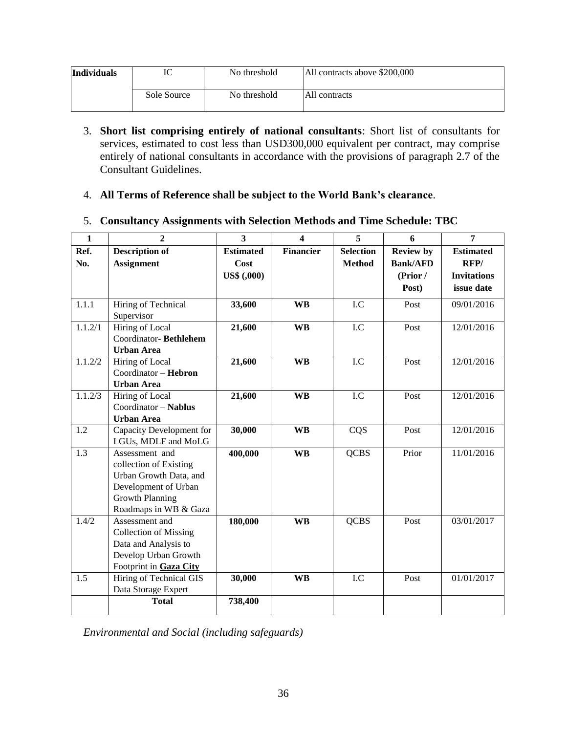| Individuals | IC | No threshold | All contracts above $200,000 |
|---|---|---|---|
| | Sole Source | No threshold | All contracts |

3. **Short list comprising entirely of national consultants**: Short list of consultants for services, estimated to cost less than USD300,000 equivalent per contract, may comprise entirely of national consultants in accordance with the provisions of paragraph 2.7 of the Consultant Guidelines.

4. **All Terms of Reference shall be subject to the World Bank's clearance**.

5. **Consultancy Assignments with Selection Methods and Time Schedule: TBC**

| 1 | 2 | 3 | 4 | 5 | 6 | 7 |
|---|---|---|---|---|---|---|
| **Ref. No.** | **Description of Assignment** | **Estimated Cost US$ (,000)** | **Financier** | **Selection Method** | **Review by Bank/AFD (Prior / Post)** | **Estimated RFP/ Invitations issue date** |
| 1.1.1 | Hiring of Technical Supervisor | **33,600** | **WB** | I.C | Post | 09/01/2016 |
| 1.1.2/1 | Hiring of Local Coordinator- **Bethlehem Urban Area** | **21,600** | **WB** | I.C | Post | 12/01/2016 |
| 1.1.2/2 | Hiring of Local Coordinator – **Hebron Urban Area** | **21,600** | **WB** | I.C | Post | 12/01/2016 |
| 1.1.2/3 | Hiring of Local Coordinator – **Nablus Urban Area** | **21,600** | **WB** | I.C | Post | 12/01/2016 |
| 1.2 | Capacity Development for LGUs, MDLF and MoLG | **30,000** | **WB** | CQS | Post | 12/01/2016 |
| 1.3 | Assessment and collection of Existing Urban Growth Data, and Development of Urban Growth Planning Roadmaps in WB & Gaza | **400,000** | **WB** | QCBS | Prior | 11/01/2016 |
| 1.4/2 | Assessment and Collection of Missing Data and Analysis to Develop Urban Growth Footprint in **Gaza City** | **180,000** | **WB** | QCBS | Post | 03/01/2017 |
| 1.5 | Hiring of Technical GIS Data Storage Expert | **30,000** | **WB** | I.C | Post | 01/01/2017 |
| | **Total** | **738,400** | | | | |

*Environmental and Social (including safeguards)*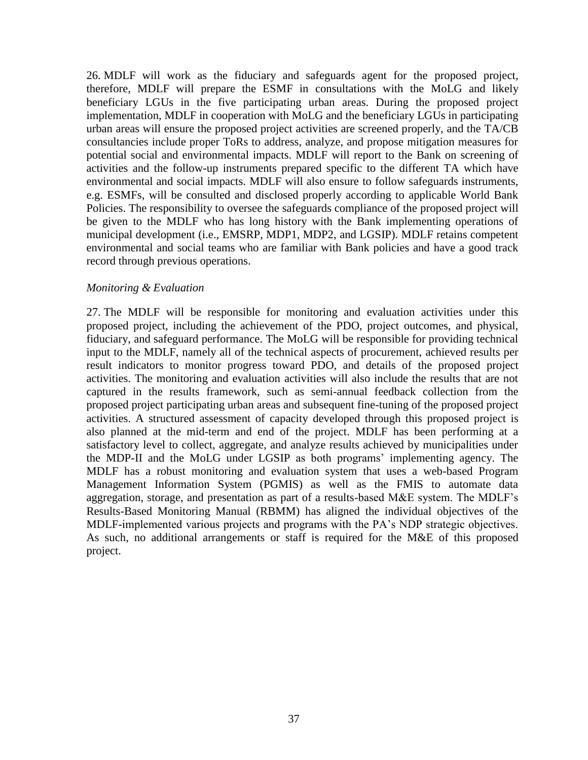26. MDLF will work as the fiduciary and safeguards agent for the proposed project, therefore, MDLF will prepare the ESMF in consultations with the MoLG and likely beneficiary LGUs in the five participating urban areas. During the proposed project implementation, MDLF in cooperation with MoLG and the beneficiary LGUs in participating urban areas will ensure the proposed project activities are screened properly, and the TA/CB consultancies include proper ToRs to address, analyze, and propose mitigation measures for potential social and environmental impacts. MDLF will report to the Bank on screening of activities and the follow-up instruments prepared specific to the different TA which have environmental and social impacts. MDLF will also ensure to follow safeguards instruments, e.g. ESMFs, will be consulted and disclosed properly according to applicable World Bank Policies. The responsibility to oversee the safeguards compliance of the proposed project will be given to the MDLF who has long history with the Bank implementing operations of municipal development (i.e., EMSRP, MDP1, MDP2, and LGSIP). MDLF retains competent environmental and social teams who are familiar with Bank policies and have a good track record through previous operations.

*Monitoring & Evaluation*

27. The MDLF will be responsible for monitoring and evaluation activities under this proposed project, including the achievement of the PDO, project outcomes, and physical, fiduciary, and safeguard performance. The MoLG will be responsible for providing technical input to the MDLF, namely all of the technical aspects of procurement, achieved results per result indicators to monitor progress toward PDO, and details of the proposed project activities. The monitoring and evaluation activities will also include the results that are not captured in the results framework, such as semi-annual feedback collection from the proposed project participating urban areas and subsequent fine-tuning of the proposed project activities. A structured assessment of capacity developed through this proposed project is also planned at the mid-term and end of the project. MDLF has been performing at a satisfactory level to collect, aggregate, and analyze results achieved by municipalities under the MDP-II and the MoLG under LGSIP as both programs' implementing agency. The MDLF has a robust monitoring and evaluation system that uses a web-based Program Management Information System (PGMIS) as well as the FMIS to automate data aggregation, storage, and presentation as part of a results-based M&E system. The MDLF's Results-Based Monitoring Manual (RBMM) has aligned the individual objectives of the MDLF-implemented various projects and programs with the PA's NDP strategic objectives. As such, no additional arrangements or staff is required for the M&E of this proposed project.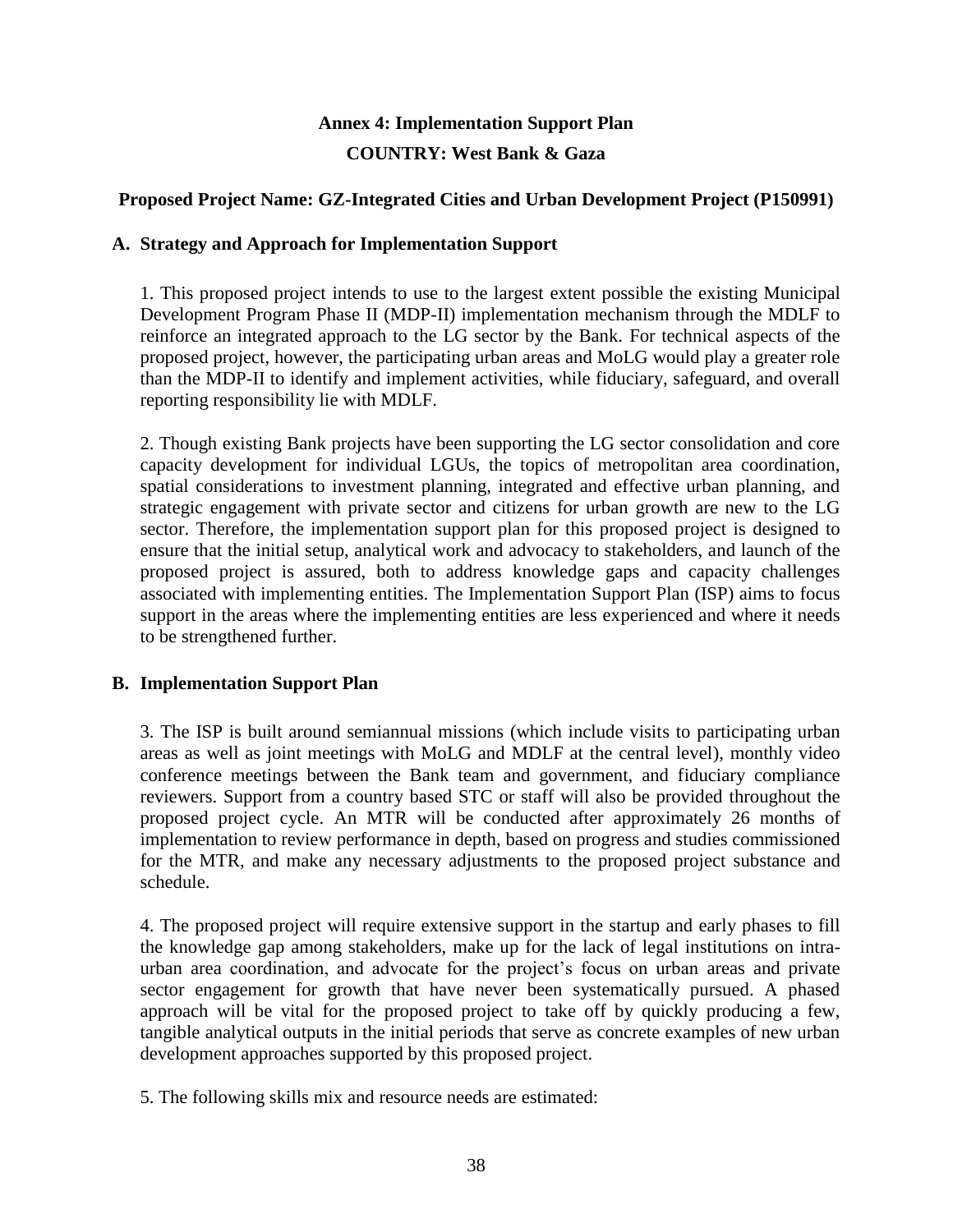# Annex 4: Implementation Support Plan

## COUNTRY: West Bank & Gaza

### Proposed Project Name: GZ-Integrated Cities and Urban Development Project (P150991)

### A. Strategy and Approach for Implementation Support

1. This proposed project intends to use to the largest extent possible the existing Municipal Development Program Phase II (MDP-II) implementation mechanism through the MDLF to reinforce an integrated approach to the LG sector by the Bank. For technical aspects of the proposed project, however, the participating urban areas and MoLG would play a greater role than the MDP-II to identify and implement activities, while fiduciary, safeguard, and overall reporting responsibility lie with MDLF.

2. Though existing Bank projects have been supporting the LG sector consolidation and core capacity development for individual LGUs, the topics of metropolitan area coordination, spatial considerations to investment planning, integrated and effective urban planning, and strategic engagement with private sector and citizens for urban growth are new to the LG sector. Therefore, the implementation support plan for this proposed project is designed to ensure that the initial setup, analytical work and advocacy to stakeholders, and launch of the proposed project is assured, both to address knowledge gaps and capacity challenges associated with implementing entities. The Implementation Support Plan (ISP) aims to focus support in the areas where the implementing entities are less experienced and where it needs to be strengthened further.

### B. Implementation Support Plan

3. The ISP is built around semiannual missions (which include visits to participating urban areas as well as joint meetings with MoLG and MDLF at the central level), monthly video conference meetings between the Bank team and government, and fiduciary compliance reviewers. Support from a country based STC or staff will also be provided throughout the proposed project cycle. An MTR will be conducted after approximately 26 months of implementation to review performance in depth, based on progress and studies commissioned for the MTR, and make any necessary adjustments to the proposed project substance and schedule.

4. The proposed project will require extensive support in the startup and early phases to fill the knowledge gap among stakeholders, make up for the lack of legal institutions on intra-urban area coordination, and advocate for the project's focus on urban areas and private sector engagement for growth that have never been systematically pursued. A phased approach will be vital for the proposed project to take off by quickly producing a few, tangible analytical outputs in the initial periods that serve as concrete examples of new urban development approaches supported by this proposed project.

5. The following skills mix and resource needs are estimated: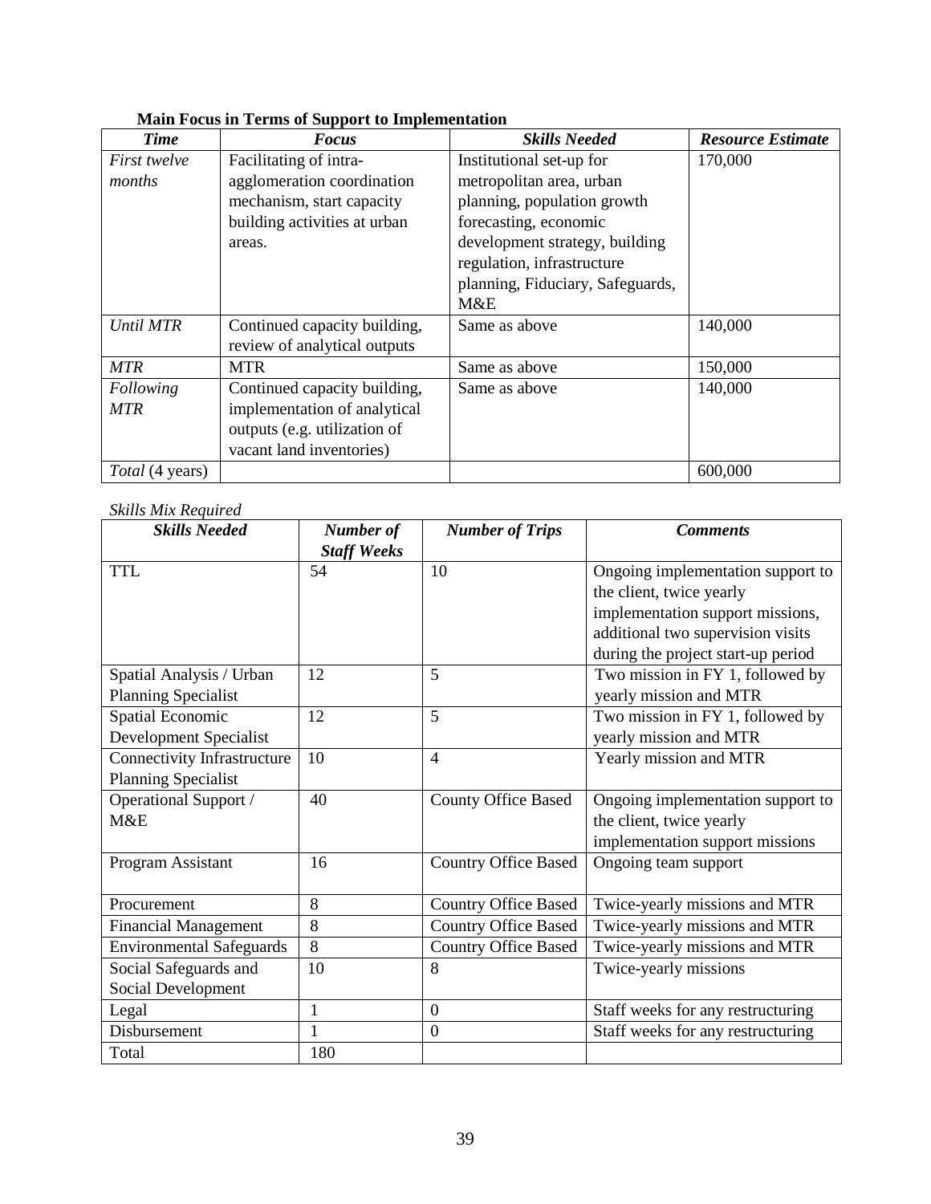**Main Focus in Terms of Support to Implementation**

| *Time* | *Focus* | *Skills Needed* | *Resource Estimate* |
|---|---|---|---|
| *First twelve months* | Facilitating of intra-agglomeration coordination mechanism, start capacity building activities at urban areas. | Institutional set-up for metropolitan area, urban planning, population growth forecasting, economic development strategy, building regulation, infrastructure planning, Fiduciary, Safeguards, M&E | 170,000 |
| *Until MTR* | Continued capacity building, review of analytical outputs | Same as above | 140,000 |
| *MTR* | MTR | Same as above | 150,000 |
| *Following MTR* | Continued capacity building, implementation of analytical outputs (e.g. utilization of vacant land inventories) | Same as above | 140,000 |
| *Total* (4 years) | | | 600,000 |

*Skills Mix Required*

| *Skills Needed* | *Number of Staff Weeks* | *Number of Trips* | *Comments* |
|---|---|---|---|
| TTL | 54 | 10 | Ongoing implementation support to the client, twice yearly implementation support missions, additional two supervision visits during the project start-up period |
| Spatial Analysis / Urban Planning Specialist | 12 | 5 | Two mission in FY 1, followed by yearly mission and MTR |
| Spatial Economic Development Specialist | 12 | 5 | Two mission in FY 1, followed by yearly mission and MTR |
| Connectivity Infrastructure Planning Specialist | 10 | 4 | Yearly mission and MTR |
| Operational Support / M&E | 40 | County Office Based | Ongoing implementation support to the client, twice yearly implementation support missions |
| Program Assistant | 16 | Country Office Based | Ongoing team support |
| Procurement | 8 | Country Office Based | Twice-yearly missions and MTR |
| Financial Management | 8 | Country Office Based | Twice-yearly missions and MTR |
| Environmental Safeguards | 8 | Country Office Based | Twice-yearly missions and MTR |
| Social Safeguards and Social Development | 10 | 8 | Twice-yearly missions |
| Legal | 1 | 0 | Staff weeks for any restructuring |
| Disbursement | 1 | 0 | Staff weeks for any restructuring |
| Total | 180 | | |